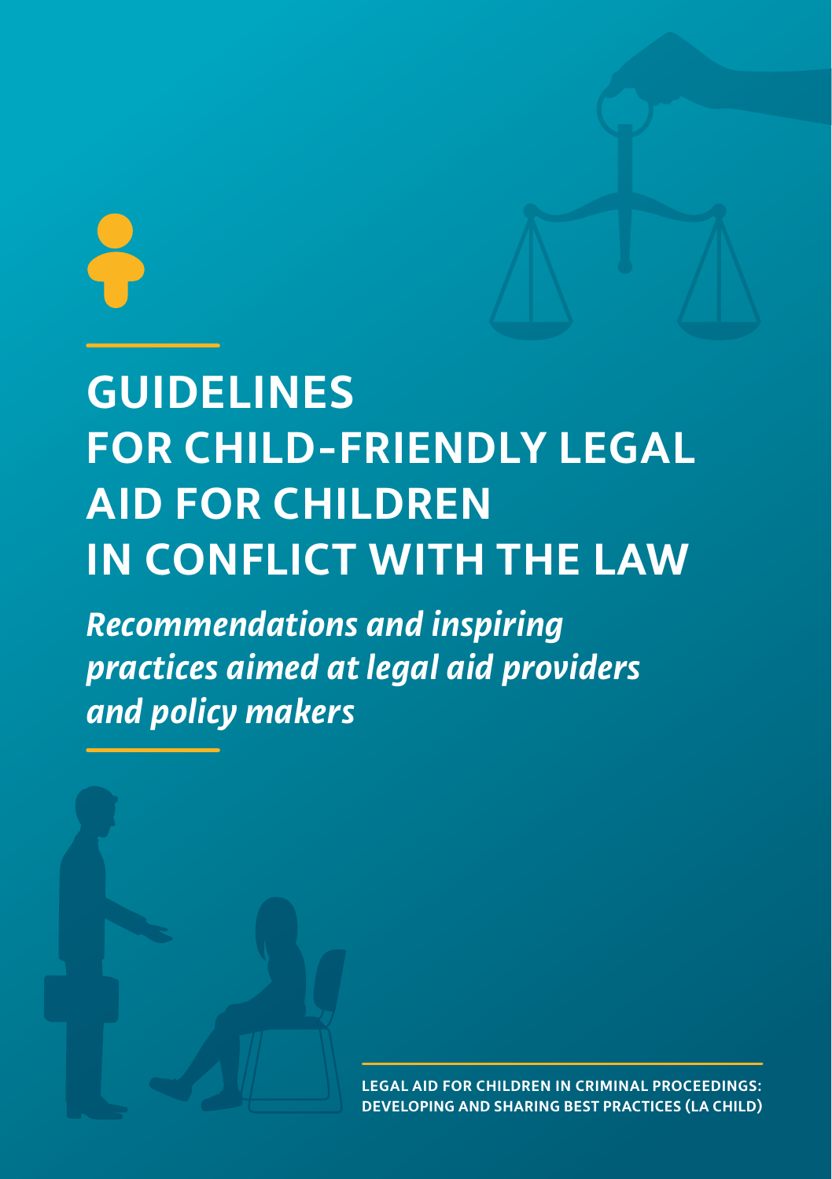# GUIDELINES FOR CHILD-FRIENDLY LEGAL AID FOR CHILDREN IN CONFLICT WITH THE LAW

*Recommendations and inspiring practices aimed at legal aid providers and policy makers*

**LEGAL AID FOR CHILDREN IN CRIMINAL PROCEEDINGS: DEVELOPING AND SHARING BEST PRACTICES (LA CHILD)**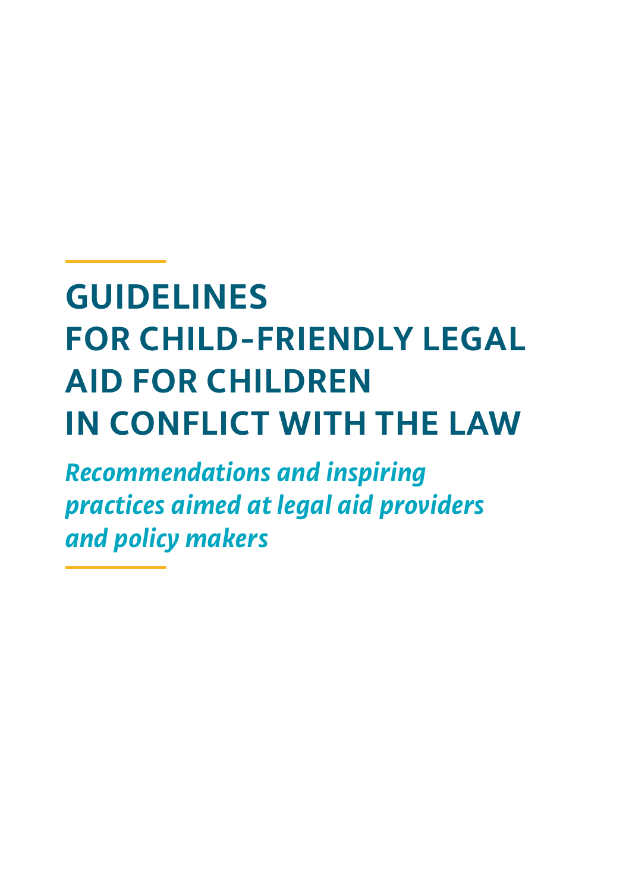# GUIDELINES FOR CHILD-FRIENDLY LEGAL AID FOR CHILDREN IN CONFLICT WITH THE LAW

*Recommendations and inspiring practices aimed at legal aid providers and policy makers*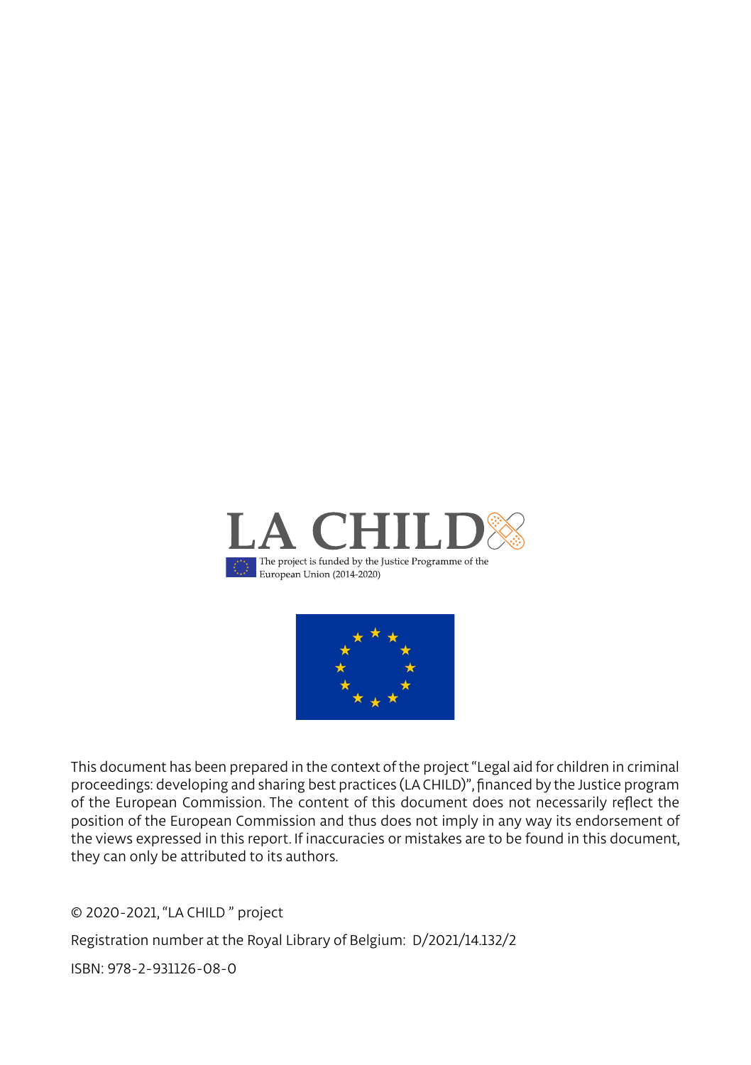LA CHILD

The project is funded by the Justice Programme of the European Union (2014-2020)

This document has been prepared in the context of the project "Legal aid for children in criminal proceedings: developing and sharing best practices (LA CHILD)", financed by the Justice program of the European Commission. The content of this document does not necessarily reflect the position of the European Commission and thus does not imply in any way its endorsement of the views expressed in this report. If inaccuracies or mistakes are to be found in this document, they can only be attributed to its authors.

© 2020-2021, "LA CHILD " project

Registration number at the Royal Library of Belgium: D/2021/14.132/2

ISBN: 978-2-931126-08-0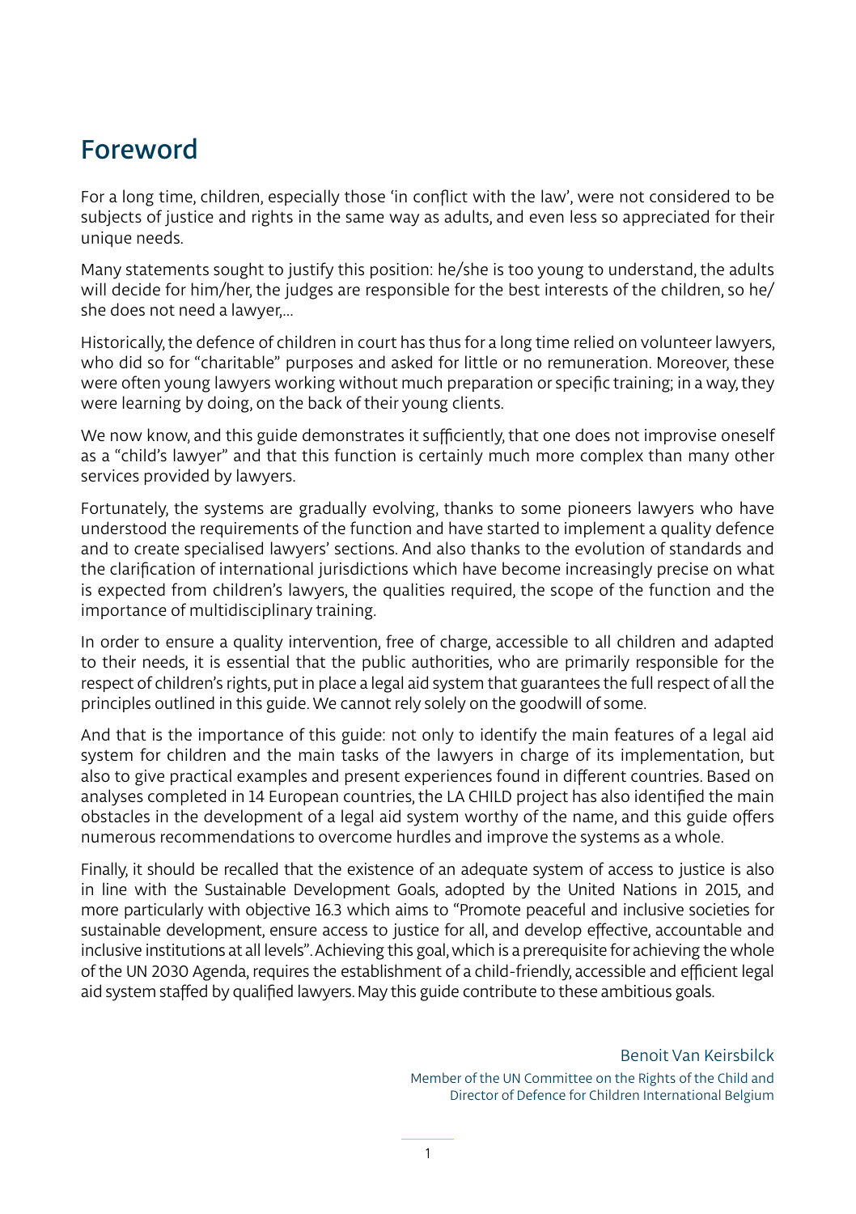# Foreword

For a long time, children, especially those 'in conflict with the law', were not considered to be subjects of justice and rights in the same way as adults, and even less so appreciated for their unique needs.

Many statements sought to justify this position: he/she is too young to understand, the adults will decide for him/her, the judges are responsible for the best interests of the children, so he/she does not need a lawyer,...

Historically, the defence of children in court has thus for a long time relied on volunteer lawyers, who did so for "charitable" purposes and asked for little or no remuneration. Moreover, these were often young lawyers working without much preparation or specific training; in a way, they were learning by doing, on the back of their young clients.

We now know, and this guide demonstrates it sufficiently, that one does not improvise oneself as a "child's lawyer" and that this function is certainly much more complex than many other services provided by lawyers.

Fortunately, the systems are gradually evolving, thanks to some pioneers lawyers who have understood the requirements of the function and have started to implement a quality defence and to create specialised lawyers' sections. And also thanks to the evolution of standards and the clarification of international jurisdictions which have become increasingly precise on what is expected from children's lawyers, the qualities required, the scope of the function and the importance of multidisciplinary training.

In order to ensure a quality intervention, free of charge, accessible to all children and adapted to their needs, it is essential that the public authorities, who are primarily responsible for the respect of children's rights, put in place a legal aid system that guarantees the full respect of all the principles outlined in this guide. We cannot rely solely on the goodwill of some.

And that is the importance of this guide: not only to identify the main features of a legal aid system for children and the main tasks of the lawyers in charge of its implementation, but also to give practical examples and present experiences found in different countries. Based on analyses completed in 14 European countries, the LA CHILD project has also identified the main obstacles in the development of a legal aid system worthy of the name, and this guide offers numerous recommendations to overcome hurdles and improve the systems as a whole.

Finally, it should be recalled that the existence of an adequate system of access to justice is also in line with the Sustainable Development Goals, adopted by the United Nations in 2015, and more particularly with objective 16.3 which aims to "Promote peaceful and inclusive societies for sustainable development, ensure access to justice for all, and develop effective, accountable and inclusive institutions at all levels". Achieving this goal, which is a prerequisite for achieving the whole of the UN 2030 Agenda, requires the establishment of a child-friendly, accessible and efficient legal aid system staffed by qualified lawyers. May this guide contribute to these ambitious goals.

Benoit Van Keirsbilck

Member of the UN Committee on the Rights of the Child and Director of Defence for Children International Belgium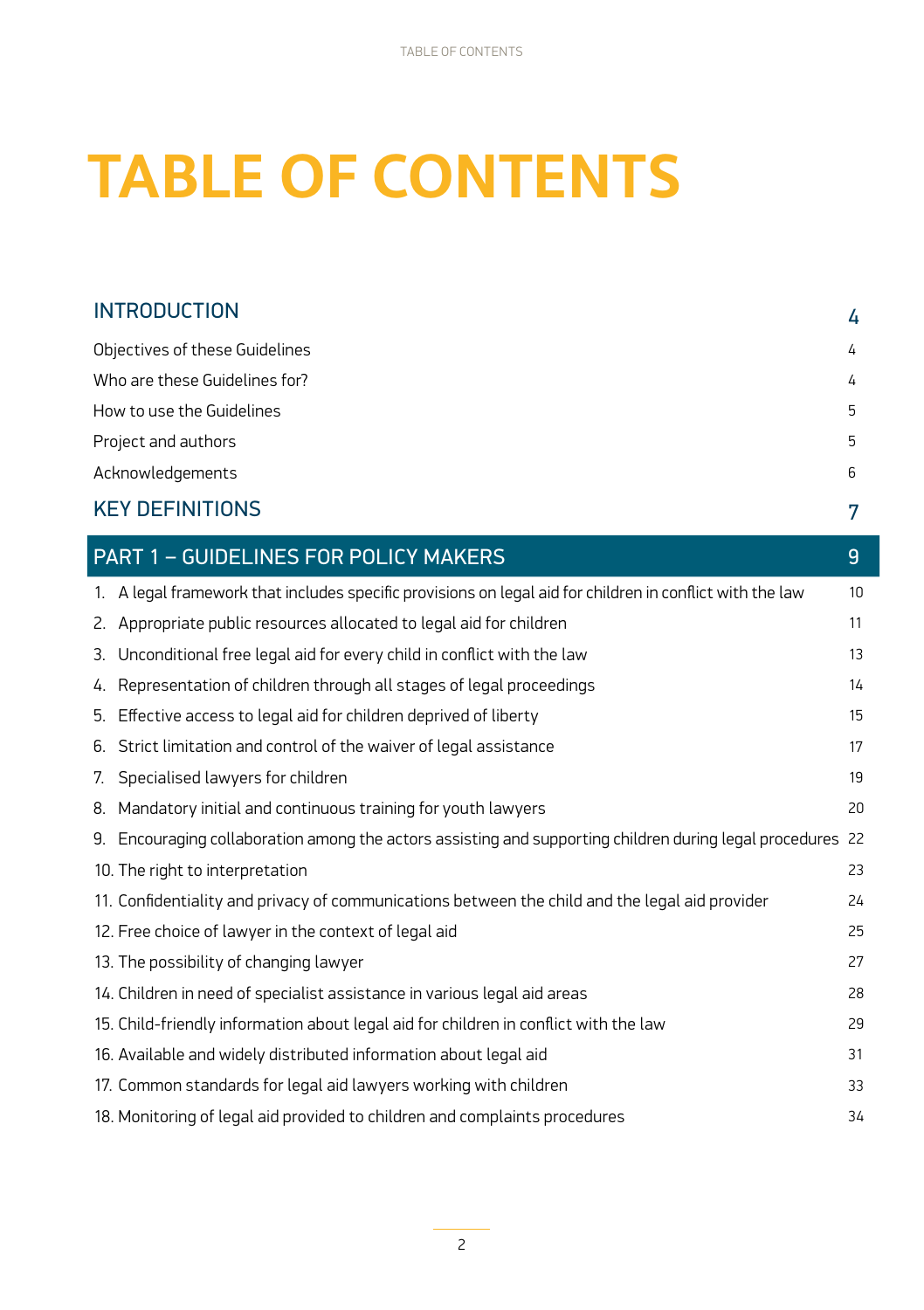# TABLE OF CONTENTS

| | |
|---|---|
| **INTRODUCTION** | **4** |
| Objectives of these Guidelines | 4 |
| Who are these Guidelines for? | 4 |
| How to use the Guidelines | 5 |
| Project and authors | 5 |
| Acknowledgements | 6 |
| **KEY DEFINITIONS** | **7** |
| **PART 1 – GUIDELINES FOR POLICY MAKERS** | **9** |
| 1. A legal framework that includes specific provisions on legal aid for children in conflict with the law | 10 |
| 2. Appropriate public resources allocated to legal aid for children | 11 |
| 3. Unconditional free legal aid for every child in conflict with the law | 13 |
| 4. Representation of children through all stages of legal proceedings | 14 |
| 5. Effective access to legal aid for children deprived of liberty | 15 |
| 6. Strict limitation and control of the waiver of legal assistance | 17 |
| 7. Specialised lawyers for children | 19 |
| 8. Mandatory initial and continuous training for youth lawyers | 20 |
| 9. Encouraging collaboration among the actors assisting and supporting children during legal procedures | 22 |
| 10. The right to interpretation | 23 |
| 11. Confidentiality and privacy of communications between the child and the legal aid provider | 24 |
| 12. Free choice of lawyer in the context of legal aid | 25 |
| 13. The possibility of changing lawyer | 27 |
| 14. Children in need of specialist assistance in various legal aid areas | 28 |
| 15. Child-friendly information about legal aid for children in conflict with the law | 29 |
| 16. Available and widely distributed information about legal aid | 31 |
| 17. Common standards for legal aid lawyers working with children | 33 |
| 18. Monitoring of legal aid provided to children and complaints procedures | 34 |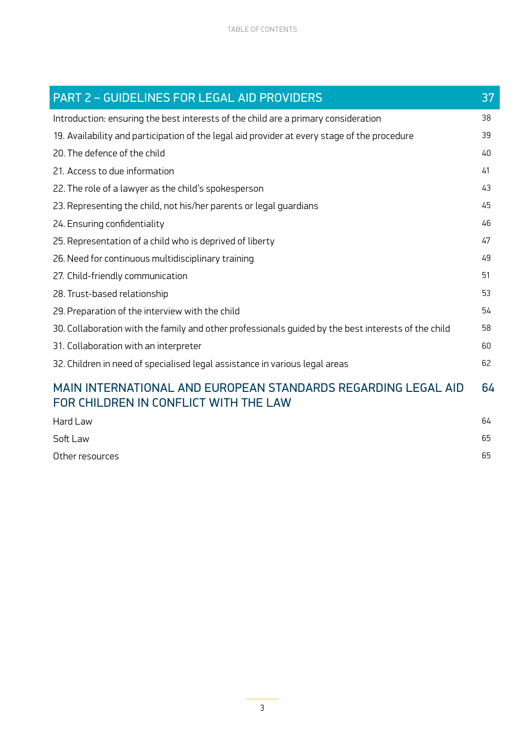| PART 2 – GUIDELINES FOR LEGAL AID PROVIDERS | 37 |
| --- | --- |
| Introduction: ensuring the best interests of the child are a primary consideration | 38 |
| 19. Availability and participation of the legal aid provider at every stage of the procedure | 39 |
| 20. The defence of the child | 40 |
| 21. Access to due information | 41 |
| 22. The role of a lawyer as the child's spokesperson | 43 |
| 23. Representing the child, not his/her parents or legal guardians | 45 |
| 24. Ensuring confidentiality | 46 |
| 25. Representation of a child who is deprived of liberty | 47 |
| 26. Need for continuous multidisciplinary training | 49 |
| 27. Child-friendly communication | 51 |
| 28. Trust-based relationship | 53 |
| 29. Preparation of the interview with the child | 54 |
| 30. Collaboration with the family and other professionals guided by the best interests of the child | 58 |
| 31. Collaboration with an interpreter | 60 |
| 32. Children in need of specialised legal assistance in various legal areas | 62 |
| **MAIN INTERNATIONAL AND EUROPEAN STANDARDS REGARDING LEGAL AID FOR CHILDREN IN CONFLICT WITH THE LAW** | **64** |
| Hard Law | 64 |
| Soft Law | 65 |
| Other resources | 65 |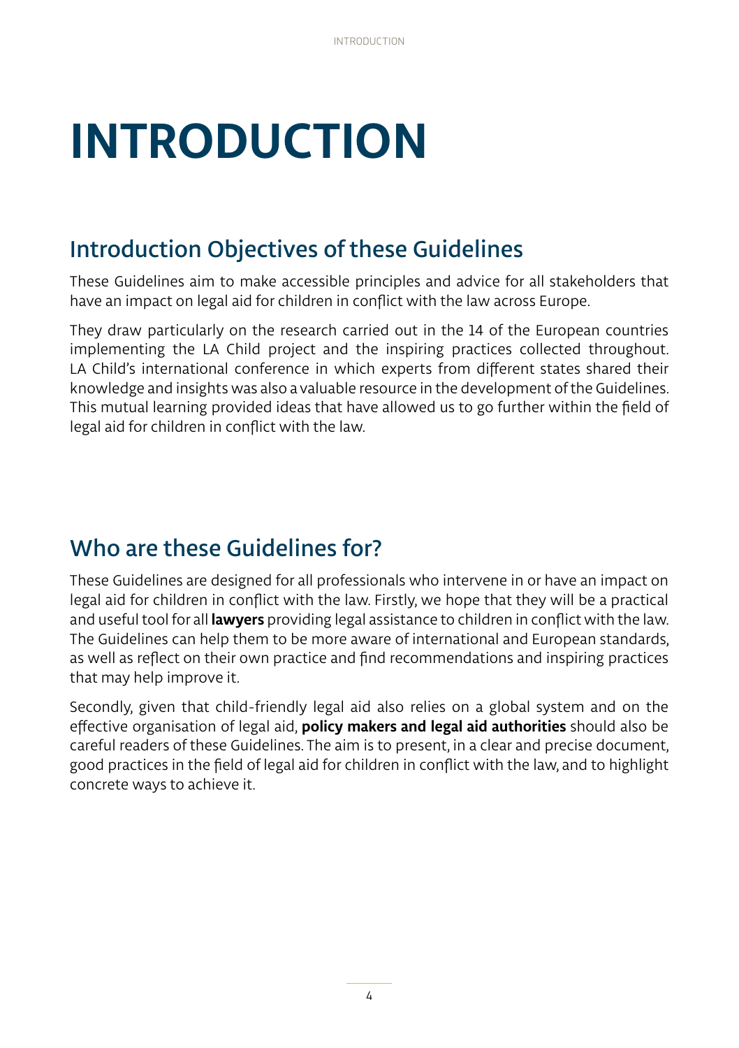# INTRODUCTION

## Introduction Objectives of these Guidelines

These Guidelines aim to make accessible principles and advice for all stakeholders that have an impact on legal aid for children in conflict with the law across Europe.

They draw particularly on the research carried out in the 14 of the European countries implementing the LA Child project and the inspiring practices collected throughout. LA Child's international conference in which experts from different states shared their knowledge and insights was also a valuable resource in the development of the Guidelines. This mutual learning provided ideas that have allowed us to go further within the field of legal aid for children in conflict with the law.

## Who are these Guidelines for?

These Guidelines are designed for all professionals who intervene in or have an impact on legal aid for children in conflict with the law. Firstly, we hope that they will be a practical and useful tool for all **lawyers** providing legal assistance to children in conflict with the law. The Guidelines can help them to be more aware of international and European standards, as well as reflect on their own practice and find recommendations and inspiring practices that may help improve it.

Secondly, given that child-friendly legal aid also relies on a global system and on the effective organisation of legal aid, **policy makers and legal aid authorities** should also be careful readers of these Guidelines. The aim is to present, in a clear and precise document, good practices in the field of legal aid for children in conflict with the law, and to highlight concrete ways to achieve it.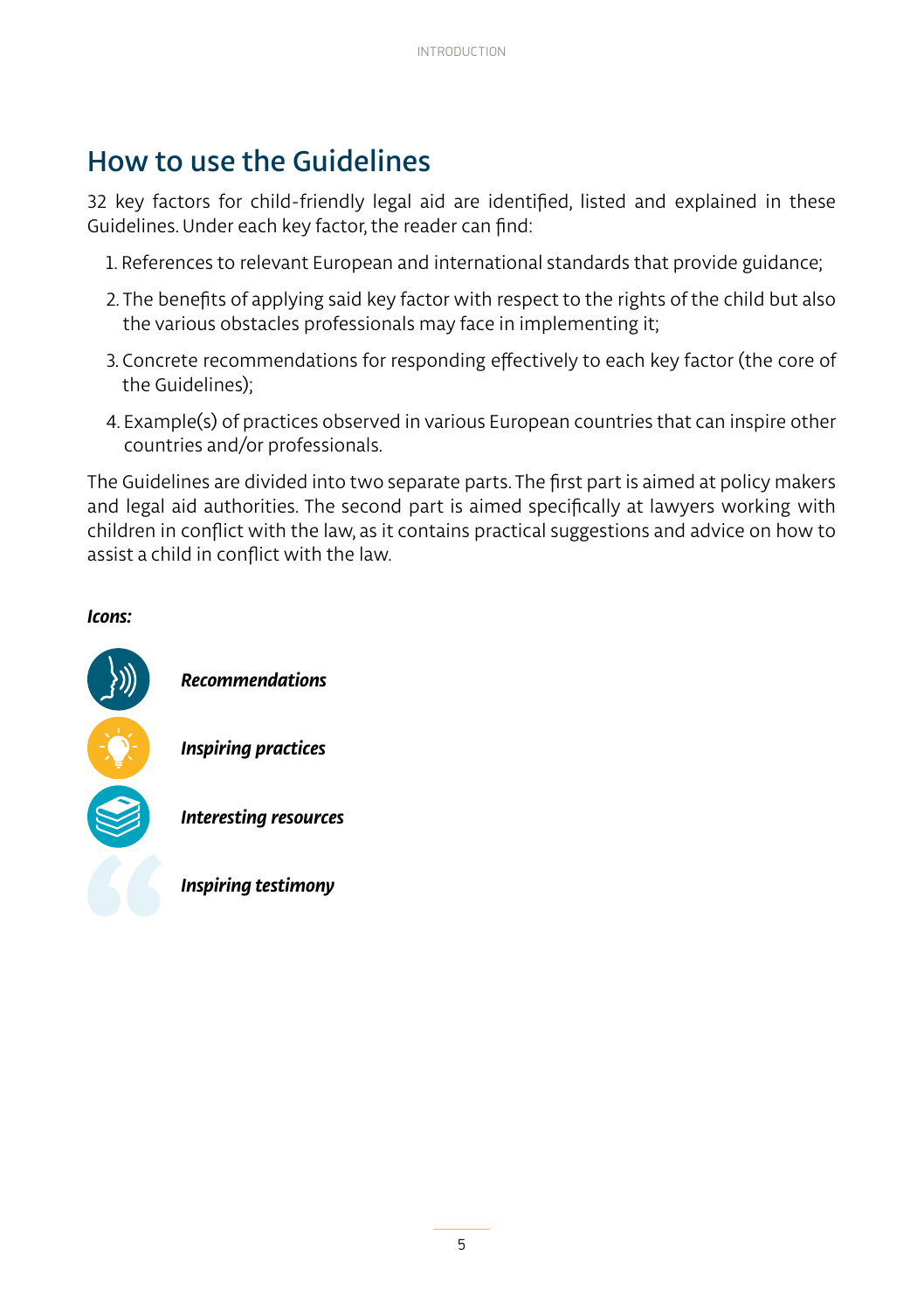## How to use the Guidelines

32 key factors for child-friendly legal aid are identified, listed and explained in these Guidelines. Under each key factor, the reader can find:

1. References to relevant European and international standards that provide guidance;
2. The benefits of applying said key factor with respect to the rights of the child but also the various obstacles professionals may face in implementing it;
3. Concrete recommendations for responding effectively to each key factor (the core of the Guidelines);
4. Example(s) of practices observed in various European countries that can inspire other countries and/or professionals.

The Guidelines are divided into two separate parts. The first part is aimed at policy makers and legal aid authorities. The second part is aimed specifically at lawyers working with children in conflict with the law, as it contains practical suggestions and advice on how to assist a child in conflict with the law.

***Icons:***

***Recommendations***

***Inspiring practices***

***Interesting resources***

***Inspiring testimony***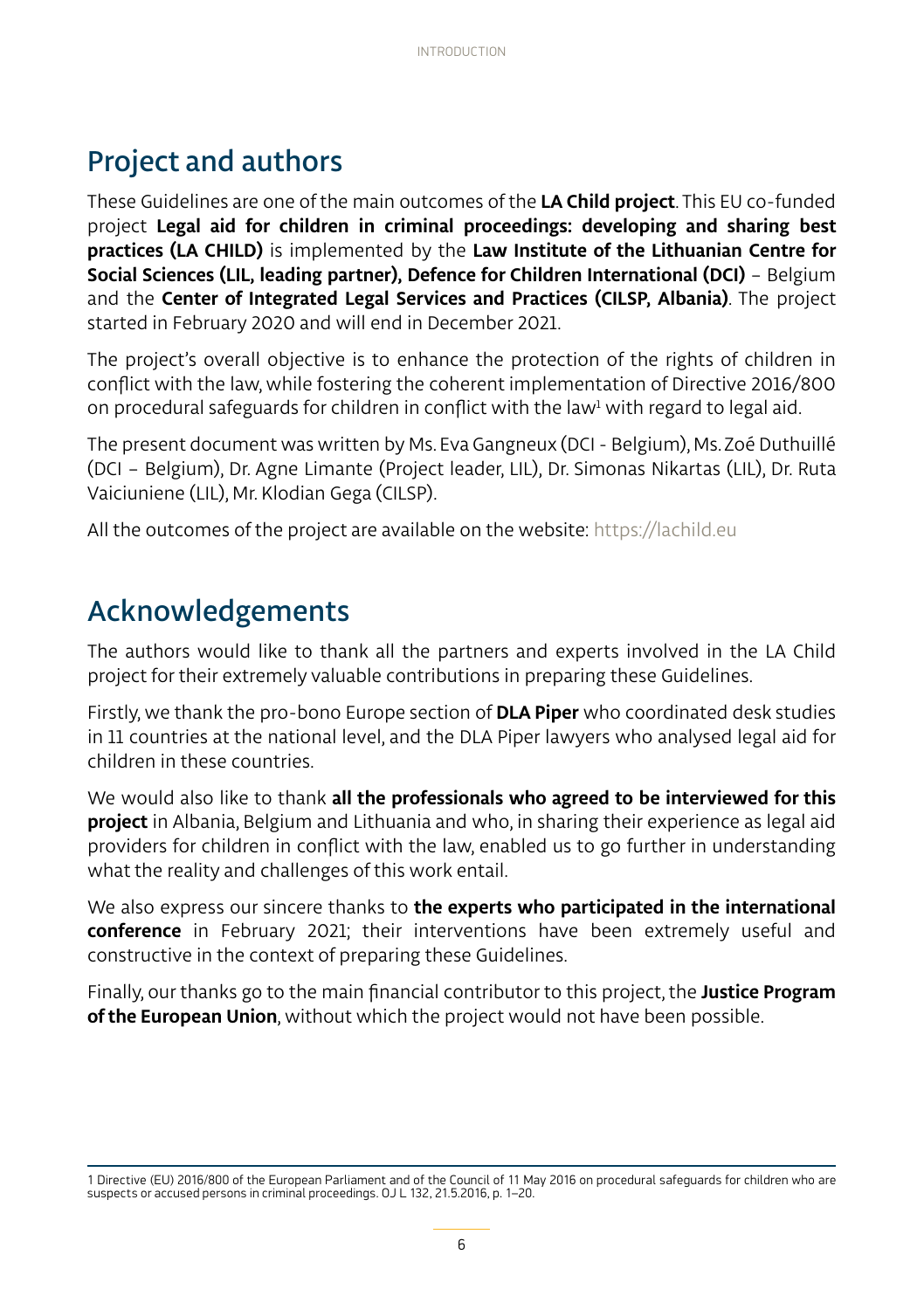## Project and authors

These Guidelines are one of the main outcomes of the **LA Child project**. This EU co-funded project **Legal aid for children in criminal proceedings: developing and sharing best practices (LA CHILD)** is implemented by the **Law Institute of the Lithuanian Centre for Social Sciences (LIL, leading partner), Defence for Children International (DCI)** – Belgium and the **Center of Integrated Legal Services and Practices (CILSP, Albania)**. The project started in February 2020 and will end in December 2021.

The project's overall objective is to enhance the protection of the rights of children in conflict with the law, while fostering the coherent implementation of Directive 2016/800 on procedural safeguards for children in conflict with the law[1] with regard to legal aid.

The present document was written by Ms. Eva Gangneux (DCI - Belgium), Ms. Zoé Duthuillé (DCI – Belgium), Dr. Agne Limante (Project leader, LIL), Dr. Simonas Nikartas (LIL), Dr. Ruta Vaiciuniene (LIL), Mr. Klodian Gega (CILSP).

All the outcomes of the project are available on the website: https://lachild.eu

## Acknowledgements

The authors would like to thank all the partners and experts involved in the LA Child project for their extremely valuable contributions in preparing these Guidelines.

Firstly, we thank the pro-bono Europe section of **DLA Piper** who coordinated desk studies in 11 countries at the national level, and the DLA Piper lawyers who analysed legal aid for children in these countries.

We would also like to thank **all the professionals who agreed to be interviewed for this project** in Albania, Belgium and Lithuania and who, in sharing their experience as legal aid providers for children in conflict with the law, enabled us to go further in understanding what the reality and challenges of this work entail.

We also express our sincere thanks to **the experts who participated in the international conference** in February 2021; their interventions have been extremely useful and constructive in the context of preparing these Guidelines.

Finally, our thanks go to the main financial contributor to this project, the **Justice Program of the European Union**, without which the project would not have been possible.

---

1 Directive (EU) 2016/800 of the European Parliament and of the Council of 11 May 2016 on procedural safeguards for children who are suspects or accused persons in criminal proceedings. OJ L 132, 21.5.2016, p. 1–20.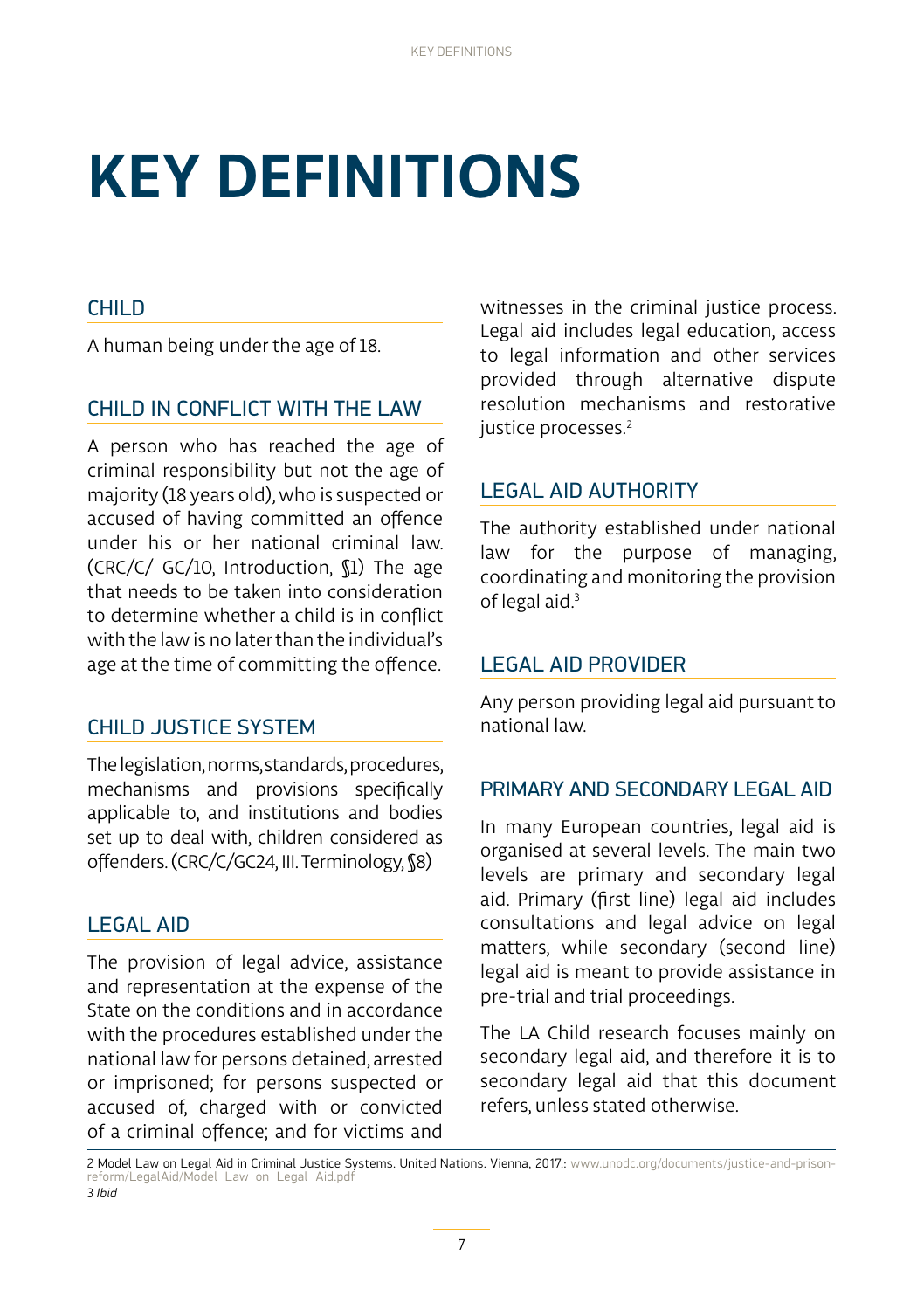# KEY DEFINITIONS

## CHILD

A human being under the age of 18.

## CHILD IN CONFLICT WITH THE LAW

A person who has reached the age of criminal responsibility but not the age of majority (18 years old), who is suspected or accused of having committed an offence under his or her national criminal law. (CRC/C/ GC/10, Introduction, §1) The age that needs to be taken into consideration to determine whether a child is in conflict with the law is no later than the individual's age at the time of committing the offence.

## CHILD JUSTICE SYSTEM

The legislation, norms, standards, procedures, mechanisms and provisions specifically applicable to, and institutions and bodies set up to deal with, children considered as offenders. (CRC/C/GC24, III. Terminology, §8)

## LEGAL AID

The provision of legal advice, assistance and representation at the expense of the State on the conditions and in accordance with the procedures established under the national law for persons detained, arrested or imprisoned; for persons suspected or accused of, charged with or convicted of a criminal offence; and for victims and witnesses in the criminal justice process. Legal aid includes legal education, access to legal information and other services provided through alternative dispute resolution mechanisms and restorative justice processes.[2]

## LEGAL AID AUTHORITY

The authority established under national law for the purpose of managing, coordinating and monitoring the provision of legal aid.[3]

## LEGAL AID PROVIDER

Any person providing legal aid pursuant to national law.

## PRIMARY AND SECONDARY LEGAL AID

In many European countries, legal aid is organised at several levels. The main two levels are primary and secondary legal aid. Primary (first line) legal aid includes consultations and legal advice on legal matters, while secondary (second line) legal aid is meant to provide assistance in pre-trial and trial proceedings.

The LA Child research focuses mainly on secondary legal aid, and therefore it is to secondary legal aid that this document refers, unless stated otherwise.

---

2 Model Law on Legal Aid in Criminal Justice Systems. United Nations. Vienna, 2017.: www.unodc.org/documents/justice-and-prison-reform/LegalAid/Model_Law_on_Legal_Aid.pdf

3 *Ibid*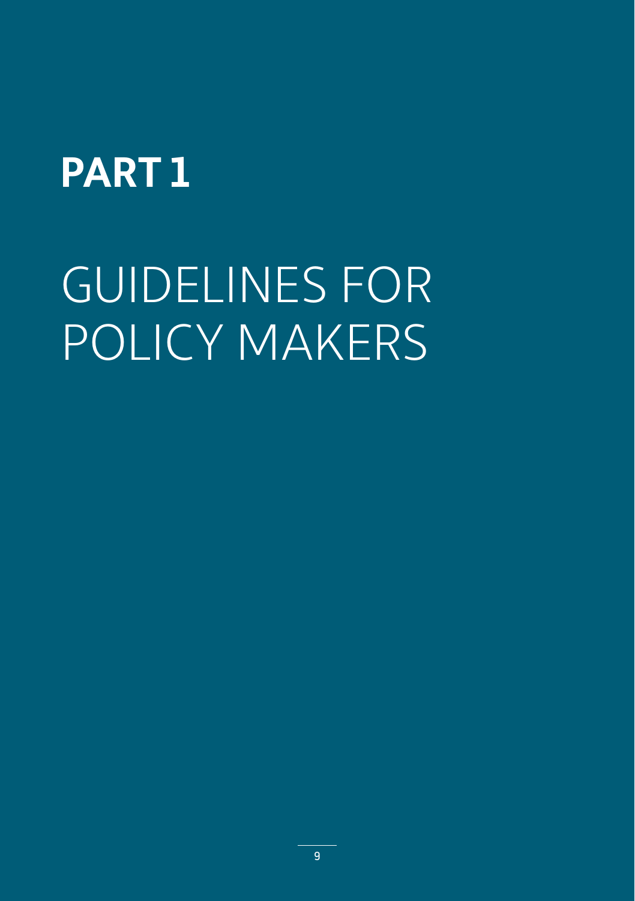# PART 1

# GUIDELINES FOR POLICY MAKERS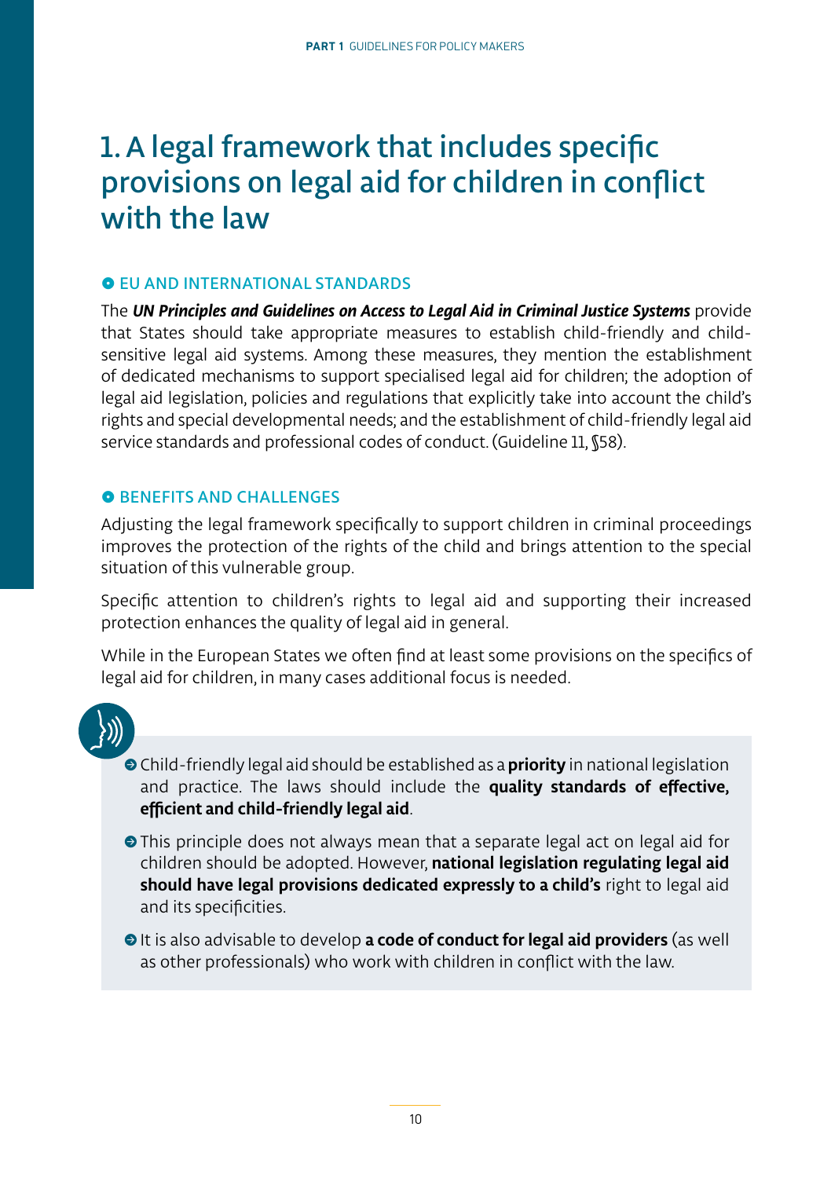# 1. A legal framework that includes specific provisions on legal aid for children in conflict with the law

## EU AND INTERNATIONAL STANDARDS

The ***UN Principles and Guidelines on Access to Legal Aid in Criminal Justice Systems*** provide that States should take appropriate measures to establish child-friendly and child-sensitive legal aid systems. Among these measures, they mention the establishment of dedicated mechanisms to support specialised legal aid for children; the adoption of legal aid legislation, policies and regulations that explicitly take into account the child's rights and special developmental needs; and the establishment of child-friendly legal aid service standards and professional codes of conduct. (Guideline 11, §58).

## BENEFITS AND CHALLENGES

Adjusting the legal framework specifically to support children in criminal proceedings improves the protection of the rights of the child and brings attention to the special situation of this vulnerable group.

Specific attention to children's rights to legal aid and supporting their increased protection enhances the quality of legal aid in general.

While in the European States we often find at least some provisions on the specifics of legal aid for children, in many cases additional focus is needed.

- Child-friendly legal aid should be established as a **priority** in national legislation and practice. The laws should include the **quality standards of effective, efficient and child-friendly legal aid**.
- This principle does not always mean that a separate legal act on legal aid for children should be adopted. However, **national legislation regulating legal aid should have legal provisions dedicated expressly to a child's** right to legal aid and its specificities.
- It is also advisable to develop **a code of conduct for legal aid providers** (as well as other professionals) who work with children in conflict with the law.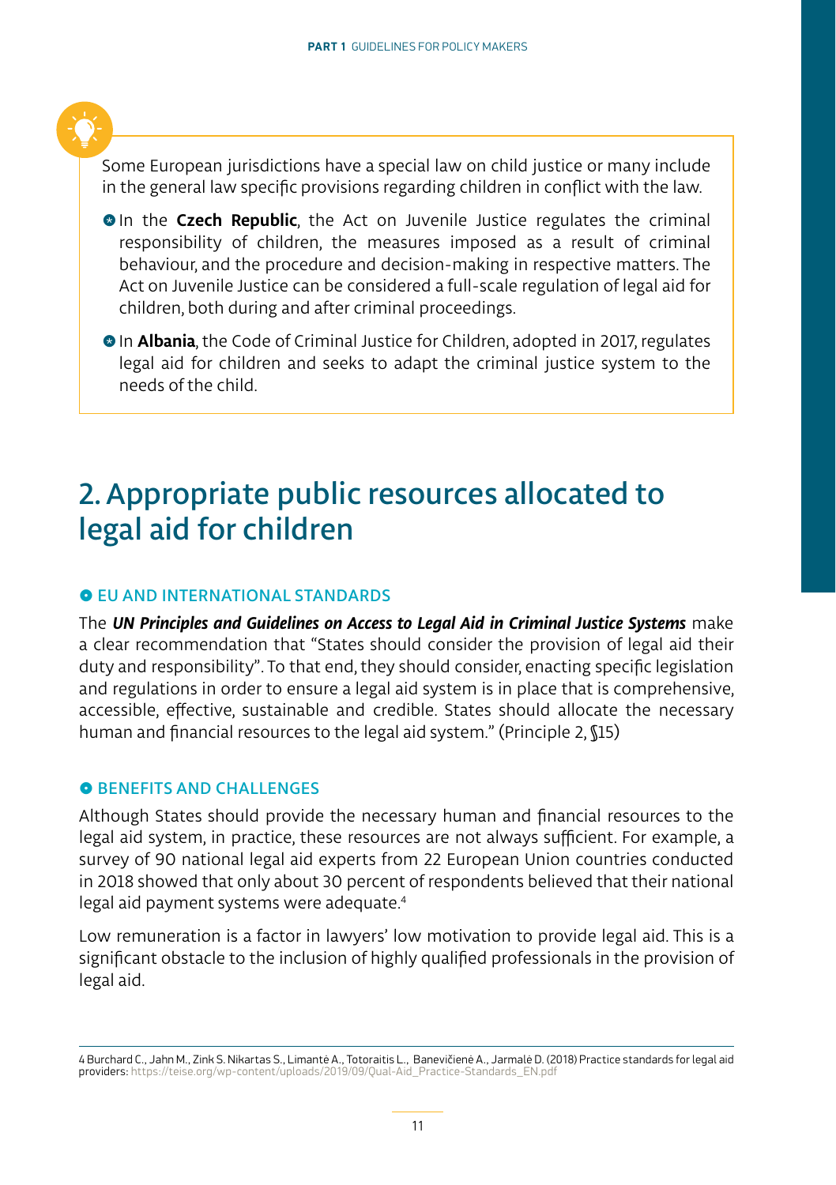Some European jurisdictions have a special law on child justice or many include in the general law specific provisions regarding children in conflict with the law.

- In the **Czech Republic**, the Act on Juvenile Justice regulates the criminal responsibility of children, the measures imposed as a result of criminal behaviour, and the procedure and decision-making in respective matters. The Act on Juvenile Justice can be considered a full-scale regulation of legal aid for children, both during and after criminal proceedings.
- In **Albania**, the Code of Criminal Justice for Children, adopted in 2017, regulates legal aid for children and seeks to adapt the criminal justice system to the needs of the child.

# 2. Appropriate public resources allocated to legal aid for children

## EU AND INTERNATIONAL STANDARDS

The ***UN Principles and Guidelines on Access to Legal Aid in Criminal Justice Systems*** make a clear recommendation that "States should consider the provision of legal aid their duty and responsibility". To that end, they should consider, enacting specific legislation and regulations in order to ensure a legal aid system is in place that is comprehensive, accessible, effective, sustainable and credible. States should allocate the necessary human and financial resources to the legal aid system." (Principle 2, §15)

## BENEFITS AND CHALLENGES

Although States should provide the necessary human and financial resources to the legal aid system, in practice, these resources are not always sufficient. For example, a survey of 90 national legal aid experts from 22 European Union countries conducted in 2018 showed that only about 30 percent of respondents believed that their national legal aid payment systems were adequate.[4]

Low remuneration is a factor in lawyers' low motivation to provide legal aid. This is a significant obstacle to the inclusion of highly qualified professionals in the provision of legal aid.

---

4 Burchard C., Jahn M., Zink S. Nikartas S., Limantė A., Totoraitis L., Banevičienė A., Jarmalė D. (2018) Practice standards for legal aid providers: https://teise.org/wp-content/uploads/2019/09/Qual-Aid_Practice-Standards_EN.pdf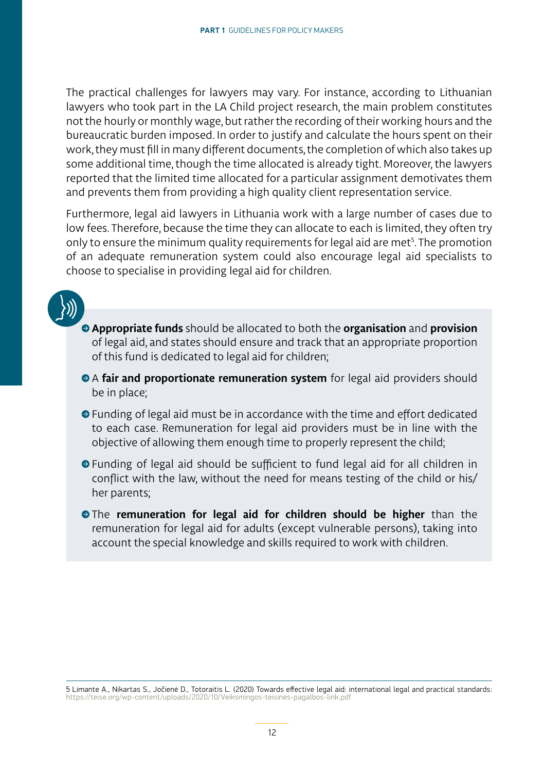The practical challenges for lawyers may vary. For instance, according to Lithuanian lawyers who took part in the LA Child project research, the main problem constitutes not the hourly or monthly wage, but rather the recording of their working hours and the bureaucratic burden imposed. In order to justify and calculate the hours spent on their work, they must fill in many different documents, the completion of which also takes up some additional time, though the time allocated is already tight. Moreover, the lawyers reported that the limited time allocated for a particular assignment demotivates them and prevents them from providing a high quality client representation service.

Furthermore, legal aid lawyers in Lithuania work with a large number of cases due to low fees. Therefore, because the time they can allocate to each is limited, they often try only to ensure the minimum quality requirements for legal aid are met[5]. The promotion of an adequate remuneration system could also encourage legal aid specialists to choose to specialise in providing legal aid for children.

- **Appropriate funds** should be allocated to both the **organisation** and **provision** of legal aid, and states should ensure and track that an appropriate proportion of this fund is dedicated to legal aid for children;
- A **fair and proportionate remuneration system** for legal aid providers should be in place;
- Funding of legal aid must be in accordance with the time and effort dedicated to each case. Remuneration for legal aid providers must be in line with the objective of allowing them enough time to properly represent the child;
- Funding of legal aid should be sufficient to fund legal aid for all children in conflict with the law, without the need for means testing of the child or his/her parents;
- The **remuneration for legal aid for children should be higher** than the remuneration for legal aid for adults (except vulnerable persons), taking into account the special knowledge and skills required to work with children.

5 Limante A., Nikartas S., Jočienė D., Totoraitis L. (2020) Towards effective legal aid: international legal and practical standards: https://teise.org/wp-content/uploads/2020/10/Veiksmingos-teisines-pagalbos-link.pdf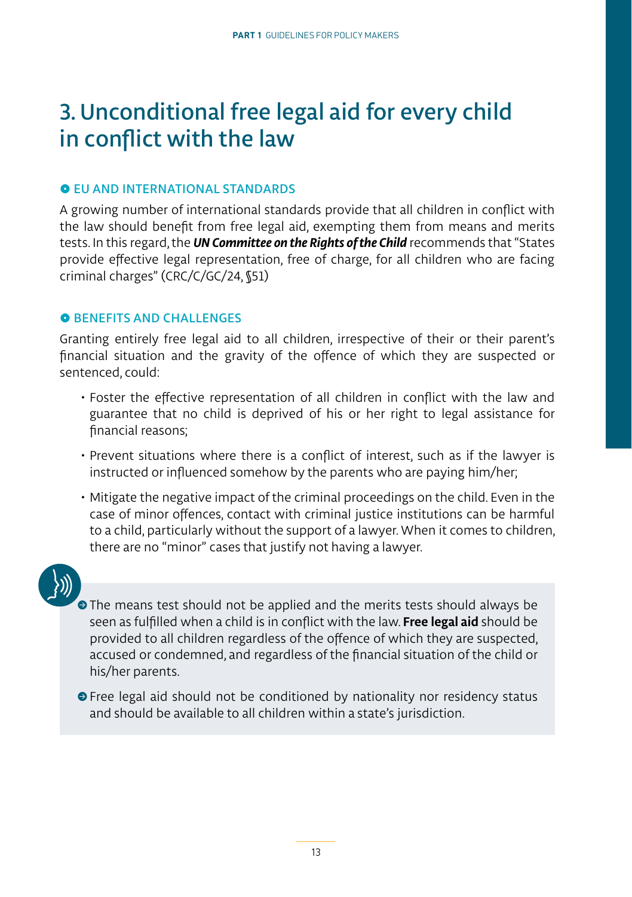# 3. Unconditional free legal aid for every child in conflict with the law

## EU AND INTERNATIONAL STANDARDS

A growing number of international standards provide that all children in conflict with the law should benefit from free legal aid, exempting them from means and merits tests. In this regard, the ***UN Committee on the Rights of the Child*** recommends that "States provide effective legal representation, free of charge, for all children who are facing criminal charges" (CRC/C/GC/24, §51)

## BENEFITS AND CHALLENGES

Granting entirely free legal aid to all children, irrespective of their or their parent's financial situation and the gravity of the offence of which they are suspected or sentenced, could:

- Foster the effective representation of all children in conflict with the law and guarantee that no child is deprived of his or her right to legal assistance for financial reasons;
- Prevent situations where there is a conflict of interest, such as if the lawyer is instructed or influenced somehow by the parents who are paying him/her;
- Mitigate the negative impact of the criminal proceedings on the child. Even in the case of minor offences, contact with criminal justice institutions can be harmful to a child, particularly without the support of a lawyer. When it comes to children, there are no "minor" cases that justify not having a lawyer.

> - The means test should not be applied and the merits tests should always be seen as fulfilled when a child is in conflict with the law. **Free legal aid** should be provided to all children regardless of the offence of which they are suspected, accused or condemned, and regardless of the financial situation of the child or his/her parents.
> - Free legal aid should not be conditioned by nationality nor residency status and should be available to all children within a state's jurisdiction.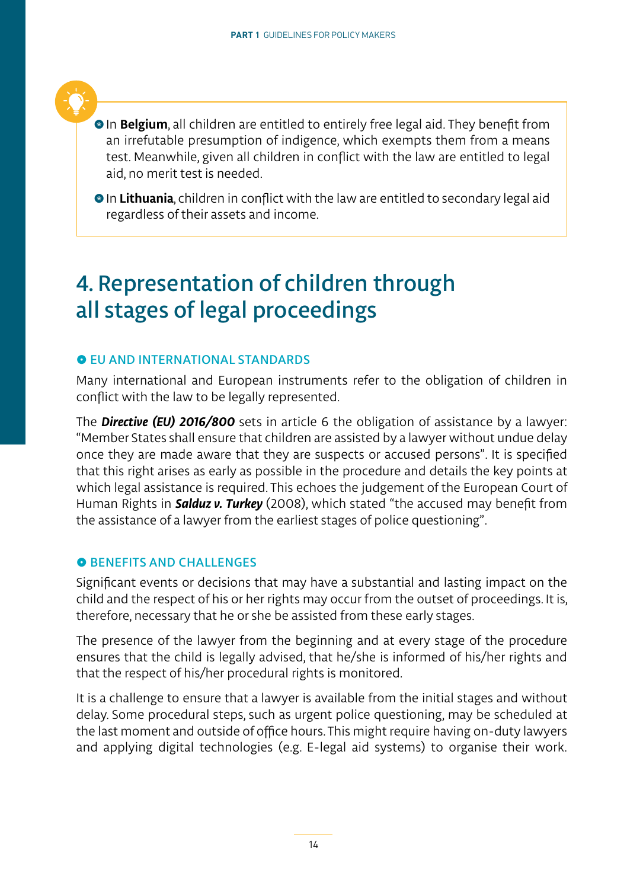- In **Belgium**, all children are entitled to entirely free legal aid. They benefit from an irrefutable presumption of indigence, which exempts them from a means test. Meanwhile, given all children in conflict with the law are entitled to legal aid, no merit test is needed.
- In **Lithuania**, children in conflict with the law are entitled to secondary legal aid regardless of their assets and income.

## 4. Representation of children through all stages of legal proceedings

### EU AND INTERNATIONAL STANDARDS

Many international and European instruments refer to the obligation of children in conflict with the law to be legally represented.

The ***Directive (EU) 2016/800*** sets in article 6 the obligation of assistance by a lawyer: "Member States shall ensure that children are assisted by a lawyer without undue delay once they are made aware that they are suspects or accused persons". It is specified that this right arises as early as possible in the procedure and details the key points at which legal assistance is required. This echoes the judgement of the European Court of Human Rights in ***Salduz v. Turkey*** (2008), which stated "the accused may benefit from the assistance of a lawyer from the earliest stages of police questioning".

### BENEFITS AND CHALLENGES

Significant events or decisions that may have a substantial and lasting impact on the child and the respect of his or her rights may occur from the outset of proceedings. It is, therefore, necessary that he or she be assisted from these early stages.

The presence of the lawyer from the beginning and at every stage of the procedure ensures that the child is legally advised, that he/she is informed of his/her rights and that the respect of his/her procedural rights is monitored.

It is a challenge to ensure that a lawyer is available from the initial stages and without delay. Some procedural steps, such as urgent police questioning, may be scheduled at the last moment and outside of office hours. This might require having on-duty lawyers and applying digital technologies (e.g. E-legal aid systems) to organise their work.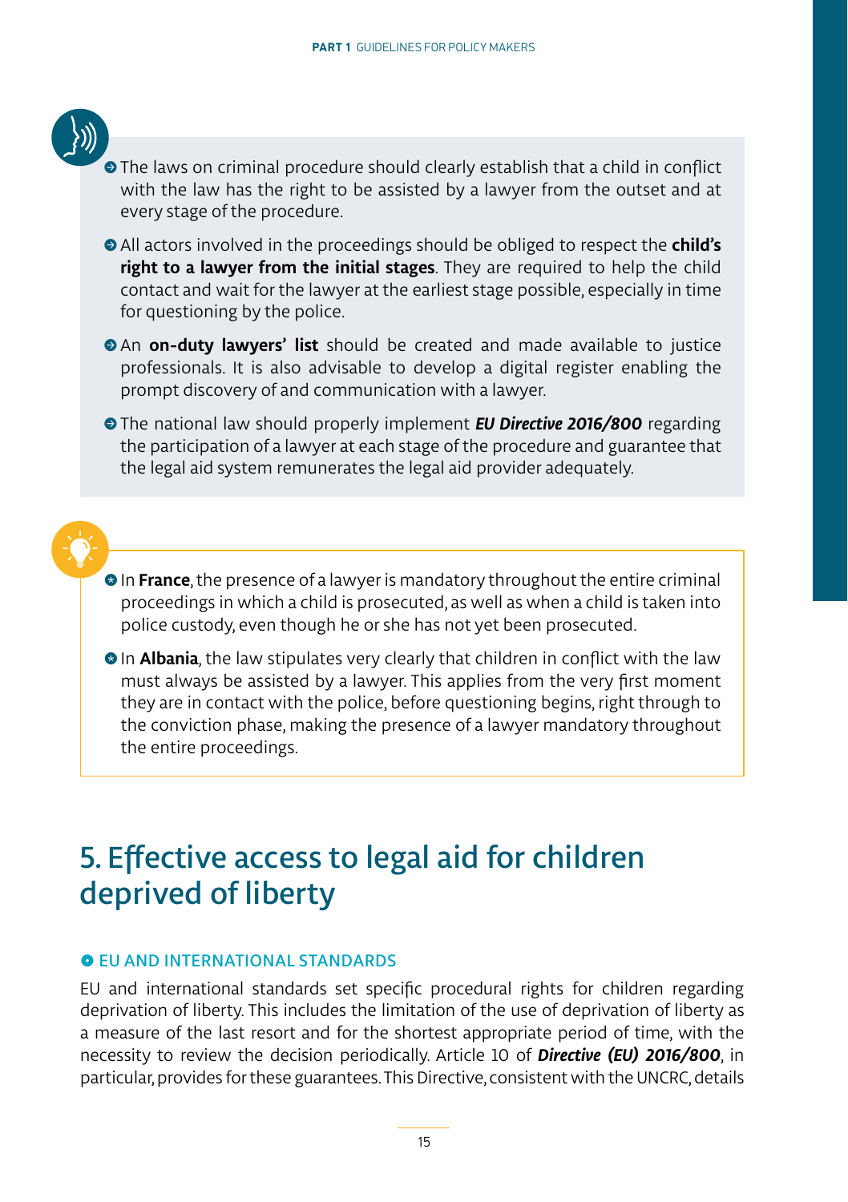- The laws on criminal procedure should clearly establish that a child in conflict with the law has the right to be assisted by a lawyer from the outset and at every stage of the procedure.
- All actors involved in the proceedings should be obliged to respect the **child's right to a lawyer from the initial stages**. They are required to help the child contact and wait for the lawyer at the earliest stage possible, especially in time for questioning by the police.
- An **on-duty lawyers' list** should be created and made available to justice professionals. It is also advisable to develop a digital register enabling the prompt discovery of and communication with a lawyer.
- The national law should properly implement ***EU Directive 2016/800*** regarding the participation of a lawyer at each stage of the procedure and guarantee that the legal aid system remunerates the legal aid provider adequately.

---

- In **France**, the presence of a lawyer is mandatory throughout the entire criminal proceedings in which a child is prosecuted, as well as when a child is taken into police custody, even though he or she has not yet been prosecuted.
- In **Albania**, the law stipulates very clearly that children in conflict with the law must always be assisted by a lawyer. This applies from the very first moment they are in contact with the police, before questioning begins, right through to the conviction phase, making the presence of a lawyer mandatory throughout the entire proceedings.

# 5. Effective access to legal aid for children deprived of liberty

### EU AND INTERNATIONAL STANDARDS

EU and international standards set specific procedural rights for children regarding deprivation of liberty. This includes the limitation of the use of deprivation of liberty as a measure of the last resort and for the shortest appropriate period of time, with the necessity to review the decision periodically. Article 10 of ***Directive (EU) 2016/800***, in particular, provides for these guarantees. This Directive, consistent with the UNCRC, details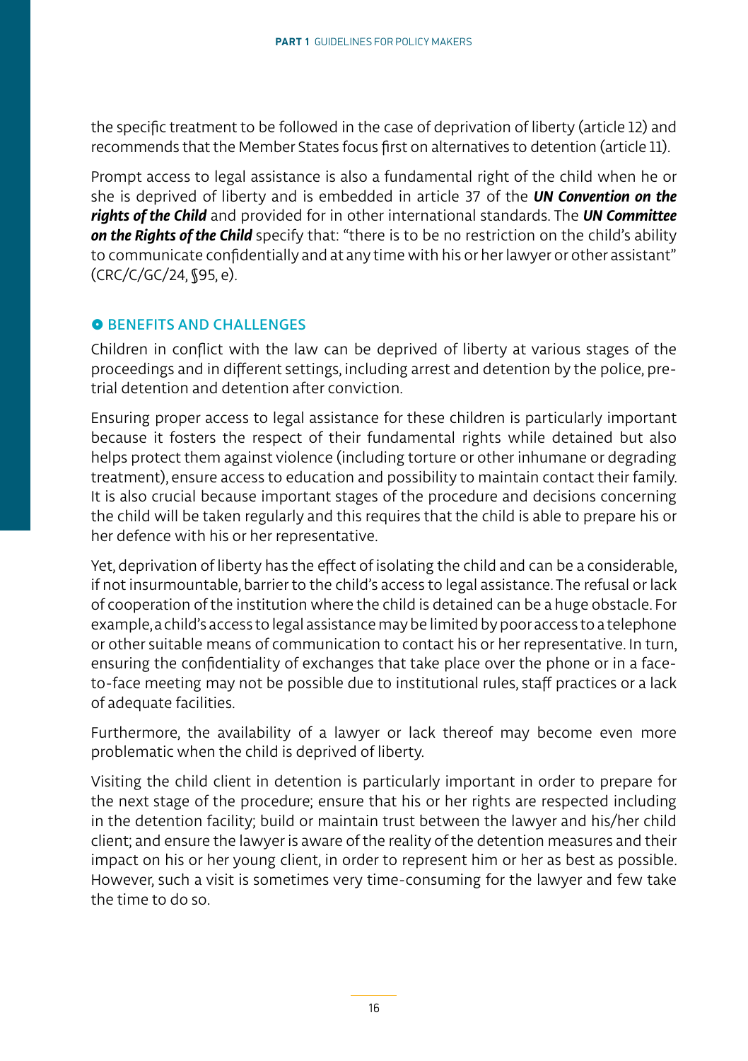the specific treatment to be followed in the case of deprivation of liberty (article 12) and recommends that the Member States focus first on alternatives to detention (article 11).

Prompt access to legal assistance is also a fundamental right of the child when he or she is deprived of liberty and is embedded in article 37 of the ***UN Convention on the rights of the Child*** and provided for in other international standards. The ***UN Committee on the Rights of the Child*** specify that: "there is to be no restriction on the child's ability to communicate confidentially and at any time with his or her lawyer or other assistant" (CRC/C/GC/24, §95, e).

### BENEFITS AND CHALLENGES

Children in conflict with the law can be deprived of liberty at various stages of the proceedings and in different settings, including arrest and detention by the police, pre-trial detention and detention after conviction.

Ensuring proper access to legal assistance for these children is particularly important because it fosters the respect of their fundamental rights while detained but also helps protect them against violence (including torture or other inhumane or degrading treatment), ensure access to education and possibility to maintain contact their family. It is also crucial because important stages of the procedure and decisions concerning the child will be taken regularly and this requires that the child is able to prepare his or her defence with his or her representative.

Yet, deprivation of liberty has the effect of isolating the child and can be a considerable, if not insurmountable, barrier to the child's access to legal assistance. The refusal or lack of cooperation of the institution where the child is detained can be a huge obstacle. For example, a child's access to legal assistance may be limited by poor access to a telephone or other suitable means of communication to contact his or her representative. In turn, ensuring the confidentiality of exchanges that take place over the phone or in a face-to-face meeting may not be possible due to institutional rules, staff practices or a lack of adequate facilities.

Furthermore, the availability of a lawyer or lack thereof may become even more problematic when the child is deprived of liberty.

Visiting the child client in detention is particularly important in order to prepare for the next stage of the procedure; ensure that his or her rights are respected including in the detention facility; build or maintain trust between the lawyer and his/her child client; and ensure the lawyer is aware of the reality of the detention measures and their impact on his or her young client, in order to represent him or her as best as possible. However, such a visit is sometimes very time-consuming for the lawyer and few take the time to do so.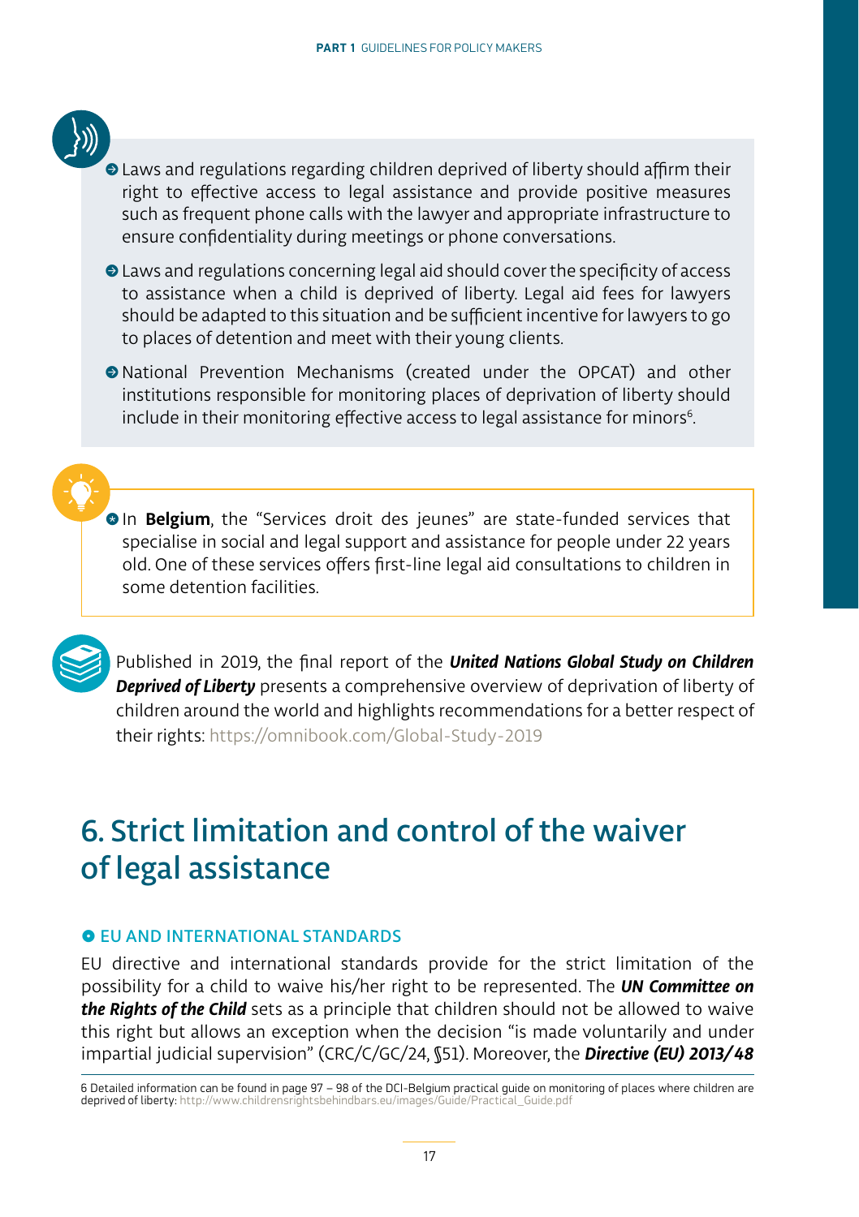- Laws and regulations regarding children deprived of liberty should affirm their right to effective access to legal assistance and provide positive measures such as frequent phone calls with the lawyer and appropriate infrastructure to ensure confidentiality during meetings or phone conversations.
- Laws and regulations concerning legal aid should cover the specificity of access to assistance when a child is deprived of liberty. Legal aid fees for lawyers should be adapted to this situation and be sufficient incentive for lawyers to go to places of detention and meet with their young clients.
- National Prevention Mechanisms (created under the OPCAT) and other institutions responsible for monitoring places of deprivation of liberty should include in their monitoring effective access to legal assistance for minors[6].

- In **Belgium**, the "Services droit des jeunes" are state-funded services that specialise in social and legal support and assistance for people under 22 years old. One of these services offers first-line legal aid consultations to children in some detention facilities.

Published in 2019, the final report of the ***United Nations Global Study on Children Deprived of Liberty*** presents a comprehensive overview of deprivation of liberty of children around the world and highlights recommendations for a better respect of their rights: https://omnibook.com/Global-Study-2019

## 6. Strict limitation and control of the waiver of legal assistance

### EU AND INTERNATIONAL STANDARDS

EU directive and international standards provide for the strict limitation of the possibility for a child to waive his/her right to be represented. The ***UN Committee on the Rights of the Child*** sets as a principle that children should not be allowed to waive this right but allows an exception when the decision "is made voluntarily and under impartial judicial supervision" (CRC/C/GC/24, §51). Moreover, the ***Directive (EU) 2013/48***

6 Detailed information can be found in page 97 – 98 of the DCI-Belgium practical guide on monitoring of places where children are deprived of liberty: http://www.childrensrightsbehindbars.eu/images/Guide/Practical_Guide.pdf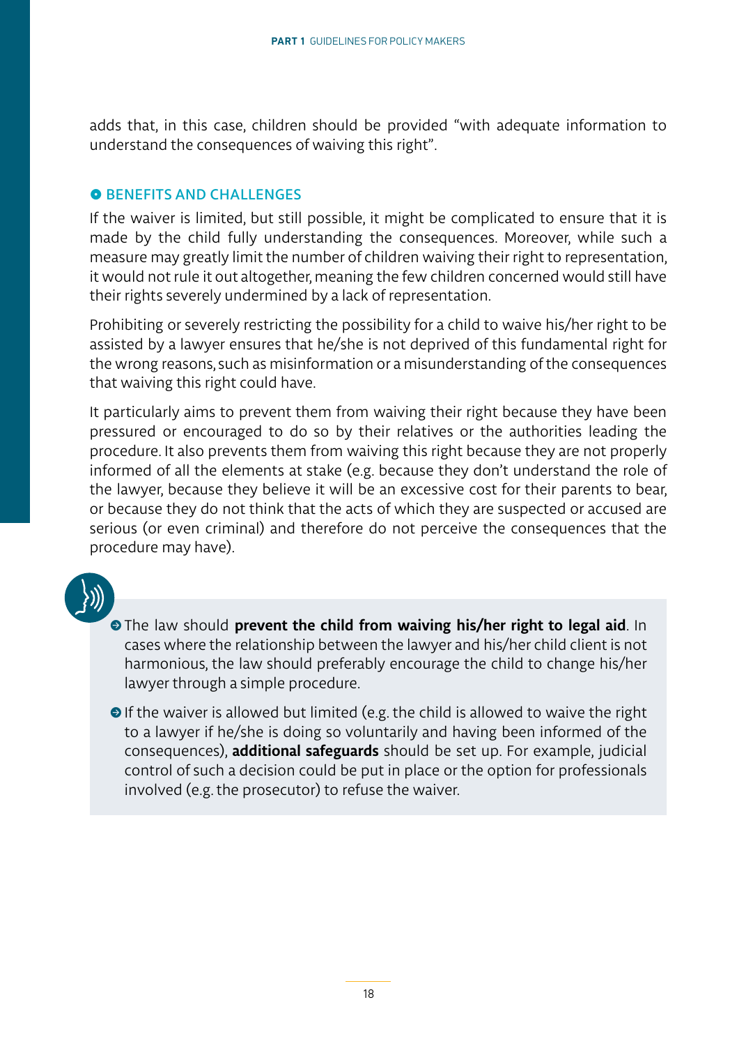adds that, in this case, children should be provided "with adequate information to understand the consequences of waiving this right".

### BENEFITS AND CHALLENGES

If the waiver is limited, but still possible, it might be complicated to ensure that it is made by the child fully understanding the consequences. Moreover, while such a measure may greatly limit the number of children waiving their right to representation, it would not rule it out altogether, meaning the few children concerned would still have their rights severely undermined by a lack of representation.

Prohibiting or severely restricting the possibility for a child to waive his/her right to be assisted by a lawyer ensures that he/she is not deprived of this fundamental right for the wrong reasons, such as misinformation or a misunderstanding of the consequences that waiving this right could have.

It particularly aims to prevent them from waiving their right because they have been pressured or encouraged to do so by their relatives or the authorities leading the procedure. It also prevents them from waiving this right because they are not properly informed of all the elements at stake (e.g. because they don't understand the role of the lawyer, because they believe it will be an excessive cost for their parents to bear, or because they do not think that the acts of which they are suspected or accused are serious (or even criminal) and therefore do not perceive the consequences that the procedure may have).

- The law should **prevent the child from waiving his/her right to legal aid**. In cases where the relationship between the lawyer and his/her child client is not harmonious, the law should preferably encourage the child to change his/her lawyer through a simple procedure.
- If the waiver is allowed but limited (e.g. the child is allowed to waive the right to a lawyer if he/she is doing so voluntarily and having been informed of the consequences), **additional safeguards** should be set up. For example, judicial control of such a decision could be put in place or the option for professionals involved (e.g. the prosecutor) to refuse the waiver.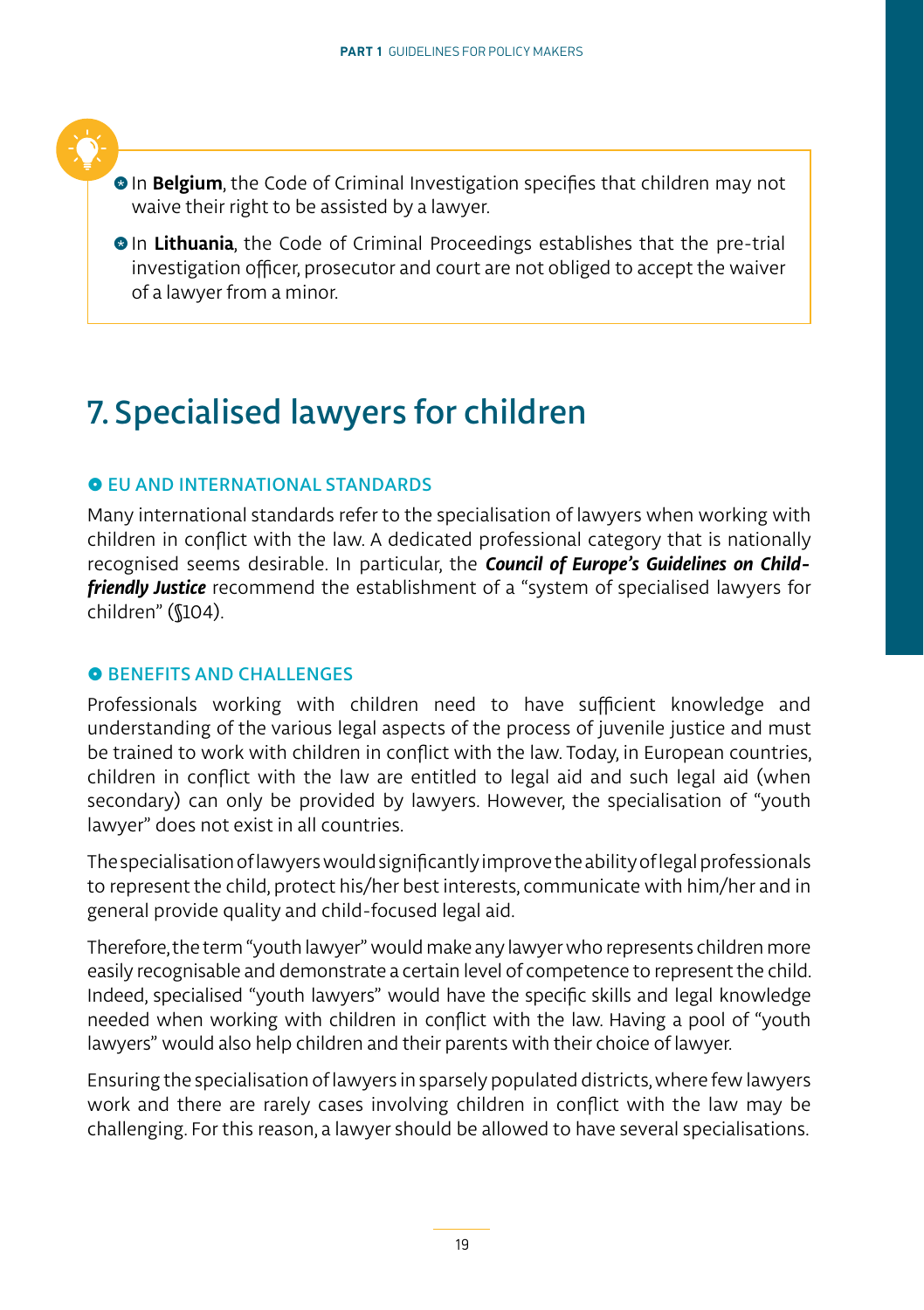- In **Belgium**, the Code of Criminal Investigation specifies that children may not waive their right to be assisted by a lawyer.
- In **Lithuania**, the Code of Criminal Proceedings establishes that the pre-trial investigation officer, prosecutor and court are not obliged to accept the waiver of a lawyer from a minor.

# 7. Specialised lawyers for children

## EU AND INTERNATIONAL STANDARDS

Many international standards refer to the specialisation of lawyers when working with children in conflict with the law. A dedicated professional category that is nationally recognised seems desirable. In particular, the ***Council of Europe's Guidelines on Child-friendly Justice*** recommend the establishment of a "system of specialised lawyers for children" (§104).

## BENEFITS AND CHALLENGES

Professionals working with children need to have sufficient knowledge and understanding of the various legal aspects of the process of juvenile justice and must be trained to work with children in conflict with the law. Today, in European countries, children in conflict with the law are entitled to legal aid and such legal aid (when secondary) can only be provided by lawyers. However, the specialisation of "youth lawyer" does not exist in all countries.

The specialisation of lawyers would significantly improve the ability of legal professionals to represent the child, protect his/her best interests, communicate with him/her and in general provide quality and child-focused legal aid.

Therefore, the term "youth lawyer" would make any lawyer who represents children more easily recognisable and demonstrate a certain level of competence to represent the child. Indeed, specialised "youth lawyers" would have the specific skills and legal knowledge needed when working with children in conflict with the law. Having a pool of "youth lawyers" would also help children and their parents with their choice of lawyer.

Ensuring the specialisation of lawyers in sparsely populated districts, where few lawyers work and there are rarely cases involving children in conflict with the law may be challenging. For this reason, a lawyer should be allowed to have several specialisations.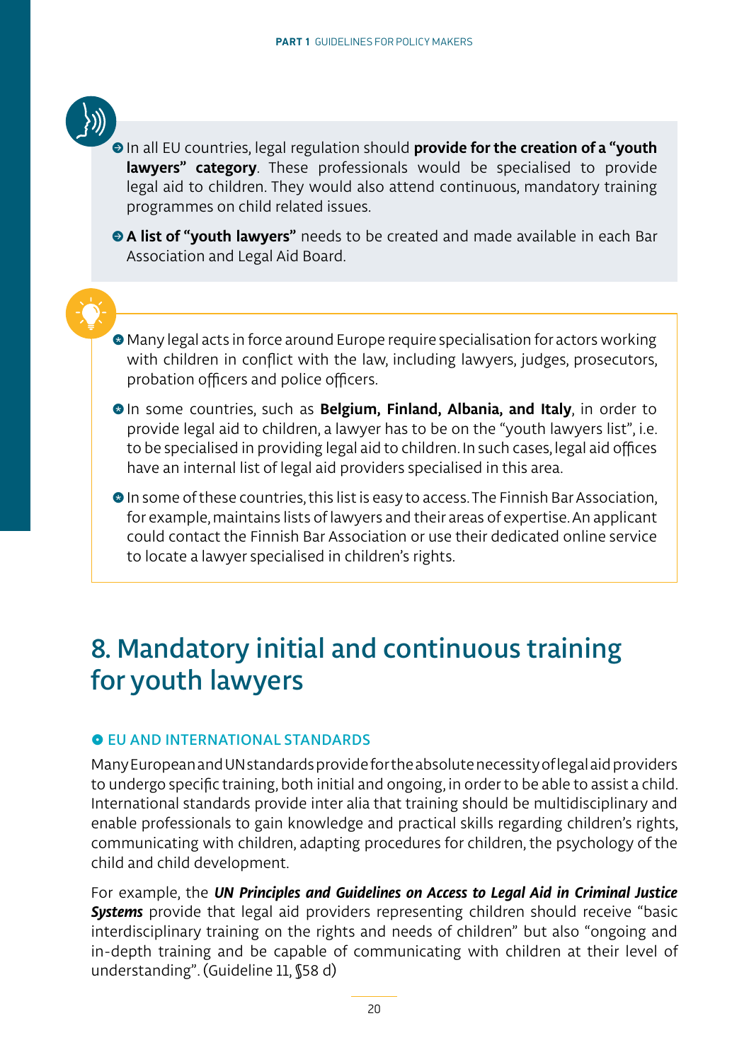- In all EU countries, legal regulation should **provide for the creation of a "youth lawyers" category**. These professionals would be specialised to provide legal aid to children. They would also attend continuous, mandatory training programmes on child related issues.
- **A list of "youth lawyers"** needs to be created and made available in each Bar Association and Legal Aid Board.

- Many legal acts in force around Europe require specialisation for actors working with children in conflict with the law, including lawyers, judges, prosecutors, probation officers and police officers.
- In some countries, such as **Belgium, Finland, Albania, and Italy**, in order to provide legal aid to children, a lawyer has to be on the "youth lawyers list", i.e. to be specialised in providing legal aid to children. In such cases, legal aid offices have an internal list of legal aid providers specialised in this area.
- In some of these countries, this list is easy to access. The Finnish Bar Association, for example, maintains lists of lawyers and their areas of expertise. An applicant could contact the Finnish Bar Association or use their dedicated online service to locate a lawyer specialised in children's rights.

# 8. Mandatory initial and continuous training for youth lawyers

### EU AND INTERNATIONAL STANDARDS

Many European and UN standards provide for the absolute necessity of legal aid providers to undergo specific training, both initial and ongoing, in order to be able to assist a child. International standards provide inter alia that training should be multidisciplinary and enable professionals to gain knowledge and practical skills regarding children's rights, communicating with children, adapting procedures for children, the psychology of the child and child development.

For example, the ***UN Principles and Guidelines on Access to Legal Aid in Criminal Justice Systems*** provide that legal aid providers representing children should receive "basic interdisciplinary training on the rights and needs of children" but also "ongoing and in-depth training and be capable of communicating with children at their level of understanding". (Guideline 11, §58 d)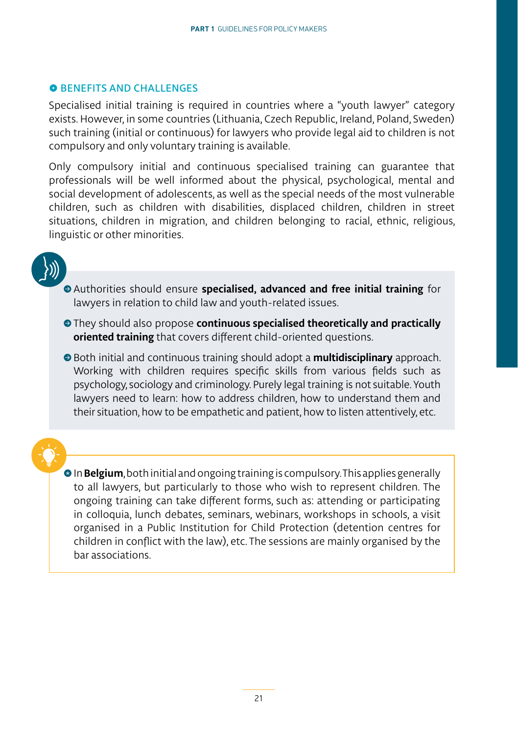## BENEFITS AND CHALLENGES

Specialised initial training is required in countries where a "youth lawyer" category exists. However, in some countries (Lithuania, Czech Republic, Ireland, Poland, Sweden) such training (initial or continuous) for lawyers who provide legal aid to children is not compulsory and only voluntary training is available.

Only compulsory initial and continuous specialised training can guarantee that professionals will be well informed about the physical, psychological, mental and social development of adolescents, as well as the special needs of the most vulnerable children, such as children with disabilities, displaced children, children in street situations, children in migration, and children belonging to racial, ethnic, religious, linguistic or other minorities.

- Authorities should ensure **specialised, advanced and free initial training** for lawyers in relation to child law and youth-related issues.
- They should also propose **continuous specialised theoretically and practically oriented training** that covers different child-oriented questions.
- Both initial and continuous training should adopt a **multidisciplinary** approach. Working with children requires specific skills from various fields such as psychology, sociology and criminology. Purely legal training is not suitable. Youth lawyers need to learn: how to address children, how to understand them and their situation, how to be empathetic and patient, how to listen attentively, etc.

- In **Belgium**, both initial and ongoing training is compulsory. This applies generally to all lawyers, but particularly to those who wish to represent children. The ongoing training can take different forms, such as: attending or participating in colloquia, lunch debates, seminars, webinars, workshops in schools, a visit organised in a Public Institution for Child Protection (detention centres for children in conflict with the law), etc. The sessions are mainly organised by the bar associations.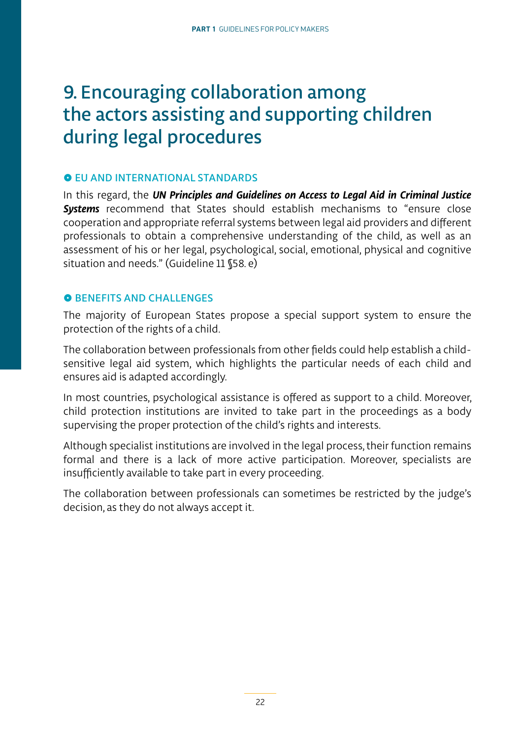# 9. Encouraging collaboration among the actors assisting and supporting children during legal procedures

## EU AND INTERNATIONAL STANDARDS

In this regard, the ***UN Principles and Guidelines on Access to Legal Aid in Criminal Justice Systems*** recommend that States should establish mechanisms to "ensure close cooperation and appropriate referral systems between legal aid providers and different professionals to obtain a comprehensive understanding of the child, as well as an assessment of his or her legal, psychological, social, emotional, physical and cognitive situation and needs." (Guideline 11 §58. e)

## BENEFITS AND CHALLENGES

The majority of European States propose a special support system to ensure the protection of the rights of a child.

The collaboration between professionals from other fields could help establish a child-sensitive legal aid system, which highlights the particular needs of each child and ensures aid is adapted accordingly.

In most countries, psychological assistance is offered as support to a child. Moreover, child protection institutions are invited to take part in the proceedings as a body supervising the proper protection of the child's rights and interests.

Although specialist institutions are involved in the legal process, their function remains formal and there is a lack of more active participation. Moreover, specialists are insufficiently available to take part in every proceeding.

The collaboration between professionals can sometimes be restricted by the judge's decision, as they do not always accept it.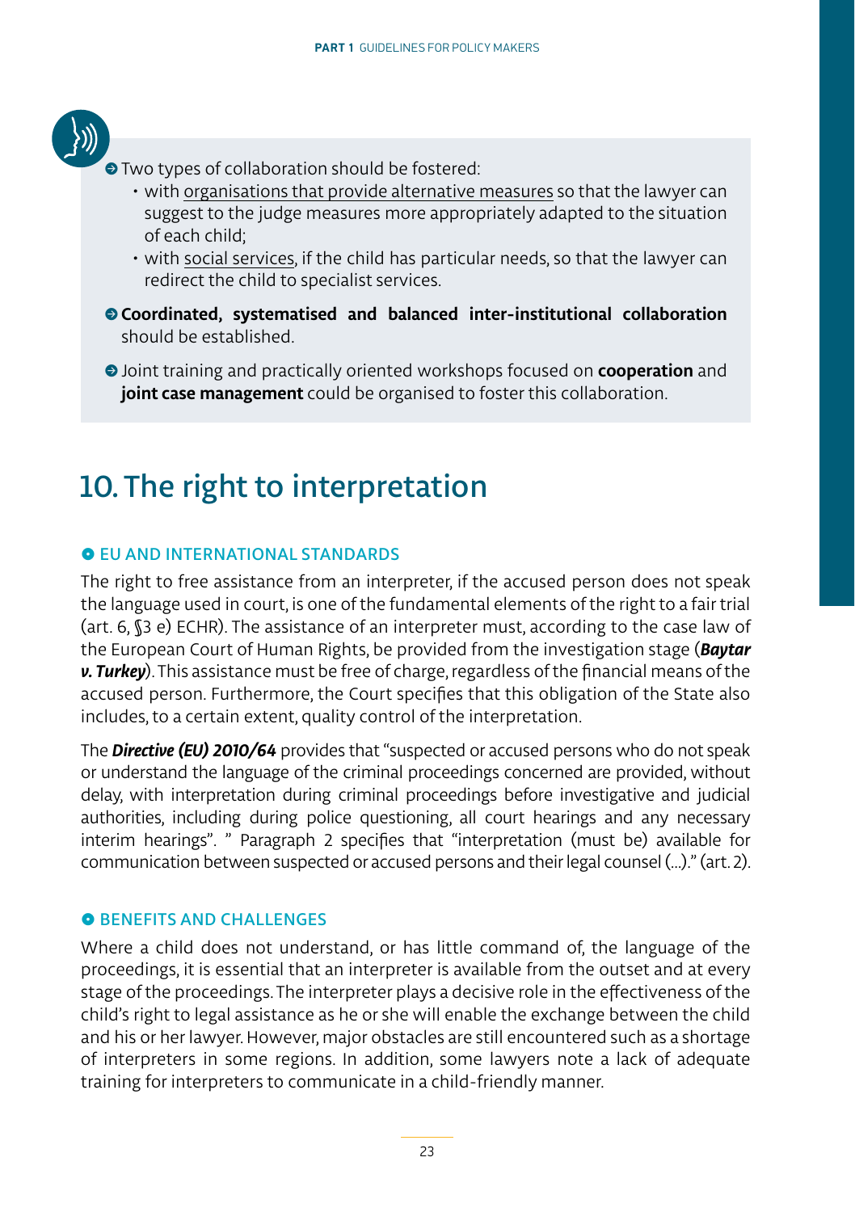- Two types of collaboration should be fostered:
  - with organisations that provide alternative measures so that the lawyer can suggest to the judge measures more appropriately adapted to the situation of each child;
  - with social services, if the child has particular needs, so that the lawyer can redirect the child to specialist services.
- **Coordinated, systematised and balanced inter-institutional collaboration** should be established.
- Joint training and practically oriented workshops focused on **cooperation** and **joint case management** could be organised to foster this collaboration.

# 10. The right to interpretation

### EU AND INTERNATIONAL STANDARDS

The right to free assistance from an interpreter, if the accused person does not speak the language used in court, is one of the fundamental elements of the right to a fair trial (art. 6, §3 e) ECHR). The assistance of an interpreter must, according to the case law of the European Court of Human Rights, be provided from the investigation stage (***Baytar v. Turkey***). This assistance must be free of charge, regardless of the financial means of the accused person. Furthermore, the Court specifies that this obligation of the State also includes, to a certain extent, quality control of the interpretation.

The ***Directive (EU) 2010/64*** provides that "suspected or accused persons who do not speak or understand the language of the criminal proceedings concerned are provided, without delay, with interpretation during criminal proceedings before investigative and judicial authorities, including during police questioning, all court hearings and any necessary interim hearings". " Paragraph 2 specifies that "interpretation (must be) available for communication between suspected or accused persons and their legal counsel (...)." (art. 2).

### BENEFITS AND CHALLENGES

Where a child does not understand, or has little command of, the language of the proceedings, it is essential that an interpreter is available from the outset and at every stage of the proceedings. The interpreter plays a decisive role in the effectiveness of the child's right to legal assistance as he or she will enable the exchange between the child and his or her lawyer. However, major obstacles are still encountered such as a shortage of interpreters in some regions. In addition, some lawyers note a lack of adequate training for interpreters to communicate in a child-friendly manner.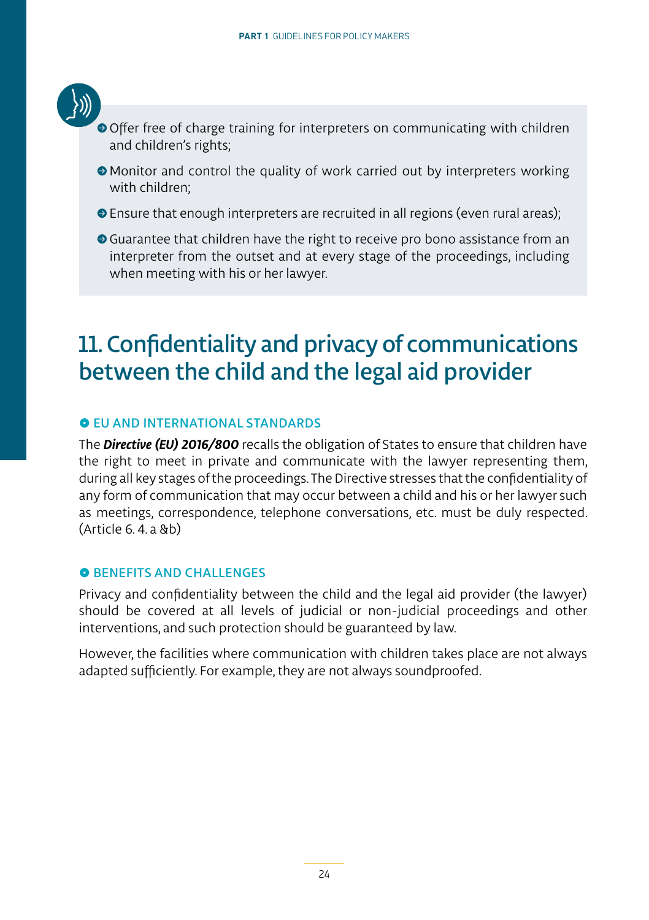- Offer free of charge training for interpreters on communicating with children and children's rights;
- Monitor and control the quality of work carried out by interpreters working with children;
- Ensure that enough interpreters are recruited in all regions (even rural areas);
- Guarantee that children have the right to receive pro bono assistance from an interpreter from the outset and at every stage of the proceedings, including when meeting with his or her lawyer.

# 11. Confidentiality and privacy of communications between the child and the legal aid provider

### EU AND INTERNATIONAL STANDARDS

The ***Directive (EU) 2016/800*** recalls the obligation of States to ensure that children have the right to meet in private and communicate with the lawyer representing them, during all key stages of the proceedings. The Directive stresses that the confidentiality of any form of communication that may occur between a child and his or her lawyer such as meetings, correspondence, telephone conversations, etc. must be duly respected. (Article 6. 4. a &b)

### BENEFITS AND CHALLENGES

Privacy and confidentiality between the child and the legal aid provider (the lawyer) should be covered at all levels of judicial or non-judicial proceedings and other interventions, and such protection should be guaranteed by law.

However, the facilities where communication with children takes place are not always adapted sufficiently. For example, they are not always soundproofed.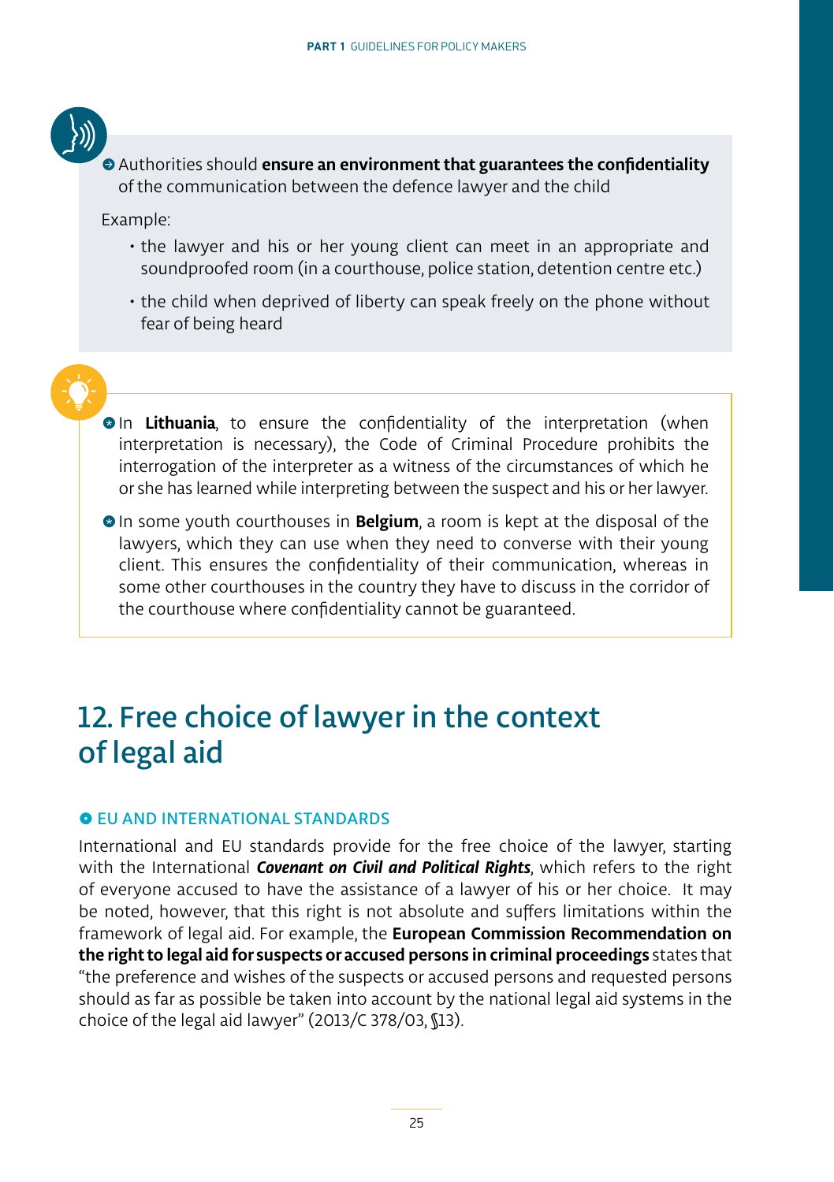- Authorities should **ensure an environment that guarantees the confidentiality** of the communication between the defence lawyer and the child

Example:

- the lawyer and his or her young client can meet in an appropriate and soundproofed room (in a courthouse, police station, detention centre etc.)
- the child when deprived of liberty can speak freely on the phone without fear of being heard

- In **Lithuania**, to ensure the confidentiality of the interpretation (when interpretation is necessary), the Code of Criminal Procedure prohibits the interrogation of the interpreter as a witness of the circumstances of which he or she has learned while interpreting between the suspect and his or her lawyer.
- In some youth courthouses in **Belgium**, a room is kept at the disposal of the lawyers, which they can use when they need to converse with their young client. This ensures the confidentiality of their communication, whereas in some other courthouses in the country they have to discuss in the corridor of the courthouse where confidentiality cannot be guaranteed.

# 12. Free choice of lawyer in the context of legal aid

### EU AND INTERNATIONAL STANDARDS

International and EU standards provide for the free choice of the lawyer, starting with the International ***Covenant on Civil and Political Rights***, which refers to the right of everyone accused to have the assistance of a lawyer of his or her choice. It may be noted, however, that this right is not absolute and suffers limitations within the framework of legal aid. For example, the **European Commission Recommendation on the right to legal aid for suspects or accused persons in criminal proceedings** states that "the preference and wishes of the suspects or accused persons and requested persons should as far as possible be taken into account by the national legal aid systems in the choice of the legal aid lawyer" (2013/C 378/03, §13).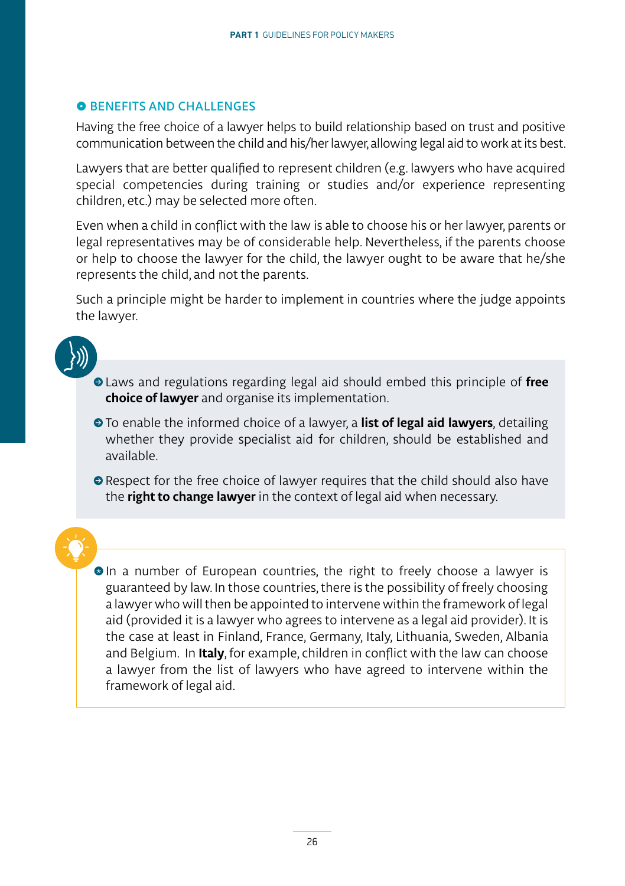## BENEFITS AND CHALLENGES

Having the free choice of a lawyer helps to build relationship based on trust and positive communication between the child and his/her lawyer, allowing legal aid to work at its best.

Lawyers that are better qualified to represent children (e.g. lawyers who have acquired special competencies during training or studies and/or experience representing children, etc.) may be selected more often.

Even when a child in conflict with the law is able to choose his or her lawyer, parents or legal representatives may be of considerable help. Nevertheless, if the parents choose or help to choose the lawyer for the child, the lawyer ought to be aware that he/she represents the child, and not the parents.

Such a principle might be harder to implement in countries where the judge appoints the lawyer.

- Laws and regulations regarding legal aid should embed this principle of **free choice of lawyer** and organise its implementation.
- To enable the informed choice of a lawyer, a **list of legal aid lawyers**, detailing whether they provide specialist aid for children, should be established and available.
- Respect for the free choice of lawyer requires that the child should also have the **right to change lawyer** in the context of legal aid when necessary.

- In a number of European countries, the right to freely choose a lawyer is guaranteed by law. In those countries, there is the possibility of freely choosing a lawyer who will then be appointed to intervene within the framework of legal aid (provided it is a lawyer who agrees to intervene as a legal aid provider). It is the case at least in Finland, France, Germany, Italy, Lithuania, Sweden, Albania and Belgium. In **Italy**, for example, children in conflict with the law can choose a lawyer from the list of lawyers who have agreed to intervene within the framework of legal aid.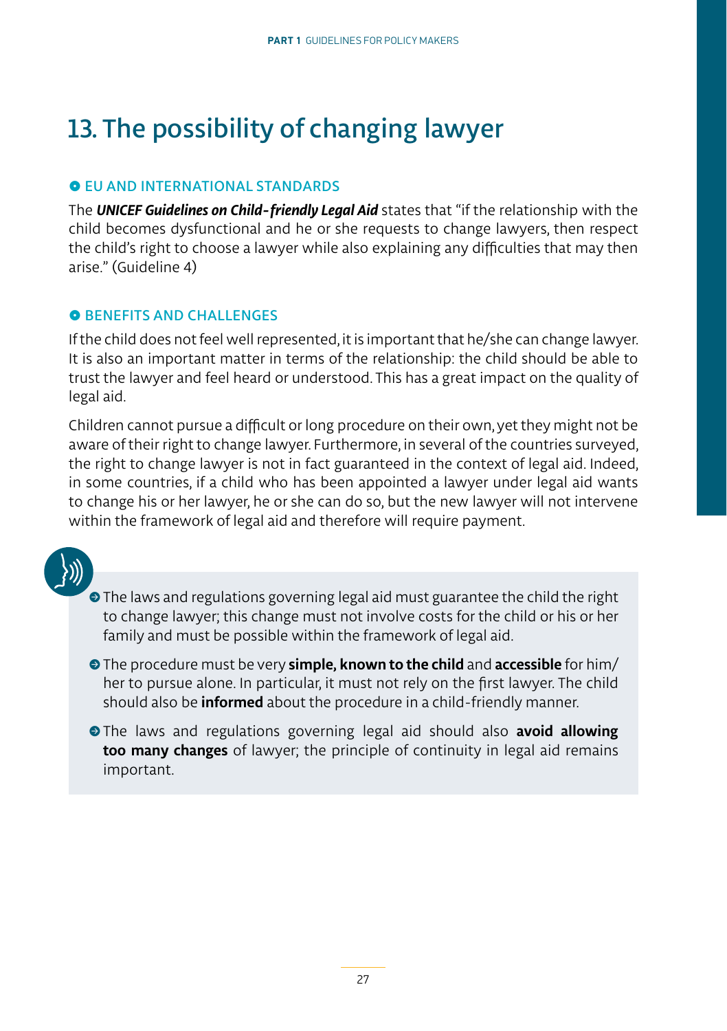# 13. The possibility of changing lawyer

## EU AND INTERNATIONAL STANDARDS

The ***UNICEF Guidelines on Child-friendly Legal Aid*** states that "if the relationship with the child becomes dysfunctional and he or she requests to change lawyers, then respect the child's right to choose a lawyer while also explaining any difficulties that may then arise." (Guideline 4)

## BENEFITS AND CHALLENGES

If the child does not feel well represented, it is important that he/she can change lawyer. It is also an important matter in terms of the relationship: the child should be able to trust the lawyer and feel heard or understood. This has a great impact on the quality of legal aid.

Children cannot pursue a difficult or long procedure on their own, yet they might not be aware of their right to change lawyer. Furthermore, in several of the countries surveyed, the right to change lawyer is not in fact guaranteed in the context of legal aid. Indeed, in some countries, if a child who has been appointed a lawyer under legal aid wants to change his or her lawyer, he or she can do so, but the new lawyer will not intervene within the framework of legal aid and therefore will require payment.

- The laws and regulations governing legal aid must guarantee the child the right to change lawyer; this change must not involve costs for the child or his or her family and must be possible within the framework of legal aid.
- The procedure must be very **simple, known to the child** and **accessible** for him/her to pursue alone. In particular, it must not rely on the first lawyer. The child should also be **informed** about the procedure in a child-friendly manner.
- The laws and regulations governing legal aid should also **avoid allowing too many changes** of lawyer; the principle of continuity in legal aid remains important.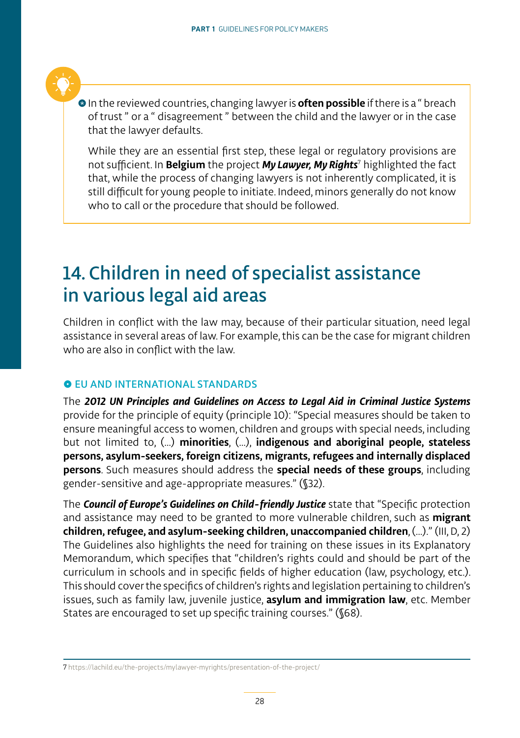- In the reviewed countries, changing lawyer is **often possible** if there is a " breach of trust " or a " disagreement " between the child and the lawyer or in the case that the lawyer defaults.

While they are an essential first step, these legal or regulatory provisions are not sufficient. In **Belgium** the project ***My Lawyer, My Rights***[7] highlighted the fact that, while the process of changing lawyers is not inherently complicated, it is still difficult for young people to initiate. Indeed, minors generally do not know who to call or the procedure that should be followed.

# 14. Children in need of specialist assistance in various legal aid areas

Children in conflict with the law may, because of their particular situation, need legal assistance in several areas of law. For example, this can be the case for migrant children who are also in conflict with the law.

### EU AND INTERNATIONAL STANDARDS

The ***2012 UN Principles and Guidelines on Access to Legal Aid in Criminal Justice Systems*** provide for the principle of equity (principle 10): "Special measures should be taken to ensure meaningful access to women, children and groups with special needs, including but not limited to, (...) **minorities**, (...), **indigenous and aboriginal people, stateless persons, asylum-seekers, foreign citizens, migrants, refugees and internally displaced persons**. Such measures should address the **special needs of these groups**, including gender-sensitive and age-appropriate measures." (§32).

The ***Council of Europe's Guidelines on Child-friendly Justice*** state that "Specific protection and assistance may need to be granted to more vulnerable children, such as **migrant children, refugee, and asylum-seeking children, unaccompanied children**, (...)." (III, D, 2) The Guidelines also highlights the need for training on these issues in its Explanatory Memorandum, which specifies that "children's rights could and should be part of the curriculum in schools and in specific fields of higher education (law, psychology, etc.). This should cover the specifics of children's rights and legislation pertaining to children's issues, such as family law, juvenile justice, **asylum and immigration law**, etc. Member States are encouraged to set up specific training courses." (§68).

---

7 https://lachild.eu/the-projects/mylawyer-myrights/presentation-of-the-project/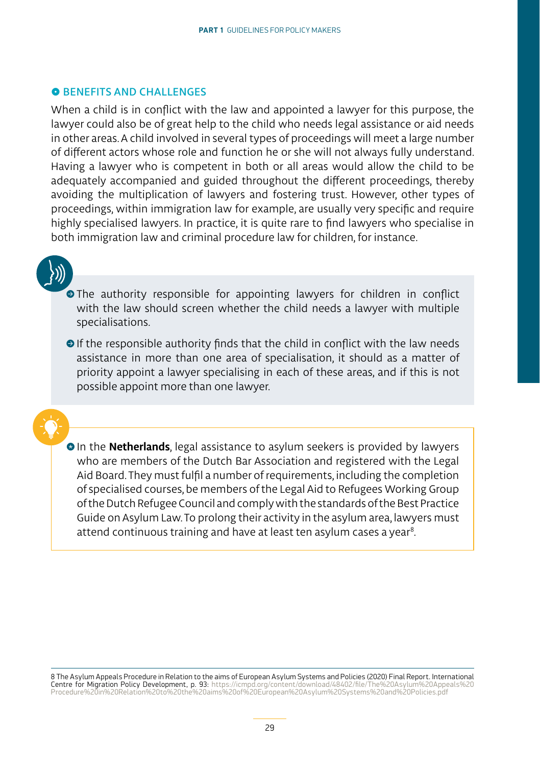### BENEFITS AND CHALLENGES

When a child is in conflict with the law and appointed a lawyer for this purpose, the lawyer could also be of great help to the child who needs legal assistance or aid needs in other areas. A child involved in several types of proceedings will meet a large number of different actors whose role and function he or she will not always fully understand. Having a lawyer who is competent in both or all areas would allow the child to be adequately accompanied and guided throughout the different proceedings, thereby avoiding the multiplication of lawyers and fostering trust. However, other types of proceedings, within immigration law for example, are usually very specific and require highly specialised lawyers. In practice, it is quite rare to find lawyers who specialise in both immigration law and criminal procedure law for children, for instance.

- The authority responsible for appointing lawyers for children in conflict with the law should screen whether the child needs a lawyer with multiple specialisations.
- If the responsible authority finds that the child in conflict with the law needs assistance in more than one area of specialisation, it should as a matter of priority appoint a lawyer specialising in each of these areas, and if this is not possible appoint more than one lawyer.

- In the **Netherlands**, legal assistance to asylum seekers is provided by lawyers who are members of the Dutch Bar Association and registered with the Legal Aid Board. They must fulfil a number of requirements, including the completion of specialised courses, be members of the Legal Aid to Refugees Working Group of the Dutch Refugee Council and comply with the standards of the Best Practice Guide on Asylum Law. To prolong their activity in the asylum area, lawyers must attend continuous training and have at least ten asylum cases a year[8].

8 The Asylum Appeals Procedure in Relation to the aims of European Asylum Systems and Policies (2020) Final Report. International Centre for Migration Policy Development, p. 93: https://icmpd.org/content/download/48402/file/The%20Asylum%20Appeals%20Procedure%20in%20Relation%20to%20the%20aims%20of%20European%20Asylum%20Systems%20and%20Policies.pdf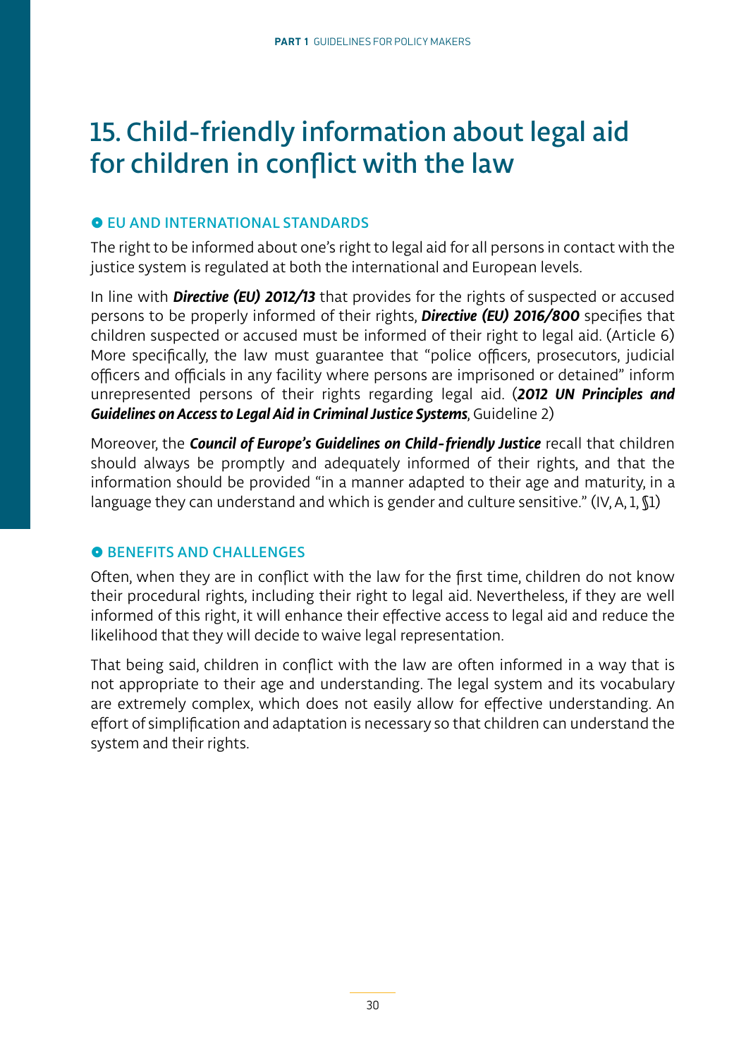# 15. Child-friendly information about legal aid for children in conflict with the law

## EU AND INTERNATIONAL STANDARDS

The right to be informed about one's right to legal aid for all persons in contact with the justice system is regulated at both the international and European levels.

In line with ***Directive (EU) 2012/13*** that provides for the rights of suspected or accused persons to be properly informed of their rights, ***Directive (EU) 2016/800*** specifies that children suspected or accused must be informed of their right to legal aid. (Article 6) More specifically, the law must guarantee that "police officers, prosecutors, judicial officers and officials in any facility where persons are imprisoned or detained" inform unrepresented persons of their rights regarding legal aid. (***2012 UN Principles and Guidelines on Access to Legal Aid in Criminal Justice Systems***, Guideline 2)

Moreover, the ***Council of Europe's Guidelines on Child-friendly Justice*** recall that children should always be promptly and adequately informed of their rights, and that the information should be provided "in a manner adapted to their age and maturity, in a language they can understand and which is gender and culture sensitive." (IV, A, 1, §1)

## BENEFITS AND CHALLENGES

Often, when they are in conflict with the law for the first time, children do not know their procedural rights, including their right to legal aid. Nevertheless, if they are well informed of this right, it will enhance their effective access to legal aid and reduce the likelihood that they will decide to waive legal representation.

That being said, children in conflict with the law are often informed in a way that is not appropriate to their age and understanding. The legal system and its vocabulary are extremely complex, which does not easily allow for effective understanding. An effort of simplification and adaptation is necessary so that children can understand the system and their rights.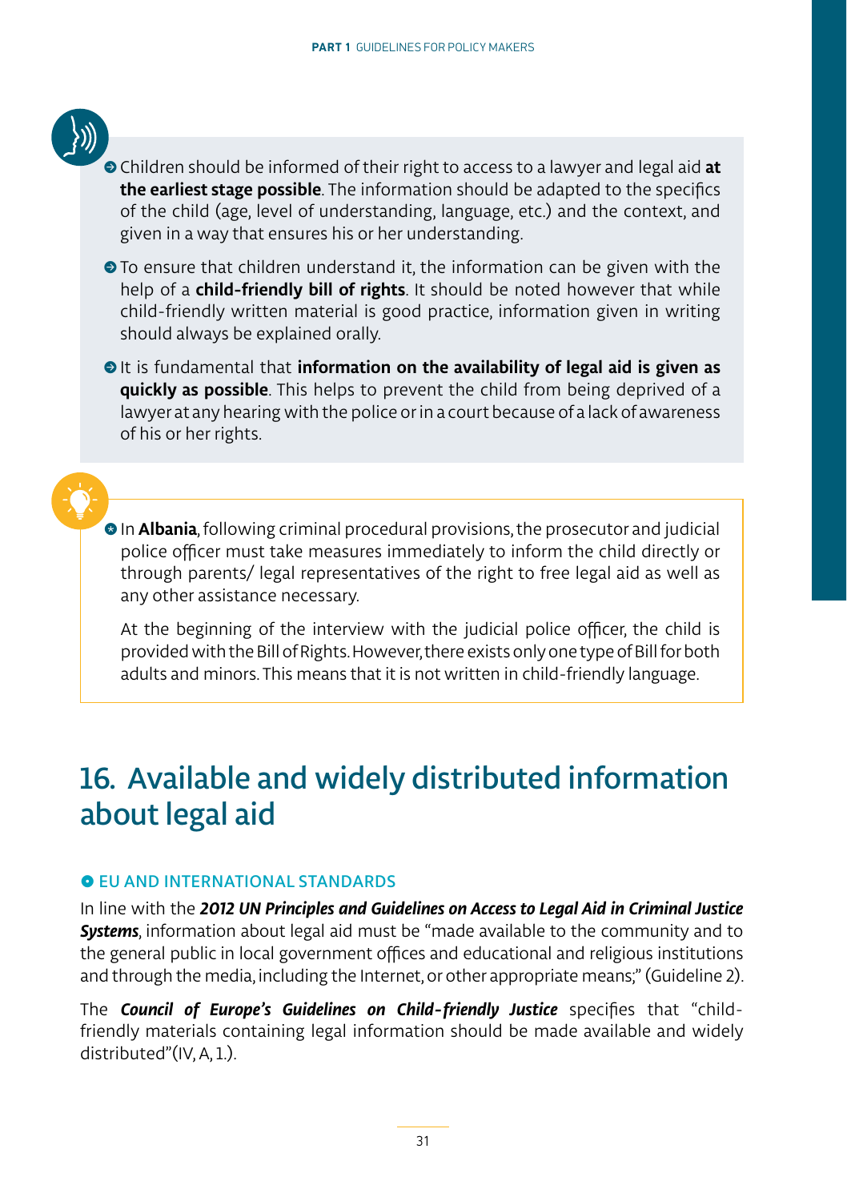- Children should be informed of their right to access to a lawyer and legal aid **at the earliest stage possible**. The information should be adapted to the specifics of the child (age, level of understanding, language, etc.) and the context, and given in a way that ensures his or her understanding.
- To ensure that children understand it, the information can be given with the help of a **child-friendly bill of rights**. It should be noted however that while child-friendly written material is good practice, information given in writing should always be explained orally.
- It is fundamental that **information on the availability of legal aid is given as quickly as possible**. This helps to prevent the child from being deprived of a lawyer at any hearing with the police or in a court because of a lack of awareness of his or her rights.

---

- In **Albania**, following criminal procedural provisions, the prosecutor and judicial police officer must take measures immediately to inform the child directly or through parents/ legal representatives of the right to free legal aid as well as any other assistance necessary.

  At the beginning of the interview with the judicial police officer, the child is provided with the Bill of Rights. However, there exists only one type of Bill for both adults and minors. This means that it is not written in child-friendly language.

## 16. Available and widely distributed information about legal aid

### EU AND INTERNATIONAL STANDARDS

In line with the ***2012 UN Principles and Guidelines on Access to Legal Aid in Criminal Justice Systems***, information about legal aid must be "made available to the community and to the general public in local government offices and educational and religious institutions and through the media, including the Internet, or other appropriate means;" (Guideline 2).

The ***Council of Europe's Guidelines on Child-friendly Justice*** specifies that "child-friendly materials containing legal information should be made available and widely distributed"(IV, A, 1.).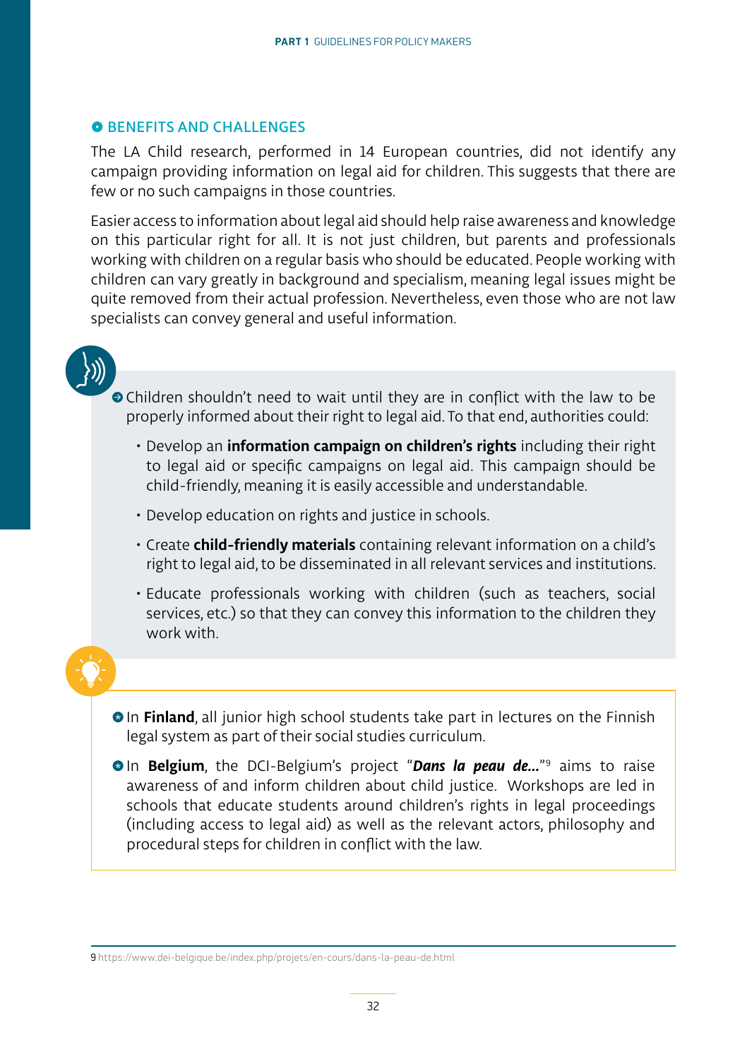## BENEFITS AND CHALLENGES

The LA Child research, performed in 14 European countries, did not identify any campaign providing information on legal aid for children. This suggests that there are few or no such campaigns in those countries.

Easier access to information about legal aid should help raise awareness and knowledge on this particular right for all. It is not just children, but parents and professionals working with children on a regular basis who should be educated. People working with children can vary greatly in background and specialism, meaning legal issues might be quite removed from their actual profession. Nevertheless, even those who are not law specialists can convey general and useful information.

- Children shouldn't need to wait until they are in conflict with the law to be properly informed about their right to legal aid. To that end, authorities could:
  - Develop an **information campaign on children's rights** including their right to legal aid or specific campaigns on legal aid. This campaign should be child-friendly, meaning it is easily accessible and understandable.
  - Develop education on rights and justice in schools.
  - Create **child-friendly materials** containing relevant information on a child's right to legal aid, to be disseminated in all relevant services and institutions.
  - Educate professionals working with children (such as teachers, social services, etc.) so that they can convey this information to the children they work with.

- In **Finland**, all junior high school students take part in lectures on the Finnish legal system as part of their social studies curriculum.
- In **Belgium**, the DCI-Belgium's project "***Dans la peau de...***"[9] aims to raise awareness of and inform children about child justice. Workshops are led in schools that educate students around children's rights in legal proceedings (including access to legal aid) as well as the relevant actors, philosophy and procedural steps for children in conflict with the law.

---

9 https://www.dei-belgique.be/index.php/projets/en-cours/dans-la-peau-de.html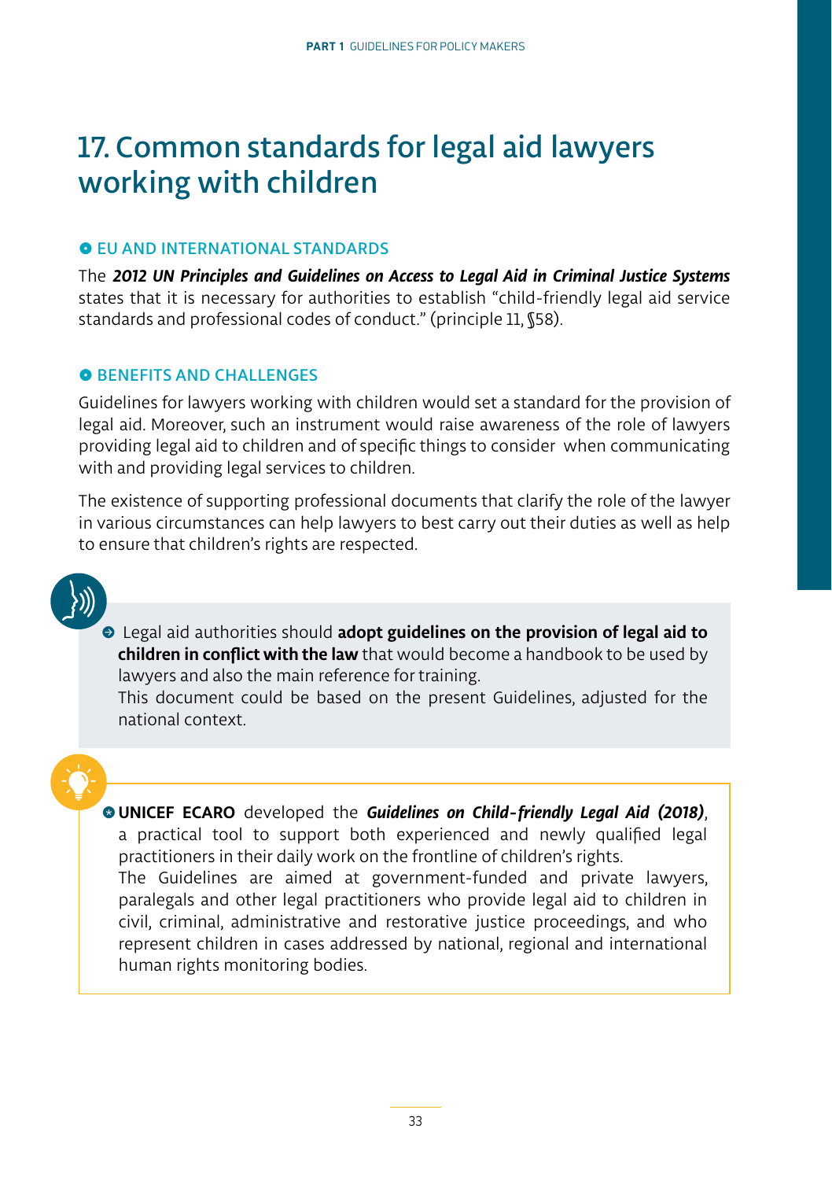# 17. Common standards for legal aid lawyers working with children

## EU AND INTERNATIONAL STANDARDS

The ***2012 UN Principles and Guidelines on Access to Legal Aid in Criminal Justice Systems*** states that it is necessary for authorities to establish "child-friendly legal aid service standards and professional codes of conduct." (principle 11, §58).

## BENEFITS AND CHALLENGES

Guidelines for lawyers working with children would set a standard for the provision of legal aid. Moreover, such an instrument would raise awareness of the role of lawyers providing legal aid to children and of specific things to consider when communicating with and providing legal services to children.

The existence of supporting professional documents that clarify the role of the lawyer in various circumstances can help lawyers to best carry out their duties as well as help to ensure that children's rights are respected.

- Legal aid authorities should **adopt guidelines on the provision of legal aid to children in conflict with the law** that would become a handbook to be used by lawyers and also the main reference for training.
  This document could be based on the present Guidelines, adjusted for the national context.

- **UNICEF ECARO** developed the ***Guidelines on Child-friendly Legal Aid (2018)***, a practical tool to support both experienced and newly qualified legal practitioners in their daily work on the frontline of children's rights.
  The Guidelines are aimed at government-funded and private lawyers, paralegals and other legal practitioners who provide legal aid to children in civil, criminal, administrative and restorative justice proceedings, and who represent children in cases addressed by national, regional and international human rights monitoring bodies.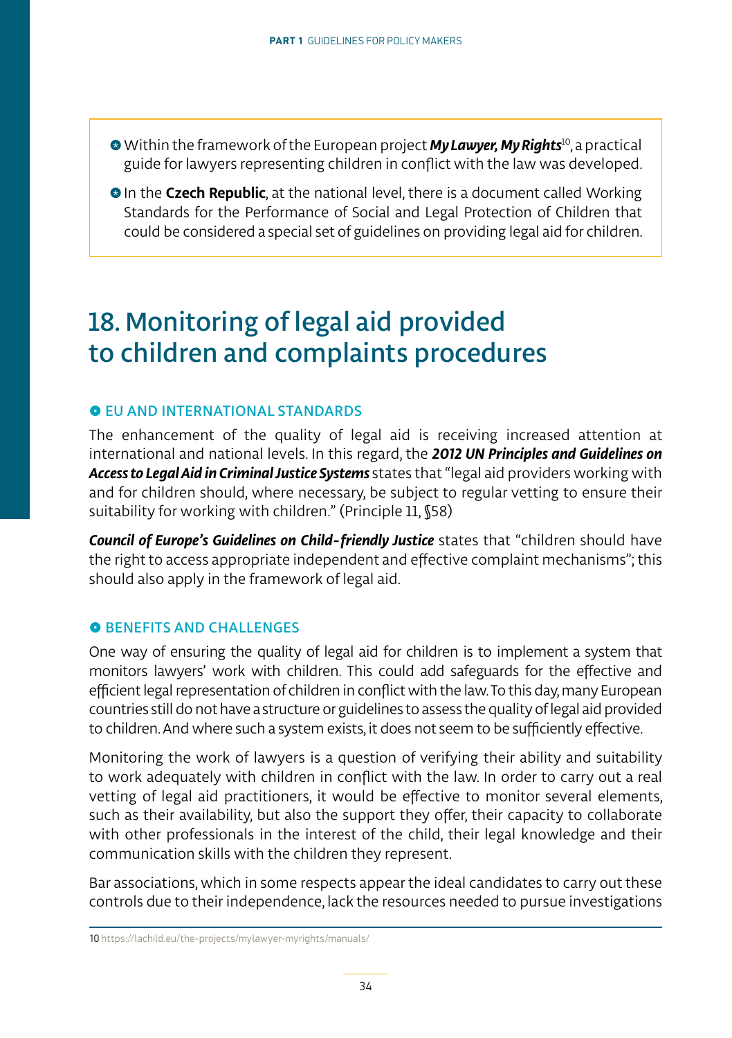- Within the framework of the European project ***My Lawyer, My Rights***[10], a practical guide for lawyers representing children in conflict with the law was developed.
- In the **Czech Republic**, at the national level, there is a document called Working Standards for the Performance of Social and Legal Protection of Children that could be considered a special set of guidelines on providing legal aid for children.

# 18. Monitoring of legal aid provided to children and complaints procedures

## EU AND INTERNATIONAL STANDARDS

The enhancement of the quality of legal aid is receiving increased attention at international and national levels. In this regard, the ***2012 UN Principles and Guidelines on Access to Legal Aid in Criminal Justice Systems*** states that "legal aid providers working with and for children should, where necessary, be subject to regular vetting to ensure their suitability for working with children." (Principle 11, §58)

***Council of Europe's Guidelines on Child-friendly Justice*** states that "children should have the right to access appropriate independent and effective complaint mechanisms"; this should also apply in the framework of legal aid.

## BENEFITS AND CHALLENGES

One way of ensuring the quality of legal aid for children is to implement a system that monitors lawyers' work with children. This could add safeguards for the effective and efficient legal representation of children in conflict with the law. To this day, many European countries still do not have a structure or guidelines to assess the quality of legal aid provided to children. And where such a system exists, it does not seem to be sufficiently effective.

Monitoring the work of lawyers is a question of verifying their ability and suitability to work adequately with children in conflict with the law. In order to carry out a real vetting of legal aid practitioners, it would be effective to monitor several elements, such as their availability, but also the support they offer, their capacity to collaborate with other professionals in the interest of the child, their legal knowledge and their communication skills with the children they represent.

Bar associations, which in some respects appear the ideal candidates to carry out these controls due to their independence, lack the resources needed to pursue investigations

---

10 https://lachild.eu/the-projects/mylawyer-myrights/manuals/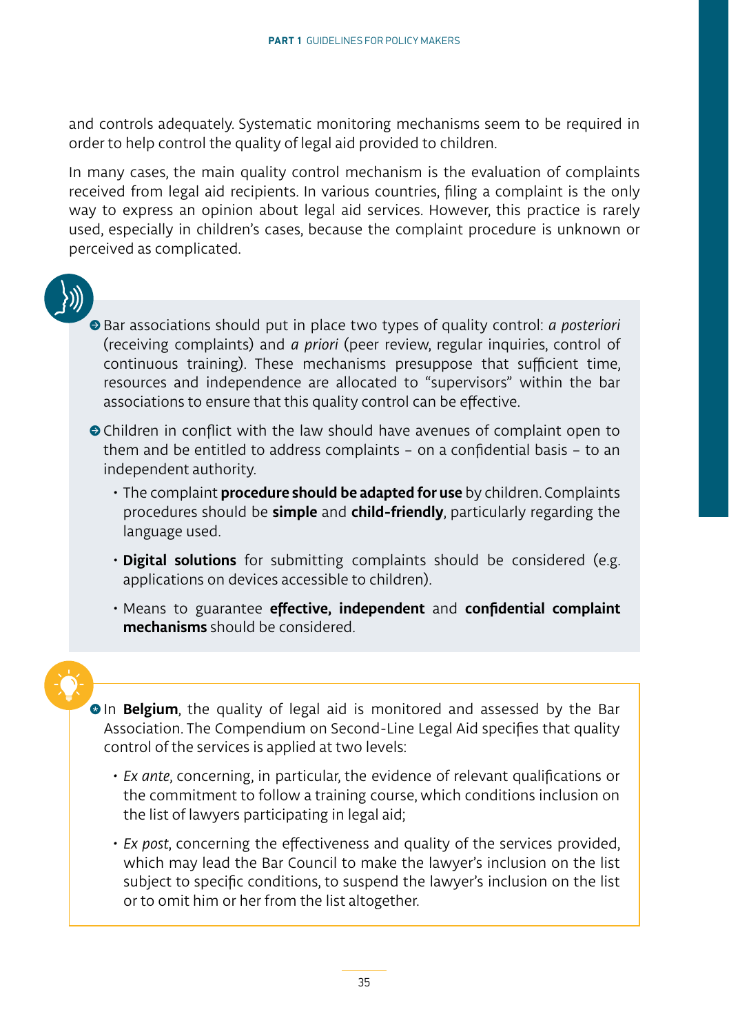and controls adequately. Systematic monitoring mechanisms seem to be required in order to help control the quality of legal aid provided to children.

In many cases, the main quality control mechanism is the evaluation of complaints received from legal aid recipients. In various countries, filing a complaint is the only way to express an opinion about legal aid services. However, this practice is rarely used, especially in children's cases, because the complaint procedure is unknown or perceived as complicated.

- Bar associations should put in place two types of quality control: *a posteriori* (receiving complaints) and *a priori* (peer review, regular inquiries, control of continuous training). These mechanisms presuppose that sufficient time, resources and independence are allocated to "supervisors" within the bar associations to ensure that this quality control can be effective.
- Children in conflict with the law should have avenues of complaint open to them and be entitled to address complaints – on a confidential basis – to an independent authority.
    - The complaint **procedure should be adapted for use** by children. Complaints procedures should be **simple** and **child-friendly**, particularly regarding the language used.
    - **Digital solutions** for submitting complaints should be considered (e.g. applications on devices accessible to children).
    - Means to guarantee **effective, independent** and **confidential complaint mechanisms** should be considered.

- In **Belgium**, the quality of legal aid is monitored and assessed by the Bar Association. The Compendium on Second-Line Legal Aid specifies that quality control of the services is applied at two levels:
    - *Ex ante*, concerning, in particular, the evidence of relevant qualifications or the commitment to follow a training course, which conditions inclusion on the list of lawyers participating in legal aid;
    - *Ex post*, concerning the effectiveness and quality of the services provided, which may lead the Bar Council to make the lawyer's inclusion on the list subject to specific conditions, to suspend the lawyer's inclusion on the list or to omit him or her from the list altogether.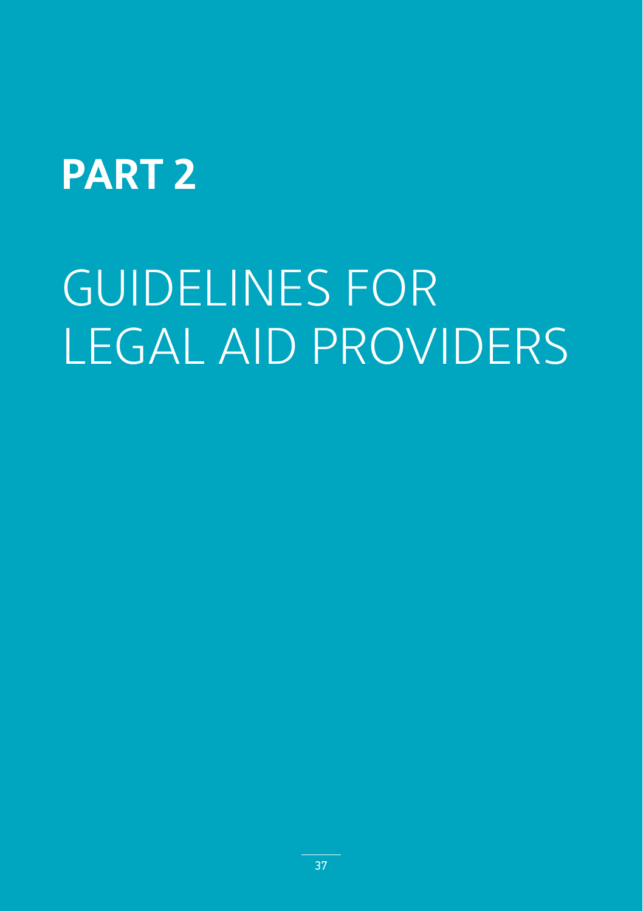# PART 2

# GUIDELINES FOR LEGAL AID PROVIDERS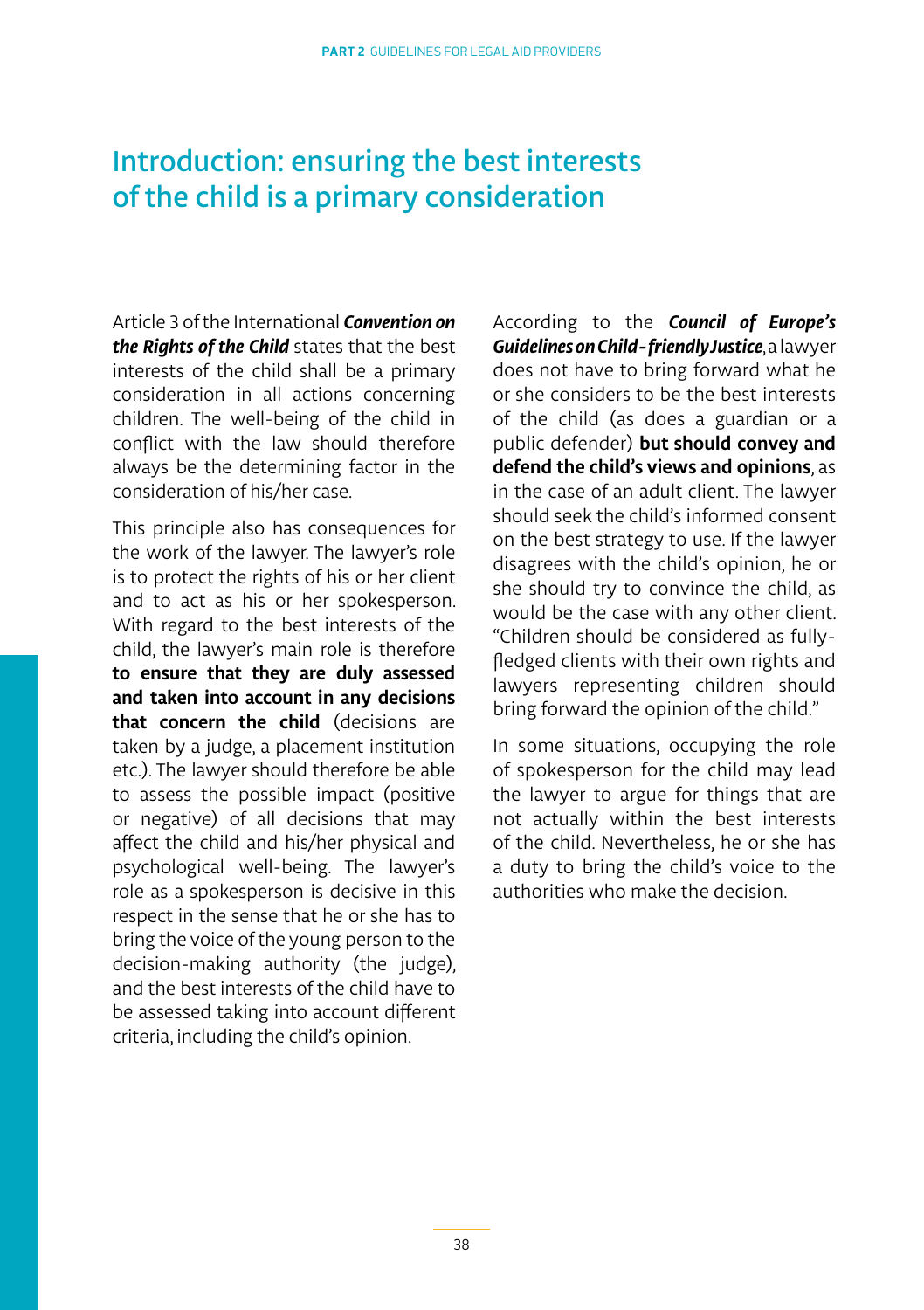# Introduction: ensuring the best interests of the child is a primary consideration

Article 3 of the International ***Convention on the Rights of the Child*** states that the best interests of the child shall be a primary consideration in all actions concerning children. The well-being of the child in conflict with the law should therefore always be the determining factor in the consideration of his/her case.

This principle also has consequences for the work of the lawyer. The lawyer's role is to protect the rights of his or her client and to act as his or her spokesperson. With regard to the best interests of the child, the lawyer's main role is therefore **to ensure that they are duly assessed and taken into account in any decisions that concern the child** (decisions are taken by a judge, a placement institution etc.). The lawyer should therefore be able to assess the possible impact (positive or negative) of all decisions that may affect the child and his/her physical and psychological well-being. The lawyer's role as a spokesperson is decisive in this respect in the sense that he or she has to bring the voice of the young person to the decision-making authority (the judge), and the best interests of the child have to be assessed taking into account different criteria, including the child's opinion.

According to the ***Council of Europe's Guidelines on Child-friendly Justice***, a lawyer does not have to bring forward what he or she considers to be the best interests of the child (as does a guardian or a public defender) **but should convey and defend the child's views and opinions**, as in the case of an adult client. The lawyer should seek the child's informed consent on the best strategy to use. If the lawyer disagrees with the child's opinion, he or she should try to convince the child, as would be the case with any other client. "Children should be considered as fully-fledged clients with their own rights and lawyers representing children should bring forward the opinion of the child."

In some situations, occupying the role of spokesperson for the child may lead the lawyer to argue for things that are not actually within the best interests of the child. Nevertheless, he or she has a duty to bring the child's voice to the authorities who make the decision.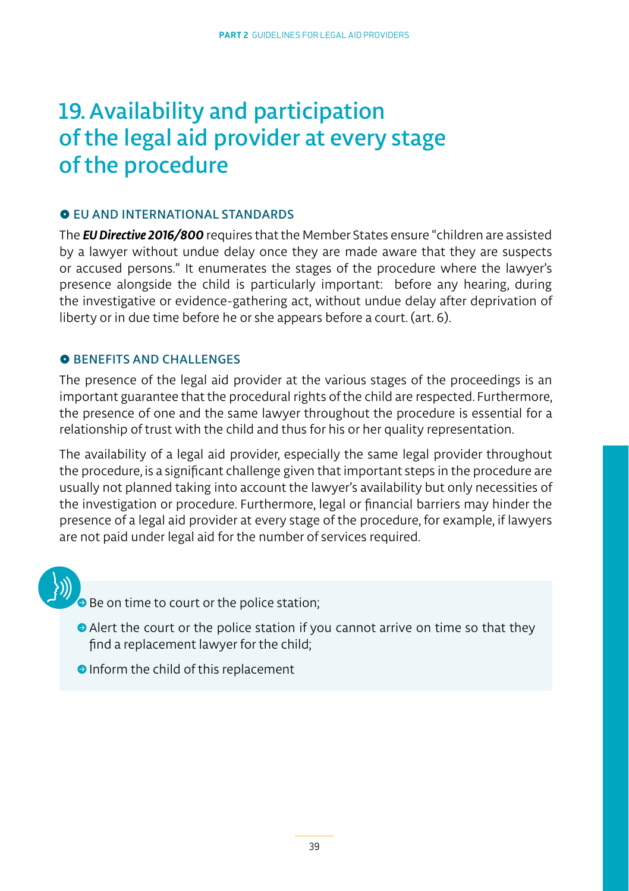# 19. Availability and participation of the legal aid provider at every stage of the procedure

## EU AND INTERNATIONAL STANDARDS

The ***EU Directive 2016/800*** requires that the Member States ensure "children are assisted by a lawyer without undue delay once they are made aware that they are suspects or accused persons." It enumerates the stages of the procedure where the lawyer's presence alongside the child is particularly important: before any hearing, during the investigative or evidence-gathering act, without undue delay after deprivation of liberty or in due time before he or she appears before a court. (art. 6).

## BENEFITS AND CHALLENGES

The presence of the legal aid provider at the various stages of the proceedings is an important guarantee that the procedural rights of the child are respected. Furthermore, the presence of one and the same lawyer throughout the procedure is essential for a relationship of trust with the child and thus for his or her quality representation.

The availability of a legal aid provider, especially the same legal provider throughout the procedure, is a significant challenge given that important steps in the procedure are usually not planned taking into account the lawyer's availability but only necessities of the investigation or procedure. Furthermore, legal or financial barriers may hinder the presence of a legal aid provider at every stage of the procedure, for example, if lawyers are not paid under legal aid for the number of services required.

- Be on time to court or the police station;
- Alert the court or the police station if you cannot arrive on time so that they find a replacement lawyer for the child;
- Inform the child of this replacement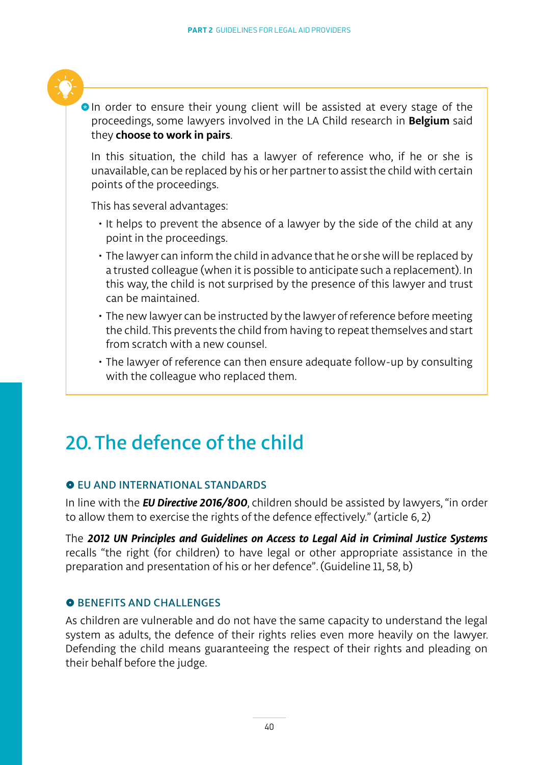In order to ensure their young client will be assisted at every stage of the proceedings, some lawyers involved in the LA Child research in **Belgium** said they **choose to work in pairs**.

In this situation, the child has a lawyer of reference who, if he or she is unavailable, can be replaced by his or her partner to assist the child with certain points of the proceedings.

This has several advantages:

- It helps to prevent the absence of a lawyer by the side of the child at any point in the proceedings.
- The lawyer can inform the child in advance that he or she will be replaced by a trusted colleague (when it is possible to anticipate such a replacement). In this way, the child is not surprised by the presence of this lawyer and trust can be maintained.
- The new lawyer can be instructed by the lawyer of reference before meeting the child. This prevents the child from having to repeat themselves and start from scratch with a new counsel.
- The lawyer of reference can then ensure adequate follow-up by consulting with the colleague who replaced them.

# 20. The defence of the child

## EU AND INTERNATIONAL STANDARDS

In line with the ***EU Directive 2016/800***, children should be assisted by lawyers, "in order to allow them to exercise the rights of the defence effectively." (article 6, 2)

The ***2012 UN Principles and Guidelines on Access to Legal Aid in Criminal Justice Systems*** recalls "the right (for children) to have legal or other appropriate assistance in the preparation and presentation of his or her defence". (Guideline 11, 58, b)

## BENEFITS AND CHALLENGES

As children are vulnerable and do not have the same capacity to understand the legal system as adults, the defence of their rights relies even more heavily on the lawyer. Defending the child means guaranteeing the respect of their rights and pleading on their behalf before the judge.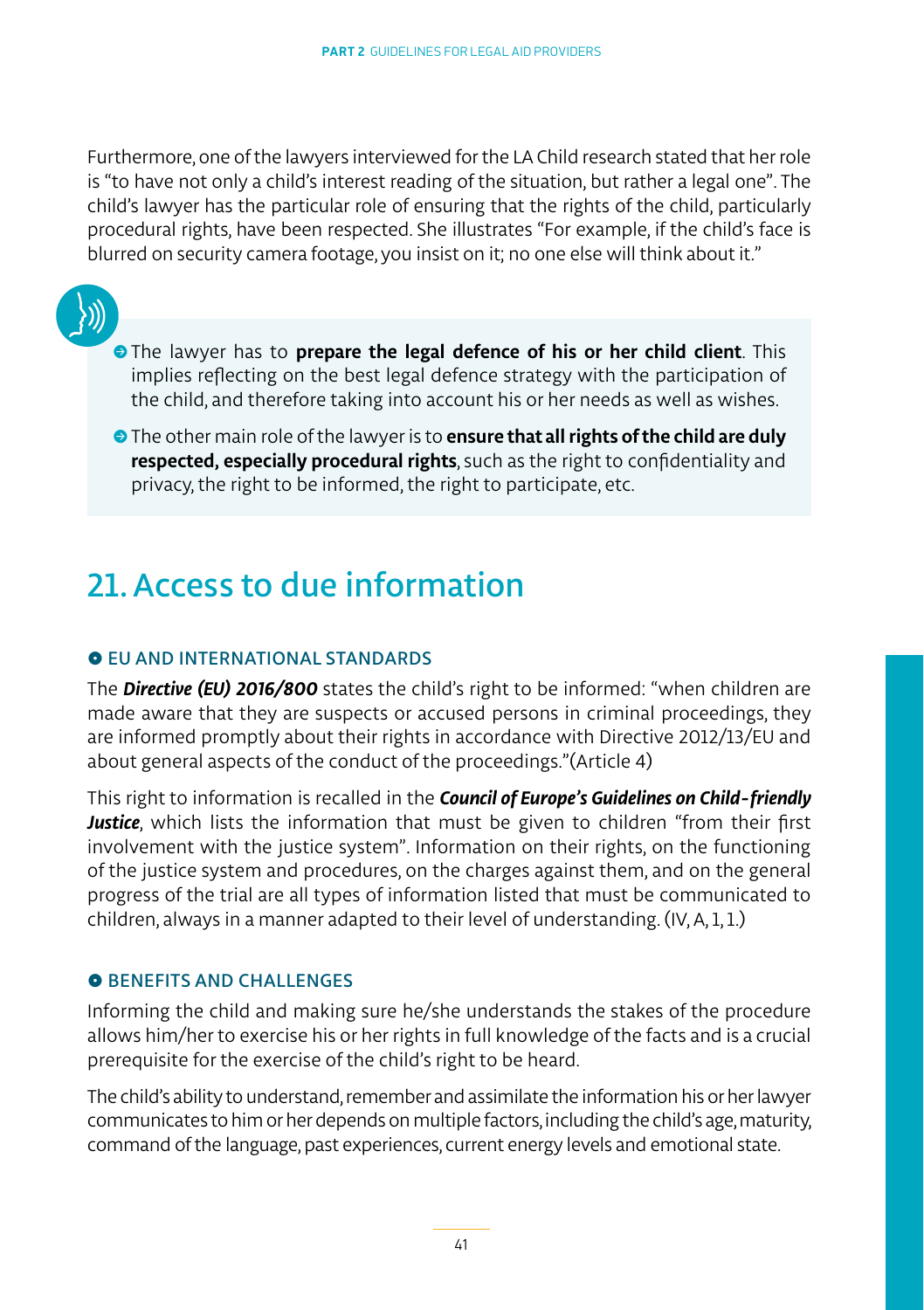Furthermore, one of the lawyers interviewed for the LA Child research stated that her role is "to have not only a child's interest reading of the situation, but rather a legal one". The child's lawyer has the particular role of ensuring that the rights of the child, particularly procedural rights, have been respected. She illustrates "For example, if the child's face is blurred on security camera footage, you insist on it; no one else will think about it."

- The lawyer has to **prepare the legal defence of his or her child client**. This implies reflecting on the best legal defence strategy with the participation of the child, and therefore taking into account his or her needs as well as wishes.
- The other main role of the lawyer is to **ensure that all rights of the child are duly respected, especially procedural rights**, such as the right to confidentiality and privacy, the right to be informed, the right to participate, etc.

# 21. Access to due information

## EU AND INTERNATIONAL STANDARDS

The ***Directive (EU) 2016/800*** states the child's right to be informed: "when children are made aware that they are suspects or accused persons in criminal proceedings, they are informed promptly about their rights in accordance with Directive 2012/13/EU and about general aspects of the conduct of the proceedings."(Article 4)

This right to information is recalled in the ***Council of Europe's Guidelines on Child-friendly Justice***, which lists the information that must be given to children "from their first involvement with the justice system". Information on their rights, on the functioning of the justice system and procedures, on the charges against them, and on the general progress of the trial are all types of information listed that must be communicated to children, always in a manner adapted to their level of understanding. (IV, A, 1, 1.)

## BENEFITS AND CHALLENGES

Informing the child and making sure he/she understands the stakes of the procedure allows him/her to exercise his or her rights in full knowledge of the facts and is a crucial prerequisite for the exercise of the child's right to be heard.

The child's ability to understand, remember and assimilate the information his or her lawyer communicates to him or her depends on multiple factors, including the child's age, maturity, command of the language, past experiences, current energy levels and emotional state.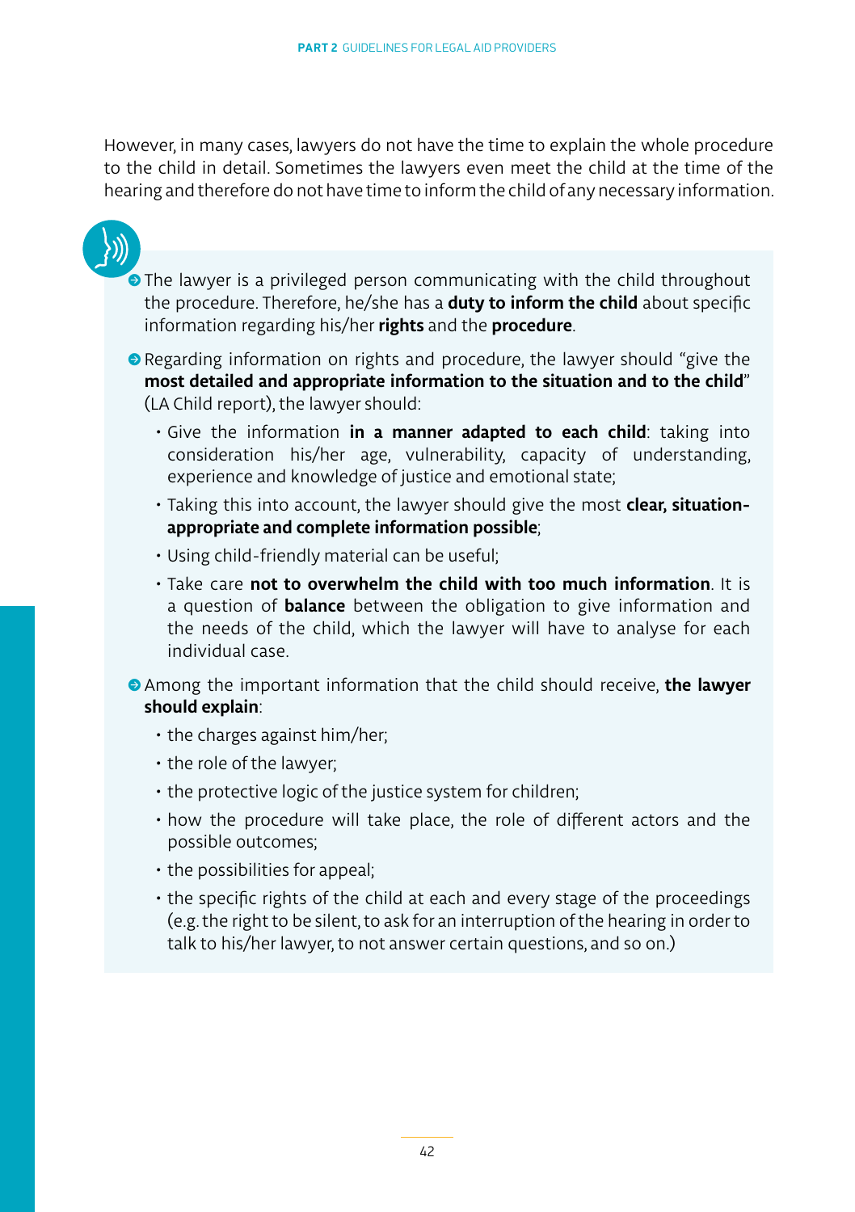However, in many cases, lawyers do not have the time to explain the whole procedure to the child in detail. Sometimes the lawyers even meet the child at the time of the hearing and therefore do not have time to inform the child of any necessary information.

- The lawyer is a privileged person communicating with the child throughout the procedure. Therefore, he/she has a **duty to inform the child** about specific information regarding his/her **rights** and the **procedure**.
- Regarding information on rights and procedure, the lawyer should "give the **most detailed and appropriate information to the situation and to the child**" (LA Child report), the lawyer should:
  - Give the information **in a manner adapted to each child**: taking into consideration his/her age, vulnerability, capacity of understanding, experience and knowledge of justice and emotional state;
  - Taking this into account, the lawyer should give the most **clear, situation-appropriate and complete information possible**;
  - Using child-friendly material can be useful;
  - Take care **not to overwhelm the child with too much information**. It is a question of **balance** between the obligation to give information and the needs of the child, which the lawyer will have to analyse for each individual case.
- Among the important information that the child should receive, **the lawyer should explain**:
  - the charges against him/her;
  - the role of the lawyer;
  - the protective logic of the justice system for children;
  - how the procedure will take place, the role of different actors and the possible outcomes;
  - the possibilities for appeal;
  - the specific rights of the child at each and every stage of the proceedings (e.g. the right to be silent, to ask for an interruption of the hearing in order to talk to his/her lawyer, to not answer certain questions, and so on.)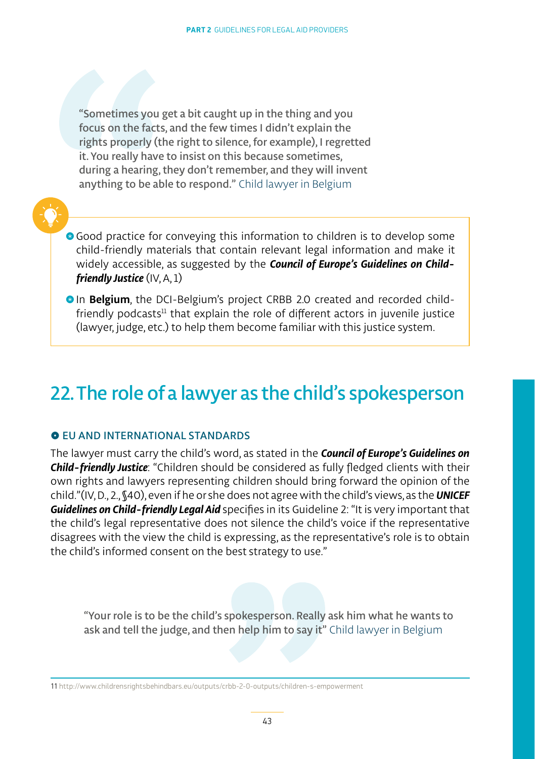"Sometimes you get a bit caught up in the thing and you focus on the facts, and the few times I didn't explain the rights properly (the right to silence, for example), I regretted it. You really have to insist on this because sometimes, during a hearing, they don't remember, and they will invent anything to be able to respond." Child lawyer in Belgium

- Good practice for conveying this information to children is to develop some child-friendly materials that contain relevant legal information and make it widely accessible, as suggested by the ***Council of Europe's Guidelines on Child-friendly Justice*** (IV, A, 1)
- In **Belgium**, the DCI-Belgium's project CRBB 2.0 created and recorded child-friendly podcasts[11] that explain the role of different actors in juvenile justice (lawyer, judge, etc.) to help them become familiar with this justice system.

## 22. The role of a lawyer as the child's spokesperson

### EU AND INTERNATIONAL STANDARDS

The lawyer must carry the child's word, as stated in the ***Council of Europe's Guidelines on Child-friendly Justice***: "Children should be considered as fully fledged clients with their own rights and lawyers representing children should bring forward the opinion of the child."(IV, D., 2., §40), even if he or she does not agree with the child's views, as the ***UNICEF Guidelines on Child-friendly Legal Aid*** specifies in its Guideline 2: "It is very important that the child's legal representative does not silence the child's voice if the representative disagrees with the view the child is expressing, as the representative's role is to obtain the child's informed consent on the best strategy to use."

"Your role is to be the child's spokesperson. Really ask him what he wants to ask and tell the judge, and then help him to say it" Child lawyer in Belgium

11 http://www.childrensrightsbehindbars.eu/outputs/crbb-2-0-outputs/children-s-empowerment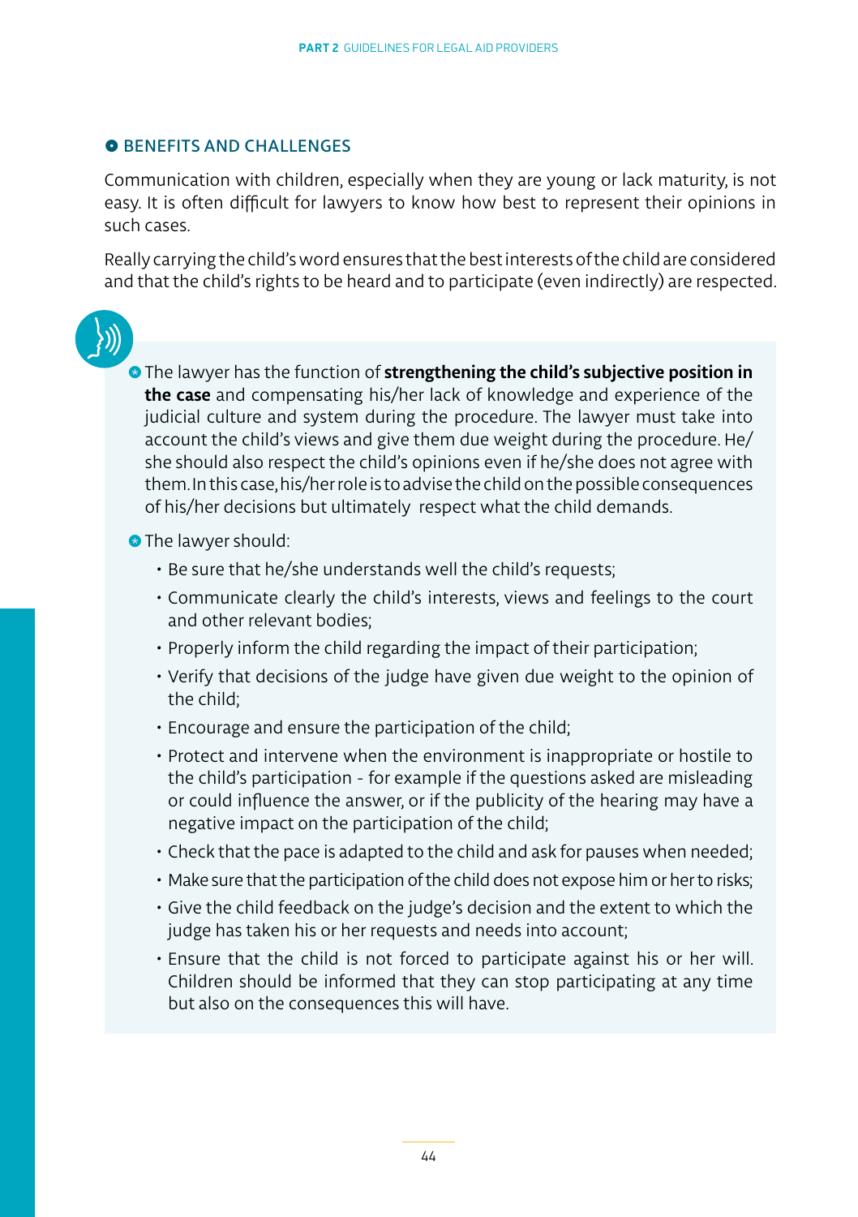## BENEFITS AND CHALLENGES

Communication with children, especially when they are young or lack maturity, is not easy. It is often difficult for lawyers to know how best to represent their opinions in such cases.

Really carrying the child's word ensures that the best interests of the child are considered and that the child's rights to be heard and to participate (even indirectly) are respected.

- The lawyer has the function of **strengthening the child's subjective position in the case** and compensating his/her lack of knowledge and experience of the judicial culture and system during the procedure. The lawyer must take into account the child's views and give them due weight during the procedure. He/she should also respect the child's opinions even if he/she does not agree with them. In this case, his/her role is to advise the child on the possible consequences of his/her decisions but ultimately respect what the child demands.

- The lawyer should:
  - Be sure that he/she understands well the child's requests;
  - Communicate clearly the child's interests, views and feelings to the court and other relevant bodies;
  - Properly inform the child regarding the impact of their participation;
  - Verify that decisions of the judge have given due weight to the opinion of the child;
  - Encourage and ensure the participation of the child;
  - Protect and intervene when the environment is inappropriate or hostile to the child's participation - for example if the questions asked are misleading or could influence the answer, or if the publicity of the hearing may have a negative impact on the participation of the child;
  - Check that the pace is adapted to the child and ask for pauses when needed;
  - Make sure that the participation of the child does not expose him or her to risks;
  - Give the child feedback on the judge's decision and the extent to which the judge has taken his or her requests and needs into account;
  - Ensure that the child is not forced to participate against his or her will. Children should be informed that they can stop participating at any time but also on the consequences this will have.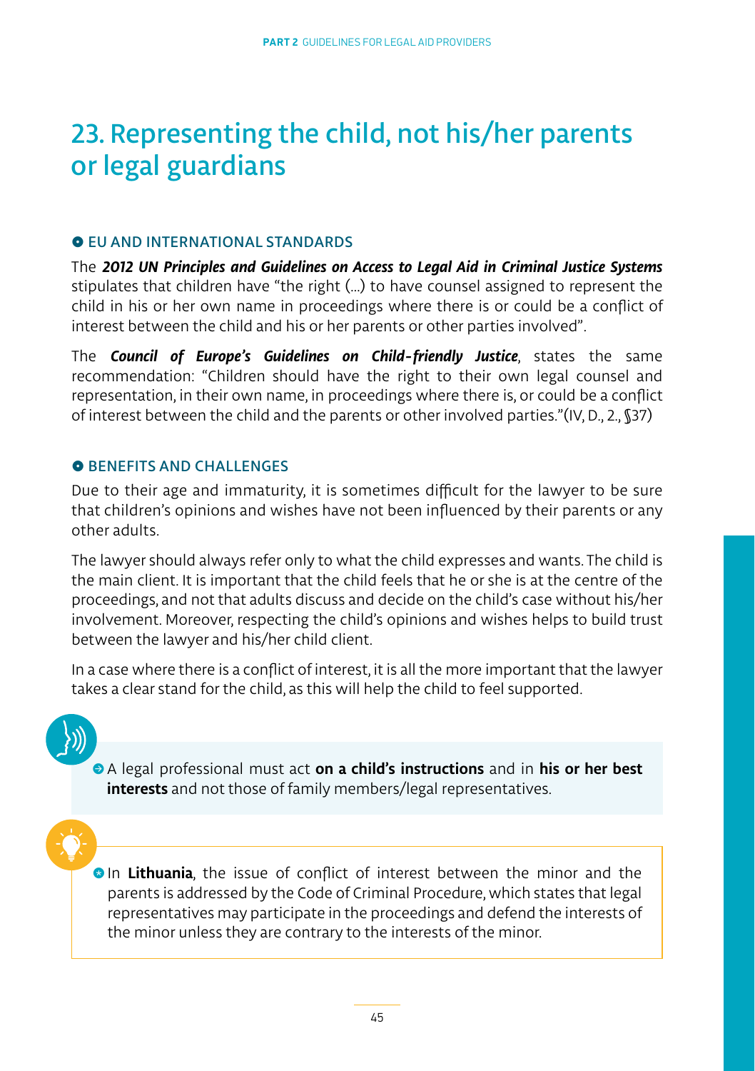# 23. Representing the child, not his/her parents or legal guardians

## EU AND INTERNATIONAL STANDARDS

The ***2012 UN Principles and Guidelines on Access to Legal Aid in Criminal Justice Systems*** stipulates that children have "the right (…) to have counsel assigned to represent the child in his or her own name in proceedings where there is or could be a conflict of interest between the child and his or her parents or other parties involved".

The ***Council of Europe's Guidelines on Child-friendly Justice***, states the same recommendation: "Children should have the right to their own legal counsel and representation, in their own name, in proceedings where there is, or could be a conflict of interest between the child and the parents or other involved parties."(IV, D., 2., §37)

## BENEFITS AND CHALLENGES

Due to their age and immaturity, it is sometimes difficult for the lawyer to be sure that children's opinions and wishes have not been influenced by their parents or any other adults.

The lawyer should always refer only to what the child expresses and wants. The child is the main client. It is important that the child feels that he or she is at the centre of the proceedings, and not that adults discuss and decide on the child's case without his/her involvement. Moreover, respecting the child's opinions and wishes helps to build trust between the lawyer and his/her child client.

In a case where there is a conflict of interest, it is all the more important that the lawyer takes a clear stand for the child, as this will help the child to feel supported.

- A legal professional must act **on a child's instructions** and in **his or her best interests** and not those of family members/legal representatives.

- In **Lithuania**, the issue of conflict of interest between the minor and the parents is addressed by the Code of Criminal Procedure, which states that legal representatives may participate in the proceedings and defend the interests of the minor unless they are contrary to the interests of the minor.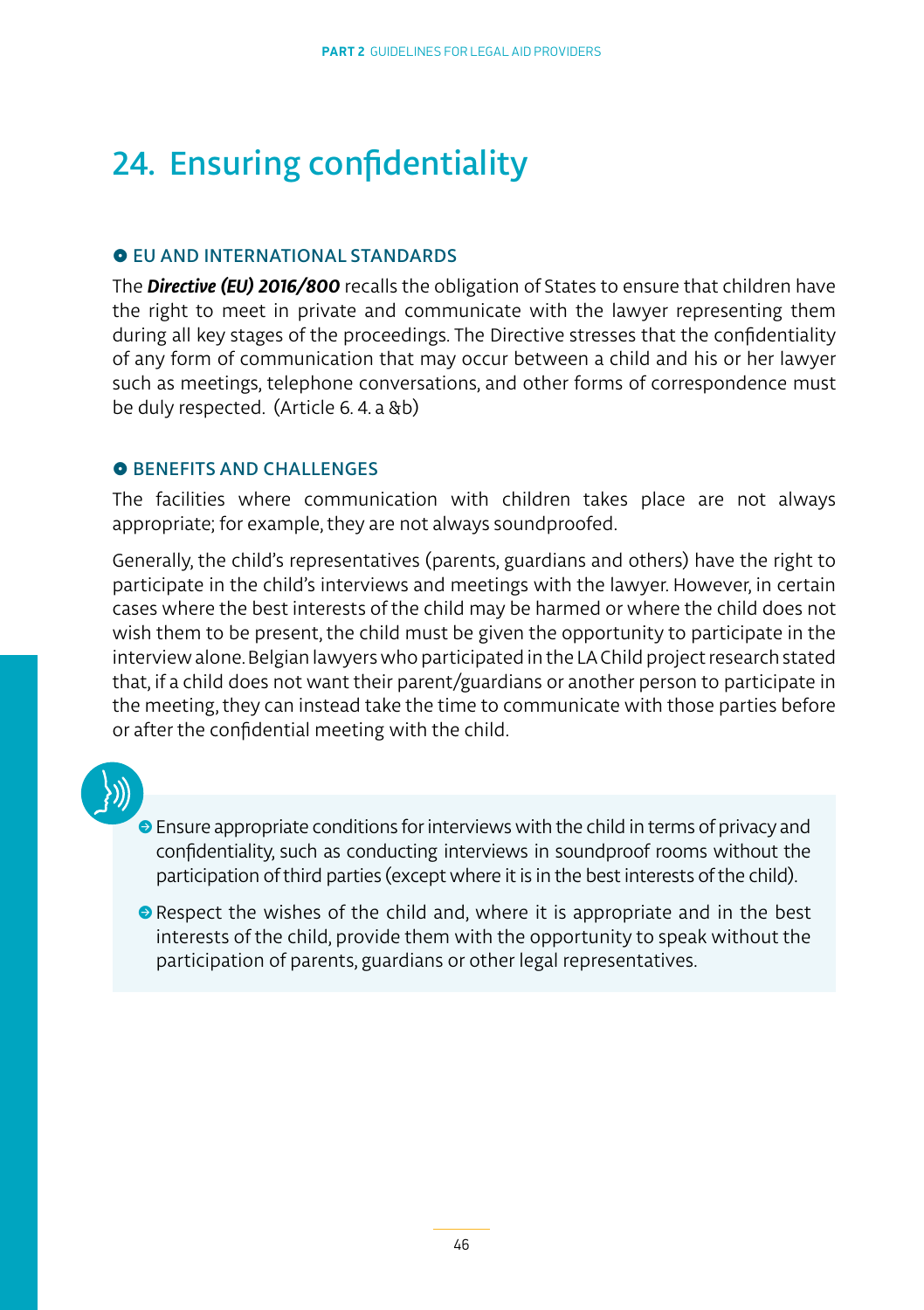# 24. Ensuring confidentiality

## EU AND INTERNATIONAL STANDARDS

The ***Directive (EU) 2016/800*** recalls the obligation of States to ensure that children have the right to meet in private and communicate with the lawyer representing them during all key stages of the proceedings. The Directive stresses that the confidentiality of any form of communication that may occur between a child and his or her lawyer such as meetings, telephone conversations, and other forms of correspondence must be duly respected. (Article 6. 4. a &b)

## BENEFITS AND CHALLENGES

The facilities where communication with children takes place are not always appropriate; for example, they are not always soundproofed.

Generally, the child's representatives (parents, guardians and others) have the right to participate in the child's interviews and meetings with the lawyer. However, in certain cases where the best interests of the child may be harmed or where the child does not wish them to be present, the child must be given the opportunity to participate in the interview alone. Belgian lawyers who participated in the LA Child project research stated that, if a child does not want their parent/guardians or another person to participate in the meeting, they can instead take the time to communicate with those parties before or after the confidential meeting with the child.

- Ensure appropriate conditions for interviews with the child in terms of privacy and confidentiality, such as conducting interviews in soundproof rooms without the participation of third parties (except where it is in the best interests of the child).
- Respect the wishes of the child and, where it is appropriate and in the best interests of the child, provide them with the opportunity to speak without the participation of parents, guardians or other legal representatives.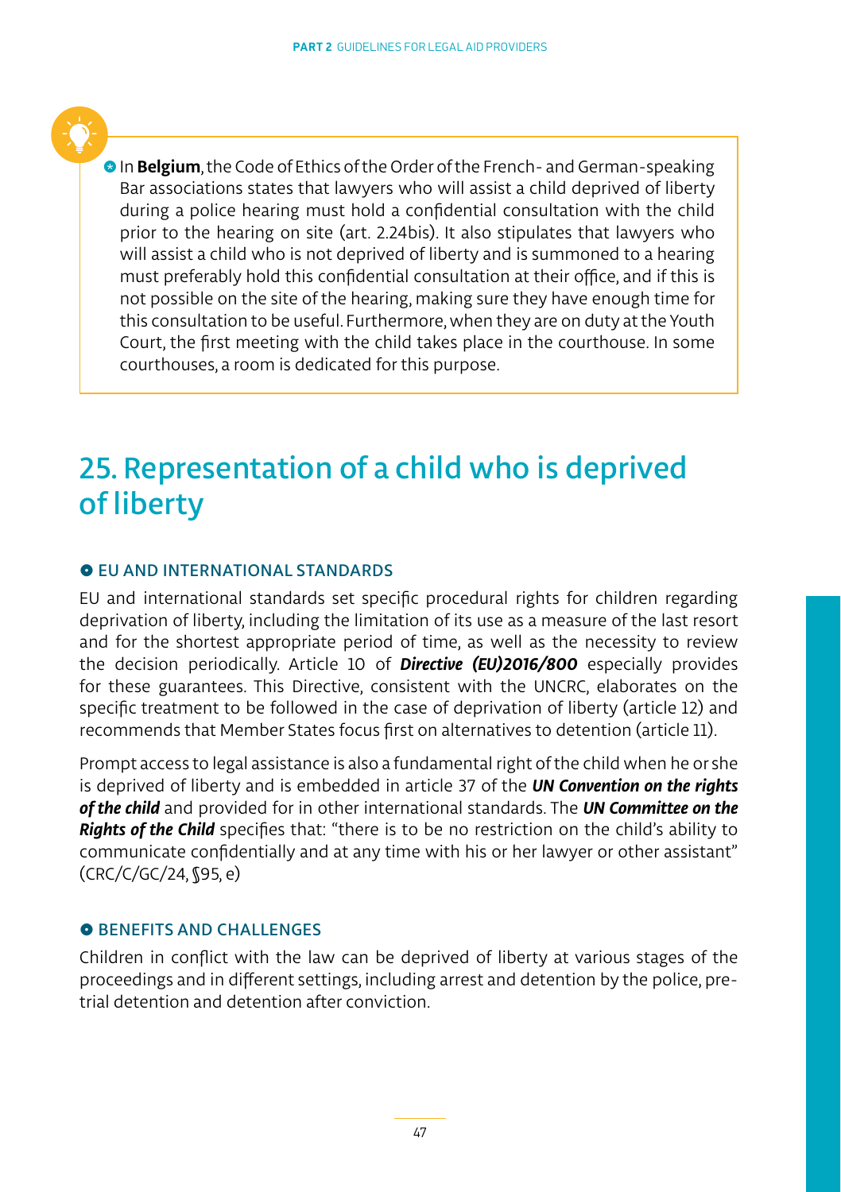In **Belgium**, the Code of Ethics of the Order of the French- and German-speaking Bar associations states that lawyers who will assist a child deprived of liberty during a police hearing must hold a confidential consultation with the child prior to the hearing on site (art. 2.24bis). It also stipulates that lawyers who will assist a child who is not deprived of liberty and is summoned to a hearing must preferably hold this confidential consultation at their office, and if this is not possible on the site of the hearing, making sure they have enough time for this consultation to be useful. Furthermore, when they are on duty at the Youth Court, the first meeting with the child takes place in the courthouse. In some courthouses, a room is dedicated for this purpose.

## 25. Representation of a child who is deprived of liberty

### EU AND INTERNATIONAL STANDARDS

EU and international standards set specific procedural rights for children regarding deprivation of liberty, including the limitation of its use as a measure of the last resort and for the shortest appropriate period of time, as well as the necessity to review the decision periodically. Article 10 of ***Directive (EU)2016/800*** especially provides for these guarantees. This Directive, consistent with the UNCRC, elaborates on the specific treatment to be followed in the case of deprivation of liberty (article 12) and recommends that Member States focus first on alternatives to detention (article 11).

Prompt access to legal assistance is also a fundamental right of the child when he or she is deprived of liberty and is embedded in article 37 of the ***UN Convention on the rights of the child*** and provided for in other international standards. The ***UN Committee on the Rights of the Child*** specifies that: "there is to be no restriction on the child's ability to communicate confidentially and at any time with his or her lawyer or other assistant" (CRC/C/GC/24, §95, e)

### BENEFITS AND CHALLENGES

Children in conflict with the law can be deprived of liberty at various stages of the proceedings and in different settings, including arrest and detention by the police, pre-trial detention and detention after conviction.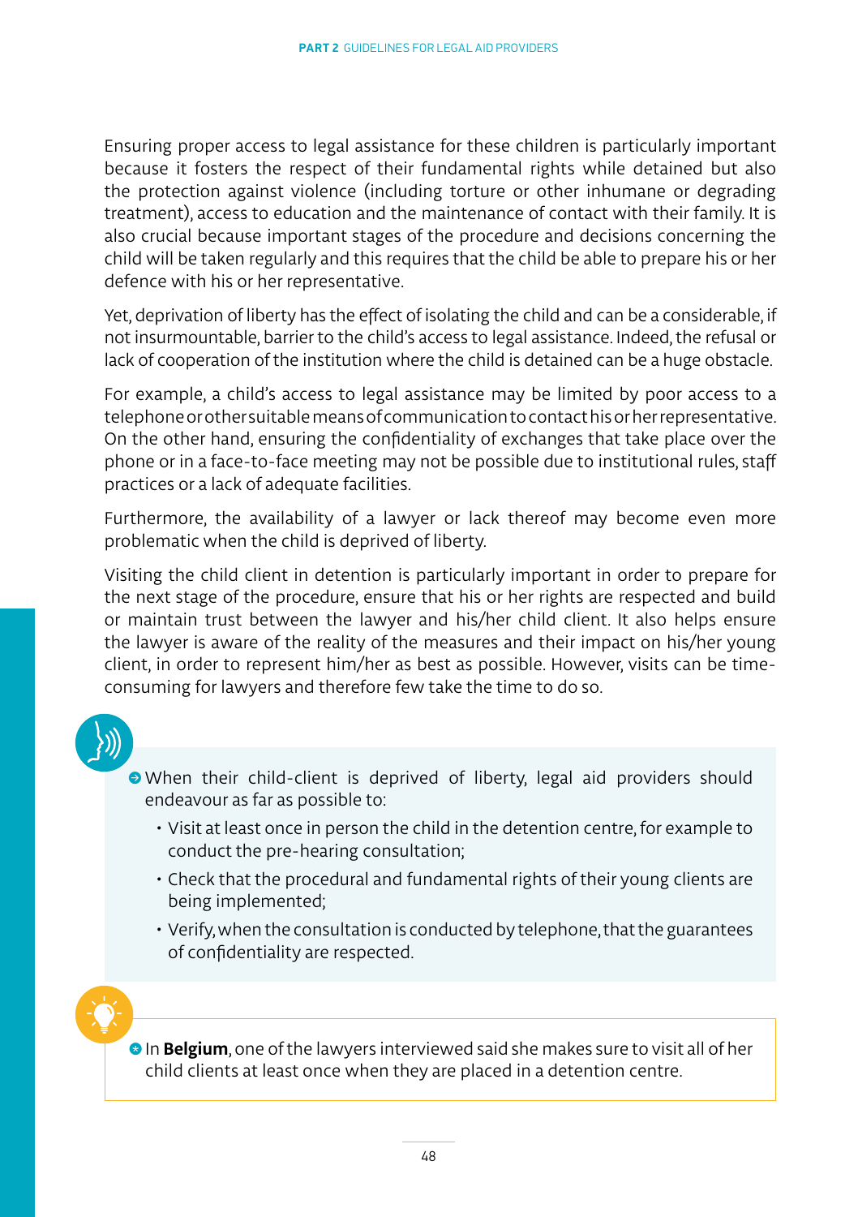Ensuring proper access to legal assistance for these children is particularly important because it fosters the respect of their fundamental rights while detained but also the protection against violence (including torture or other inhumane or degrading treatment), access to education and the maintenance of contact with their family. It is also crucial because important stages of the procedure and decisions concerning the child will be taken regularly and this requires that the child be able to prepare his or her defence with his or her representative.

Yet, deprivation of liberty has the effect of isolating the child and can be a considerable, if not insurmountable, barrier to the child's access to legal assistance. Indeed, the refusal or lack of cooperation of the institution where the child is detained can be a huge obstacle.

For example, a child's access to legal assistance may be limited by poor access to a telephone or other suitable means of communication to contact his or her representative. On the other hand, ensuring the confidentiality of exchanges that take place over the phone or in a face-to-face meeting may not be possible due to institutional rules, staff practices or a lack of adequate facilities.

Furthermore, the availability of a lawyer or lack thereof may become even more problematic when the child is deprived of liberty.

Visiting the child client in detention is particularly important in order to prepare for the next stage of the procedure, ensure that his or her rights are respected and build or maintain trust between the lawyer and his/her child client. It also helps ensure the lawyer is aware of the reality of the measures and their impact on his/her young client, in order to represent him/her as best as possible. However, visits can be time-consuming for lawyers and therefore few take the time to do so.

- When their child-client is deprived of liberty, legal aid providers should endeavour as far as possible to:
  - Visit at least once in person the child in the detention centre, for example to conduct the pre-hearing consultation;
  - Check that the procedural and fundamental rights of their young clients are being implemented;
  - Verify, when the consultation is conducted by telephone, that the guarantees of confidentiality are respected.

- In **Belgium**, one of the lawyers interviewed said she makes sure to visit all of her child clients at least once when they are placed in a detention centre.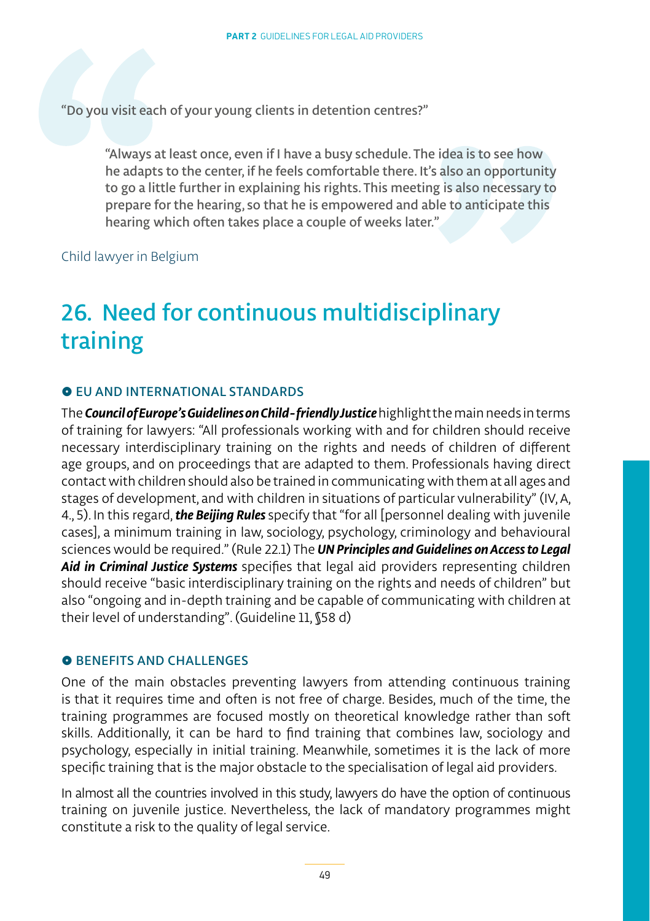"Do you visit each of your young clients in detention centres?"

> "Always at least once, even if I have a busy schedule. The idea is to see how he adapts to the center, if he feels comfortable there. It's also an opportunity to go a little further in explaining his rights. This meeting is also necessary to prepare for the hearing, so that he is empowered and able to anticipate this hearing which often takes place a couple of weeks later."

Child lawyer in Belgium

# 26. Need for continuous multidisciplinary training

### EU AND INTERNATIONAL STANDARDS

The ***Council of Europe's Guidelines on Child-friendly Justice*** highlight the main needs in terms of training for lawyers: "All professionals working with and for children should receive necessary interdisciplinary training on the rights and needs of children of different age groups, and on proceedings that are adapted to them. Professionals having direct contact with children should also be trained in communicating with them at all ages and stages of development, and with children in situations of particular vulnerability" (IV, A, 4., 5). In this regard, ***the Beijing Rules*** specify that "for all [personnel dealing with juvenile cases], a minimum training in law, sociology, psychology, criminology and behavioural sciences would be required." (Rule 22.1) The ***UN Principles and Guidelines on Access to Legal Aid in Criminal Justice Systems*** specifies that legal aid providers representing children should receive "basic interdisciplinary training on the rights and needs of children" but also "ongoing and in-depth training and be capable of communicating with children at their level of understanding". (Guideline 11, §58 d)

### BENEFITS AND CHALLENGES

One of the main obstacles preventing lawyers from attending continuous training is that it requires time and often is not free of charge. Besides, much of the time, the training programmes are focused mostly on theoretical knowledge rather than soft skills. Additionally, it can be hard to find training that combines law, sociology and psychology, especially in initial training. Meanwhile, sometimes it is the lack of more specific training that is the major obstacle to the specialisation of legal aid providers.

In almost all the countries involved in this study, lawyers do have the option of continuous training on juvenile justice. Nevertheless, the lack of mandatory programmes might constitute a risk to the quality of legal service.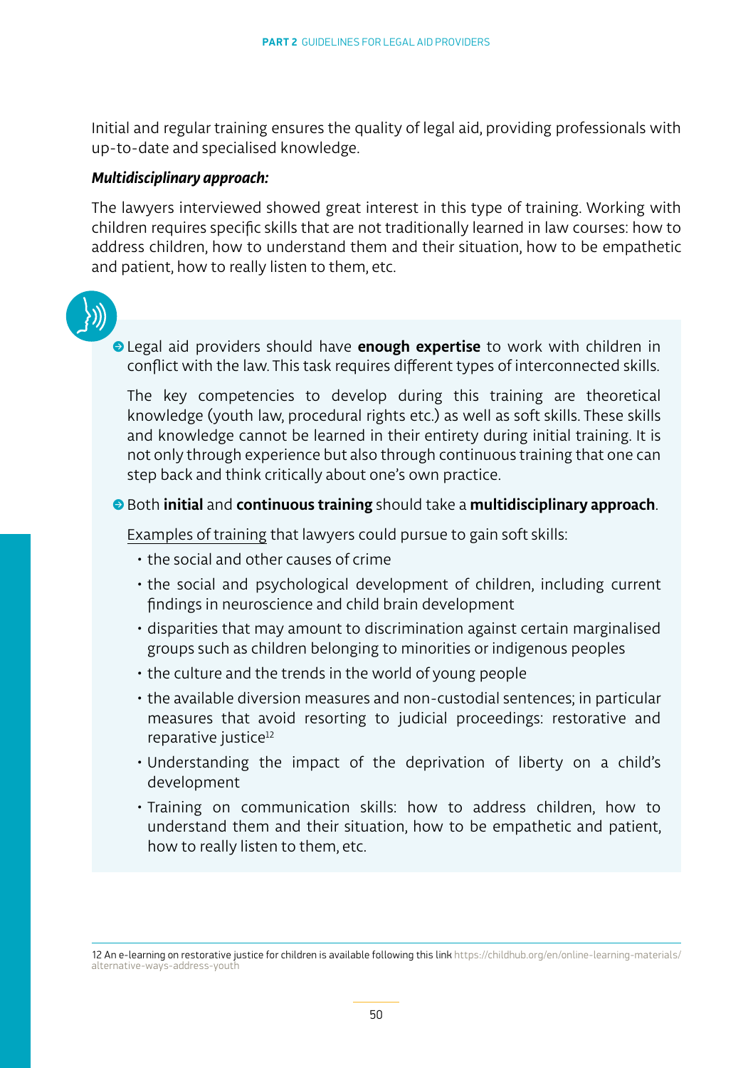Initial and regular training ensures the quality of legal aid, providing professionals with up-to-date and specialised knowledge.

***Multidisciplinary approach:***

The lawyers interviewed showed great interest in this type of training. Working with children requires specific skills that are not traditionally learned in law courses: how to address children, how to understand them and their situation, how to be empathetic and patient, how to really listen to them, etc.

- Legal aid providers should have **enough expertise** to work with children in conflict with the law. This task requires different types of interconnected skills.

  The key competencies to develop during this training are theoretical knowledge (youth law, procedural rights etc.) as well as soft skills. These skills and knowledge cannot be learned in their entirety during initial training. It is not only through experience but also through continuous training that one can step back and think critically about one's own practice.

- Both **initial** and **continuous training** should take a **multidisciplinary approach**.

  Examples of training that lawyers could pursue to gain soft skills:

  - the social and other causes of crime
  - the social and psychological development of children, including current findings in neuroscience and child brain development
  - disparities that may amount to discrimination against certain marginalised groups such as children belonging to minorities or indigenous peoples
  - the culture and the trends in the world of young people
  - the available diversion measures and non-custodial sentences; in particular measures that avoid resorting to judicial proceedings: restorative and reparative justice[12]
  - Understanding the impact of the deprivation of liberty on a child's development
  - Training on communication skills: how to address children, how to understand them and their situation, how to be empathetic and patient, how to really listen to them, etc.

---

12 An e-learning on restorative justice for children is available following this link https://childhub.org/en/online-learning-materials/alternative-ways-address-youth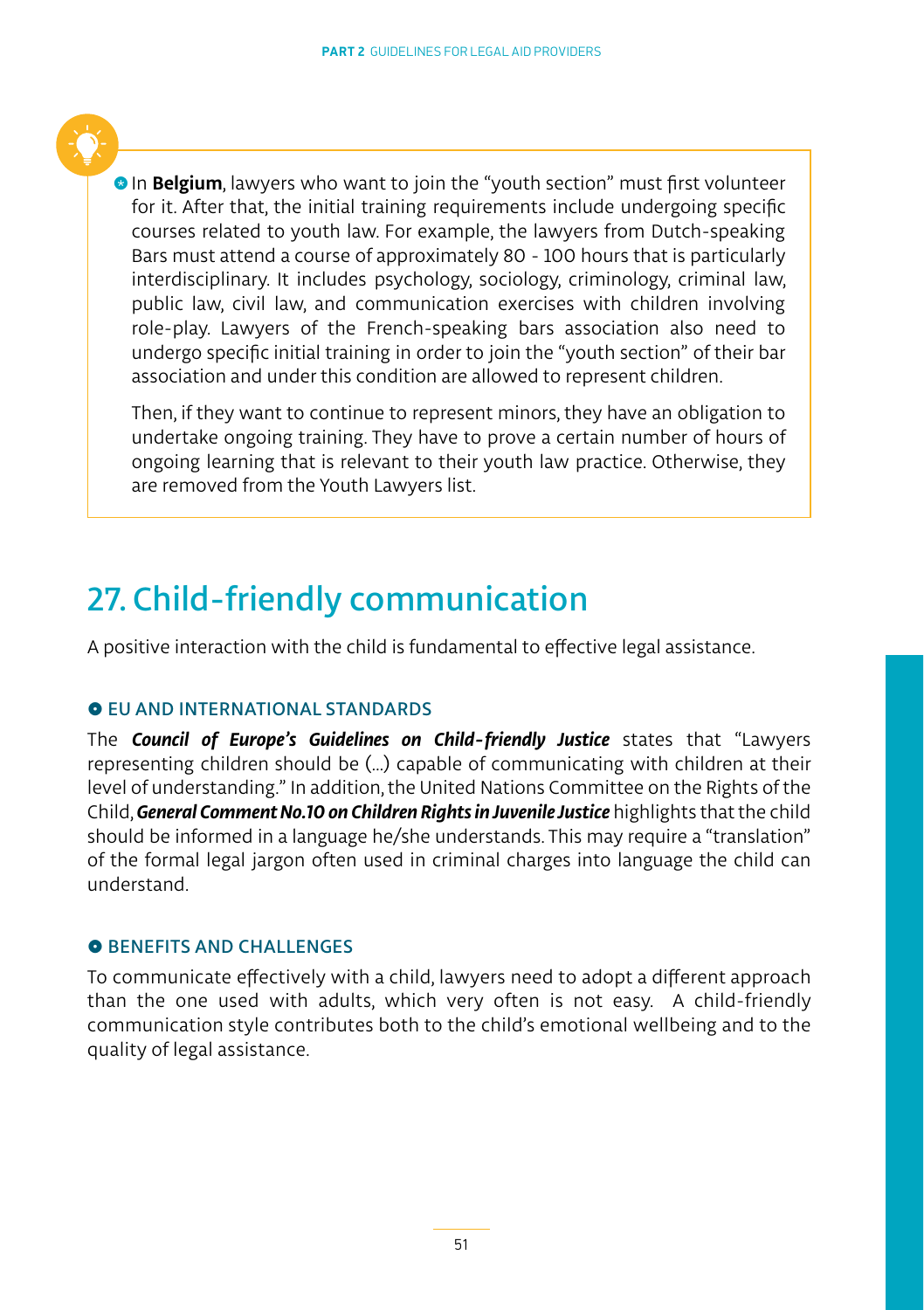In **Belgium**, lawyers who want to join the "youth section" must first volunteer for it. After that, the initial training requirements include undergoing specific courses related to youth law. For example, the lawyers from Dutch-speaking Bars must attend a course of approximately 80 - 100 hours that is particularly interdisciplinary. It includes psychology, sociology, criminology, criminal law, public law, civil law, and communication exercises with children involving role-play. Lawyers of the French-speaking bars association also need to undergo specific initial training in order to join the "youth section" of their bar association and under this condition are allowed to represent children.

Then, if they want to continue to represent minors, they have an obligation to undertake ongoing training. They have to prove a certain number of hours of ongoing learning that is relevant to their youth law practice. Otherwise, they are removed from the Youth Lawyers list.

## 27. Child-friendly communication

A positive interaction with the child is fundamental to effective legal assistance.

### EU AND INTERNATIONAL STANDARDS

The ***Council of Europe's Guidelines on Child-friendly Justice*** states that "Lawyers representing children should be (...) capable of communicating with children at their level of understanding." In addition, the United Nations Committee on the Rights of the Child, ***General Comment No.10 on Children Rights in Juvenile Justice*** highlights that the child should be informed in a language he/she understands. This may require a "translation" of the formal legal jargon often used in criminal charges into language the child can understand.

### BENEFITS AND CHALLENGES

To communicate effectively with a child, lawyers need to adopt a different approach than the one used with adults, which very often is not easy. A child-friendly communication style contributes both to the child's emotional wellbeing and to the quality of legal assistance.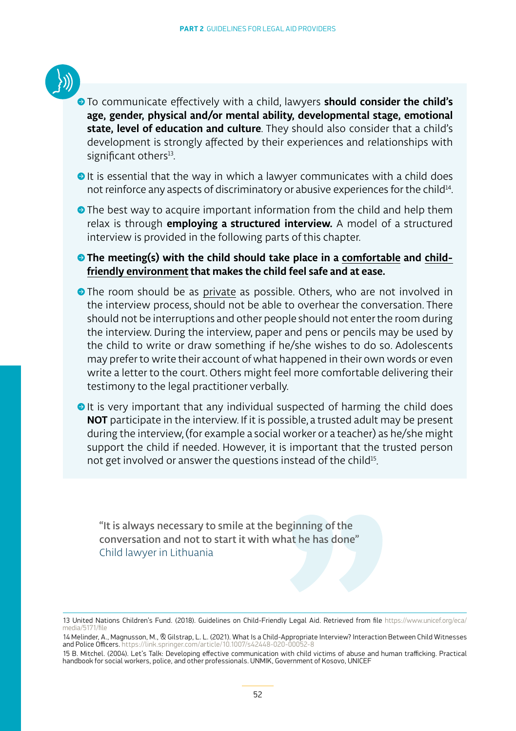- To communicate effectively with a child, lawyers **should consider the child's age, gender, physical and/or mental ability, developmental stage, emotional state, level of education and culture**. They should also consider that a child's development is strongly affected by their experiences and relationships with significant others[13].
- It is essential that the way in which a lawyer communicates with a child does not reinforce any aspects of discriminatory or abusive experiences for the child[14].
- The best way to acquire important information from the child and help them relax is through **employing a structured interview.** A model of a structured interview is provided in the following parts of this chapter.
- **The meeting(s) with the child should take place in a comfortable and child-friendly environment that makes the child feel safe and at ease.**
- The room should be as private as possible. Others, who are not involved in the interview process, should not be able to overhear the conversation. There should not be interruptions and other people should not enter the room during the interview. During the interview, paper and pens or pencils may be used by the child to write or draw something if he/she wishes to do so. Adolescents may prefer to write their account of what happened in their own words or even write a letter to the court. Others might feel more comfortable delivering their testimony to the legal practitioner verbally.
- It is very important that any individual suspected of harming the child does **NOT** participate in the interview. If it is possible, a trusted adult may be present during the interview, (for example a social worker or a teacher) as he/she might support the child if needed. However, it is important that the trusted person not get involved or answer the questions instead of the child[15].

> "It is always necessary to smile at the beginning of the conversation and not to start it with what he has done"
> Child lawyer in Lithuania

---

13 United Nations Children's Fund. (2018). Guidelines on Child-Friendly Legal Aid. Retrieved from file https://www.unicef.org/eca/media/5171/file

14 Melinder, A., Magnusson, M., & Gilstrap, L. L. (2021). What Is a Child-Appropriate Interview? Interaction Between Child Witnesses and Police Officers. https://link.springer.com/article/10.1007/s42448-020-00052-8

15 B. Mitchel. (2004). Let's Talk: Developing effective communication with child victims of abuse and human trafficking. Practical handbook for social workers, police, and other professionals. UNMIK, Government of Kosovo, UNICEF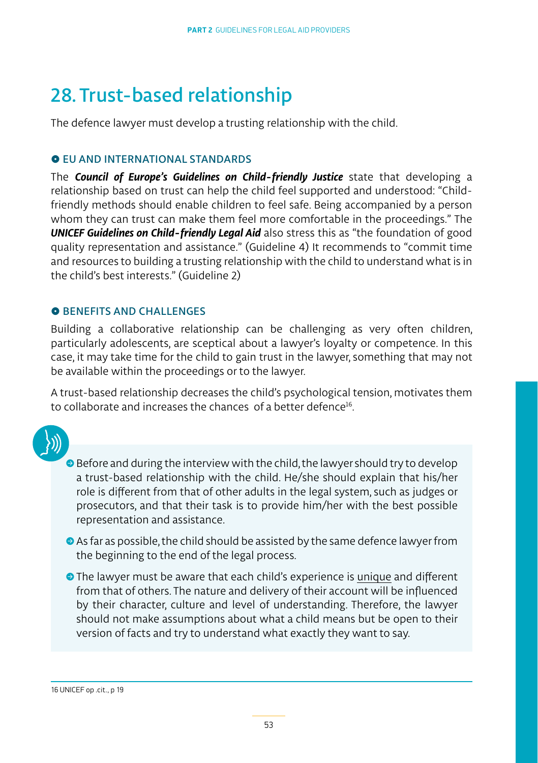# 28. Trust-based relationship

The defence lawyer must develop a trusting relationship with the child.

## EU AND INTERNATIONAL STANDARDS

The ***Council of Europe's Guidelines on Child-friendly Justice*** state that developing a relationship based on trust can help the child feel supported and understood: "Child-friendly methods should enable children to feel safe. Being accompanied by a person whom they can trust can make them feel more comfortable in the proceedings." The ***UNICEF Guidelines on Child-friendly Legal Aid*** also stress this as "the foundation of good quality representation and assistance." (Guideline 4) It recommends to "commit time and resources to building a trusting relationship with the child to understand what is in the child's best interests." (Guideline 2)

## BENEFITS AND CHALLENGES

Building a collaborative relationship can be challenging as very often children, particularly adolescents, are sceptical about a lawyer's loyalty or competence. In this case, it may take time for the child to gain trust in the lawyer, something that may not be available within the proceedings or to the lawyer.

A trust-based relationship decreases the child's psychological tension, motivates them to collaborate and increases the chances of a better defence[16].

- Before and during the interview with the child, the lawyer should try to develop a trust-based relationship with the child. He/she should explain that his/her role is different from that of other adults in the legal system, such as judges or prosecutors, and that their task is to provide him/her with the best possible representation and assistance.
- As far as possible, the child should be assisted by the same defence lawyer from the beginning to the end of the legal process.
- The lawyer must be aware that each child's experience is unique and different from that of others. The nature and delivery of their account will be influenced by their character, culture and level of understanding. Therefore, the lawyer should not make assumptions about what a child means but be open to their version of facts and try to understand what exactly they want to say.

16 UNICEF op .cit., p 19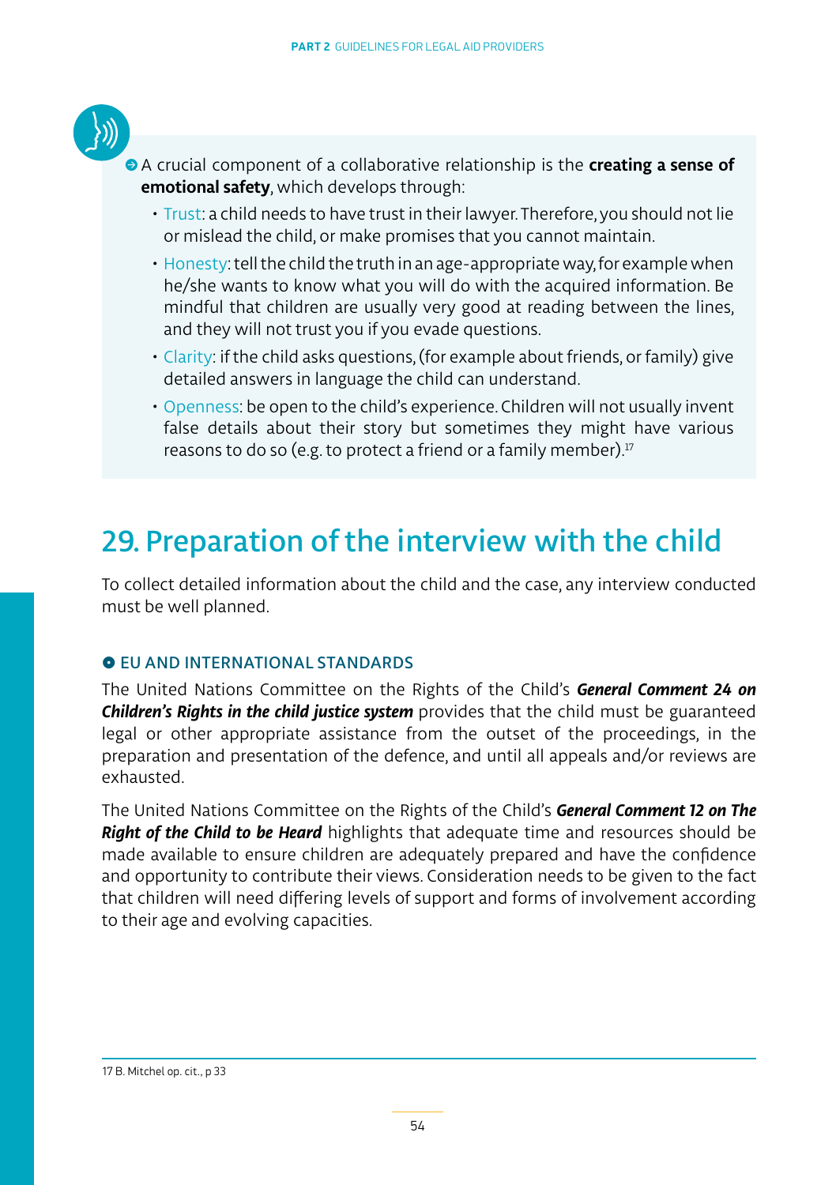A crucial component of a collaborative relationship is the **creating a sense of emotional safety**, which develops through:

- Trust: a child needs to have trust in their lawyer. Therefore, you should not lie or mislead the child, or make promises that you cannot maintain.
- Honesty: tell the child the truth in an age-appropriate way, for example when he/she wants to know what you will do with the acquired information. Be mindful that children are usually very good at reading between the lines, and they will not trust you if you evade questions.
- Clarity: if the child asks questions, (for example about friends, or family) give detailed answers in language the child can understand.
- Openness: be open to the child's experience. Children will not usually invent false details about their story but sometimes they might have various reasons to do so (e.g. to protect a friend or a family member).[17]

# 29. Preparation of the interview with the child

To collect detailed information about the child and the case, any interview conducted must be well planned.

### EU AND INTERNATIONAL STANDARDS

The United Nations Committee on the Rights of the Child's ***General Comment 24 on Children's Rights in the child justice system*** provides that the child must be guaranteed legal or other appropriate assistance from the outset of the proceedings, in the preparation and presentation of the defence, and until all appeals and/or reviews are exhausted.

The United Nations Committee on the Rights of the Child's ***General Comment 12 on The Right of the Child to be Heard*** highlights that adequate time and resources should be made available to ensure children are adequately prepared and have the confidence and opportunity to contribute their views. Consideration needs to be given to the fact that children will need differing levels of support and forms of involvement according to their age and evolving capacities.

17 B. Mitchel op. cit., p 33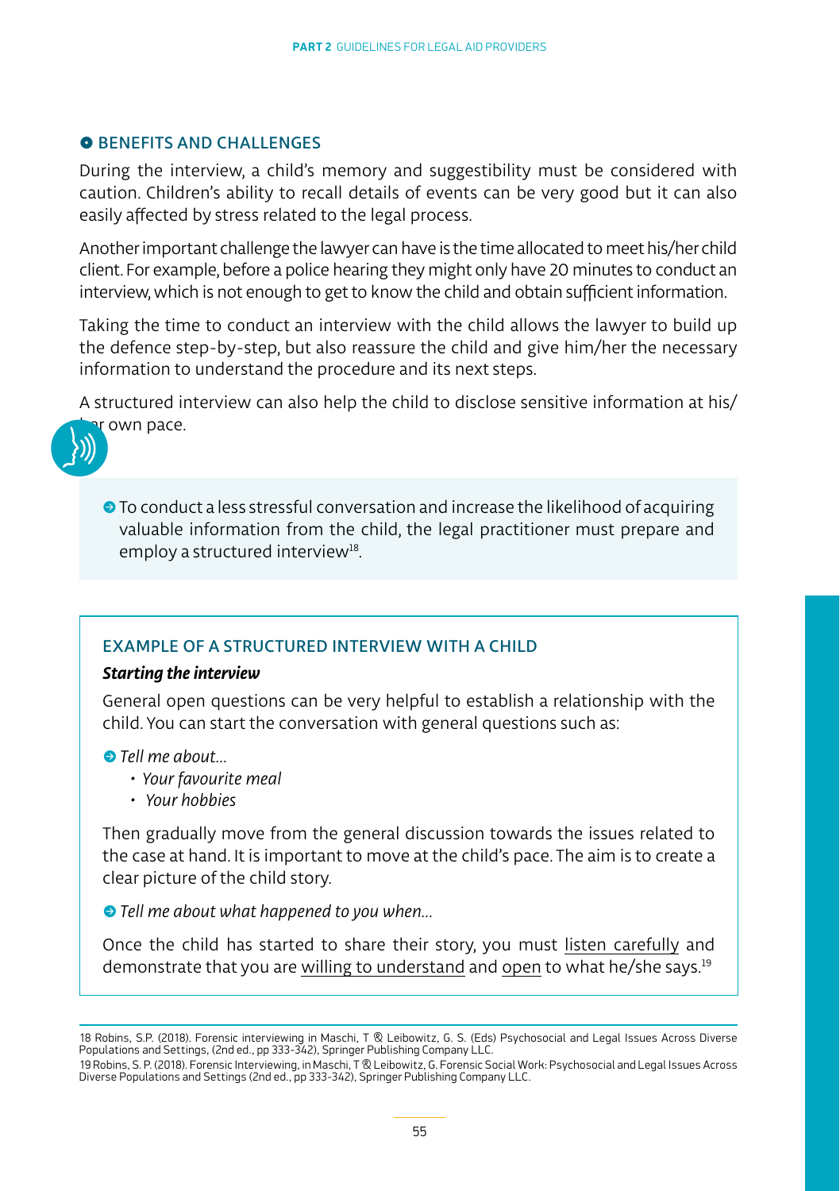## BENEFITS AND CHALLENGES

During the interview, a child's memory and suggestibility must be considered with caution. Children's ability to recall details of events can be very good but it can also easily affected by stress related to the legal process.

Another important challenge the lawyer can have is the time allocated to meet his/her child client. For example, before a police hearing they might only have 20 minutes to conduct an interview, which is not enough to get to know the child and obtain sufficient information.

Taking the time to conduct an interview with the child allows the lawyer to build up the defence step-by-step, but also reassure the child and give him/her the necessary information to understand the procedure and its next steps.

A structured interview can also help the child to disclose sensitive information at his/her own pace.

- To conduct a less stressful conversation and increase the likelihood of acquiring valuable information from the child, the legal practitioner must prepare and employ a structured interview[18].

### EXAMPLE OF A STRUCTURED INTERVIEW WITH A CHILD

***Starting the interview***

General open questions can be very helpful to establish a relationship with the child. You can start the conversation with general questions such as:

- *Tell me about...*
  - *Your favourite meal*
  - *Your hobbies*

Then gradually move from the general discussion towards the issues related to the case at hand. It is important to move at the child's pace. The aim is to create a clear picture of the child story.

- *Tell me about what happened to you when...*

Once the child has started to share their story, you must listen carefully and demonstrate that you are willing to understand and open to what he/she says.[19]

---

18 Robins, S.P. (2018). Forensic interviewing in Maschi, T & Leibowitz, G. S. (Eds) Psychosocial and Legal Issues Across Diverse Populations and Settings, (2nd ed., pp 333-342), Springer Publishing Company LLC.

19 Robins, S. P. (2018). Forensic Interviewing, in Maschi, T & Leibowitz, G. Forensic Social Work: Psychosocial and Legal Issues Across Diverse Populations and Settings (2nd ed., pp 333-342), Springer Publishing Company LLC.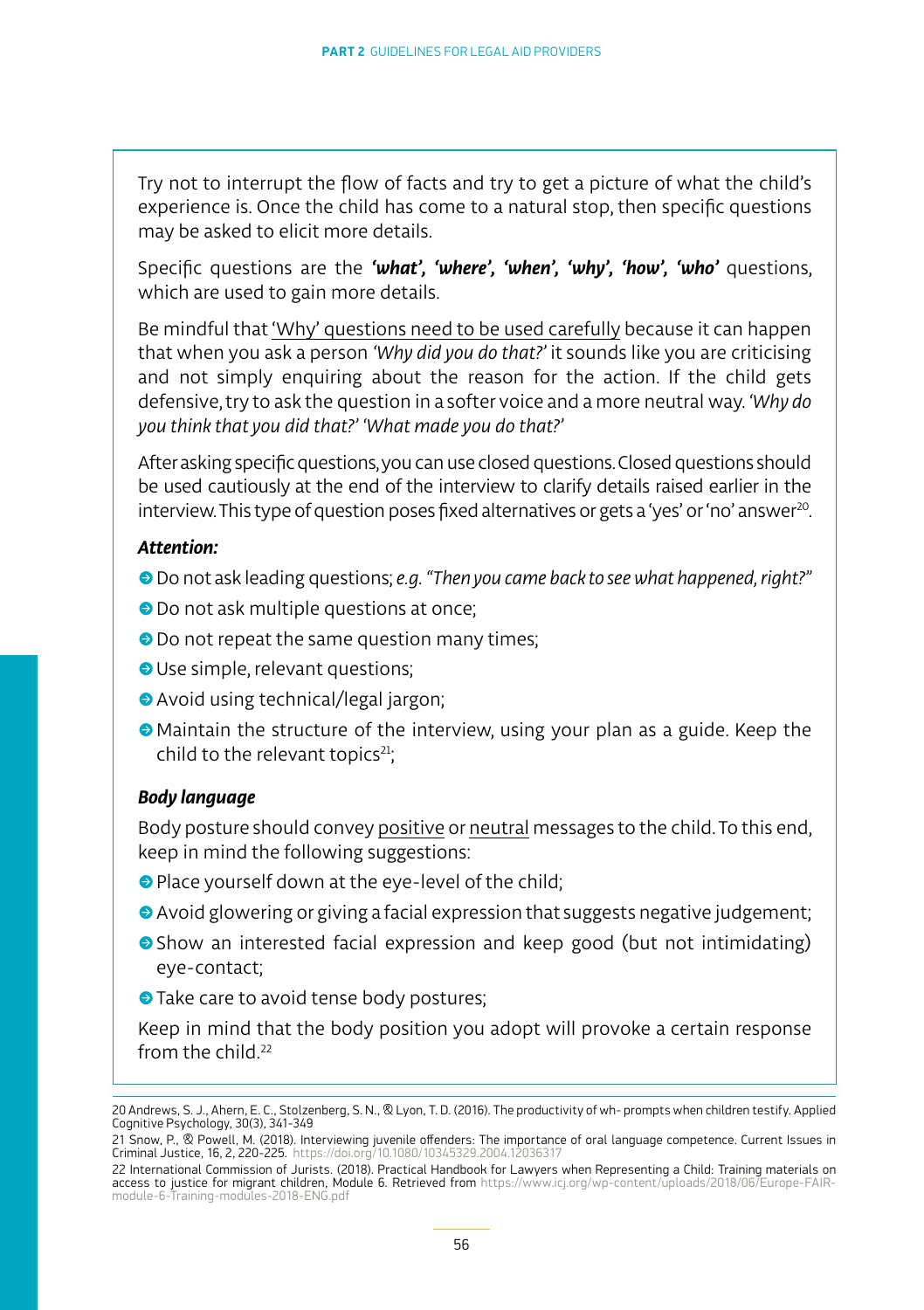Try not to interrupt the flow of facts and try to get a picture of what the child's experience is. Once the child has come to a natural stop, then specific questions may be asked to elicit more details.

Specific questions are the ***'what', 'where', 'when', 'why', 'how', 'who'*** questions, which are used to gain more details.

Be mindful that 'Why' questions need to be used carefully because it can happen that when you ask a person *'Why did you do that?'* it sounds like you are criticising and not simply enquiring about the reason for the action. If the child gets defensive, try to ask the question in a softer voice and a more neutral way. *'Why do you think that you did that?' 'What made you do that?'*

After asking specific questions, you can use closed questions. Closed questions should be used cautiously at the end of the interview to clarify details raised earlier in the interview. This type of question poses fixed alternatives or gets a 'yes' or 'no' answer[20].

***Attention:***

- Do not ask leading questions; *e.g. "Then you came back to see what happened, right?"*
- Do not ask multiple questions at once;
- Do not repeat the same question many times;
- Use simple, relevant questions;
- Avoid using technical/legal jargon;
- Maintain the structure of the interview, using your plan as a guide. Keep the child to the relevant topics[21];

***Body language***

Body posture should convey positive or neutral messages to the child. To this end, keep in mind the following suggestions:

- Place yourself down at the eye-level of the child;
- Avoid glowering or giving a facial expression that suggests negative judgement;
- Show an interested facial expression and keep good (but not intimidating) eye-contact;
- Take care to avoid tense body postures;

Keep in mind that the body position you adopt will provoke a certain response from the child.[22]

---

20 Andrews, S. J., Ahern, E. C., Stolzenberg, S. N., & Lyon, T. D. (2016). The productivity of wh- prompts when children testify. Applied Cognitive Psychology, 30(3), 341-349

21 Snow, P., & Powell, M. (2018). Interviewing juvenile offenders: The importance of oral language competence. Current Issues in Criminal Justice, 16, 2, 220-225. https://doi.org/10.1080/10345329.2004.12036317

22 International Commission of Jurists. (2018). Practical Handbook for Lawyers when Representing a Child: Training materials on access to justice for migrant children, Module 6. Retrieved from https://www.icj.org/wp-content/uploads/2018/06/Europe-FAIR-module-6-Training-modules-2018-ENG.pdf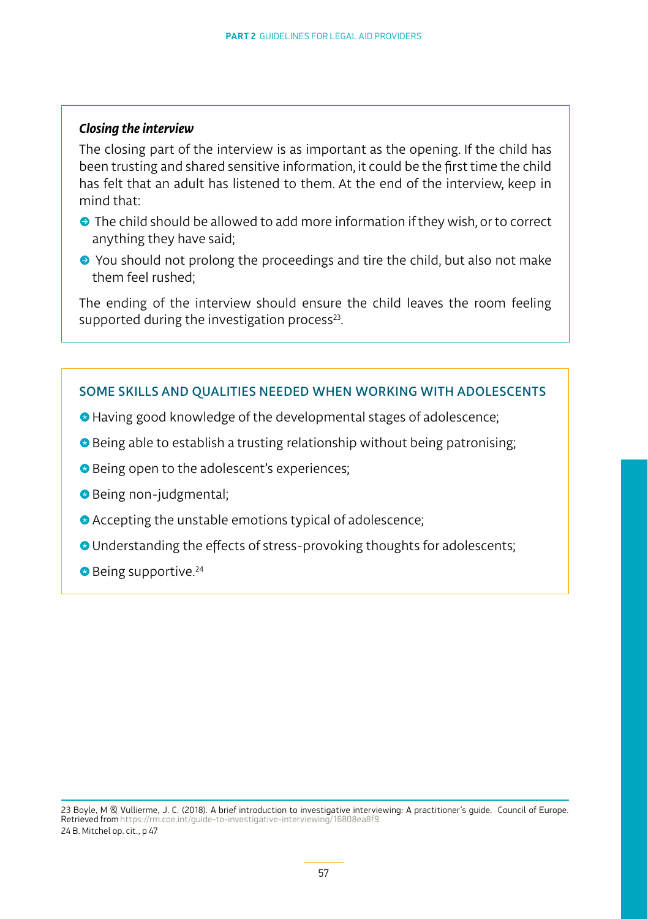***Closing the interview***

The closing part of the interview is as important as the opening. If the child has been trusting and shared sensitive information, it could be the first time the child has felt that an adult has listened to them. At the end of the interview, keep in mind that:

- The child should be allowed to add more information if they wish, or to correct anything they have said;
- You should not prolong the proceedings and tire the child, but also not make them feel rushed;

The ending of the interview should ensure the child leaves the room feeling supported during the investigation process[23].

### SOME SKILLS AND QUALITIES NEEDED WHEN WORKING WITH ADOLESCENTS

- Having good knowledge of the developmental stages of adolescence;
- Being able to establish a trusting relationship without being patronising;
- Being open to the adolescent's experiences;
- Being non-judgmental;
- Accepting the unstable emotions typical of adolescence;
- Understanding the effects of stress-provoking thoughts for adolescents;
- Being supportive.[24]

---

23 Boyle, M & Vullierme, J. C. (2018). A brief introduction to investigative interviewing: A practitioner's guide. Council of Europe. Retrieved from https://rm.coe.int/guide-to-investigative-interviewing/16808ea8f9

24 B. Mitchel op. cit., p 47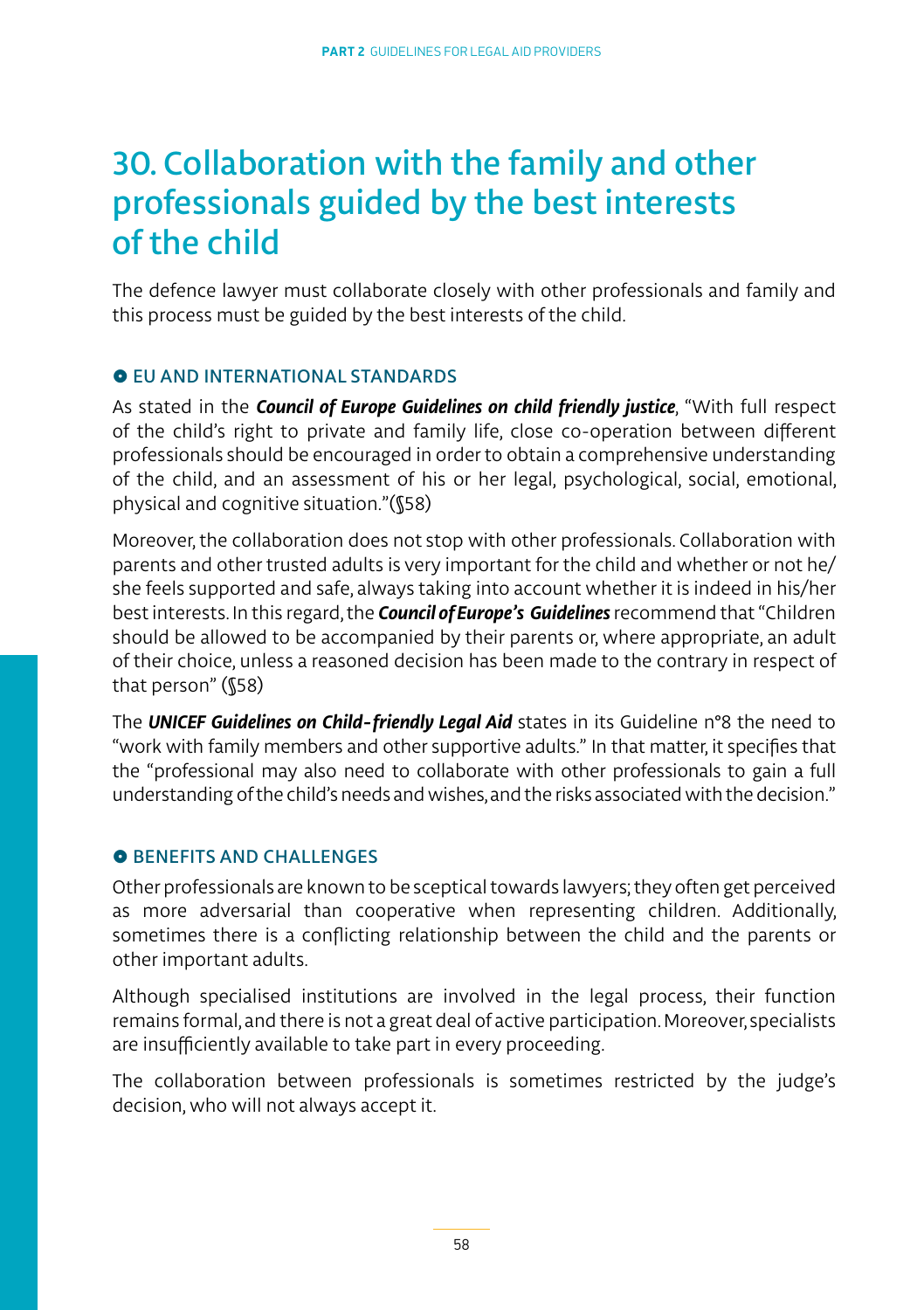# 30. Collaboration with the family and other professionals guided by the best interests of the child

The defence lawyer must collaborate closely with other professionals and family and this process must be guided by the best interests of the child.

## EU AND INTERNATIONAL STANDARDS

As stated in the ***Council of Europe Guidelines on child friendly justice***, "With full respect of the child's right to private and family life, close co-operation between different professionals should be encouraged in order to obtain a comprehensive understanding of the child, and an assessment of his or her legal, psychological, social, emotional, physical and cognitive situation."(§58)

Moreover, the collaboration does not stop with other professionals. Collaboration with parents and other trusted adults is very important for the child and whether or not he/she feels supported and safe, always taking into account whether it is indeed in his/her best interests. In this regard, the ***Council of Europe's Guidelines*** recommend that "Children should be allowed to be accompanied by their parents or, where appropriate, an adult of their choice, unless a reasoned decision has been made to the contrary in respect of that person" (§58)

The ***UNICEF Guidelines on Child-friendly Legal Aid*** states in its Guideline n°8 the need to "work with family members and other supportive adults." In that matter, it specifies that the "professional may also need to collaborate with other professionals to gain a full understanding of the child's needs and wishes, and the risks associated with the decision."

## BENEFITS AND CHALLENGES

Other professionals are known to be sceptical towards lawyers; they often get perceived as more adversarial than cooperative when representing children. Additionally, sometimes there is a conflicting relationship between the child and the parents or other important adults.

Although specialised institutions are involved in the legal process, their function remains formal, and there is not a great deal of active participation. Moreover, specialists are insufficiently available to take part in every proceeding.

The collaboration between professionals is sometimes restricted by the judge's decision, who will not always accept it.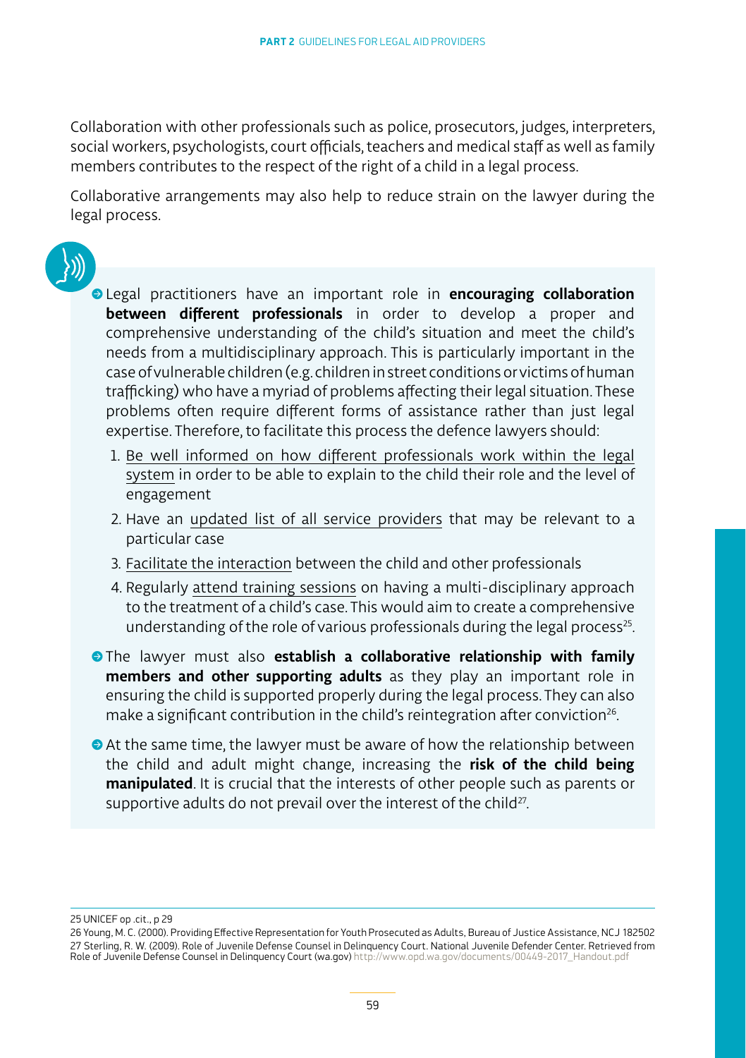Collaboration with other professionals such as police, prosecutors, judges, interpreters, social workers, psychologists, court officials, teachers and medical staff as well as family members contributes to the respect of the right of a child in a legal process.

Collaborative arrangements may also help to reduce strain on the lawyer during the legal process.

- Legal practitioners have an important role in **encouraging collaboration between different professionals** in order to develop a proper and comprehensive understanding of the child's situation and meet the child's needs from a multidisciplinary approach. This is particularly important in the case of vulnerable children (e.g. children in street conditions or victims of human trafficking) who have a myriad of problems affecting their legal situation. These problems often require different forms of assistance rather than just legal expertise. Therefore, to facilitate this process the defence lawyers should:

  1. Be well informed on how different professionals work within the legal system in order to be able to explain to the child their role and the level of engagement
  2. Have an updated list of all service providers that may be relevant to a particular case
  3. Facilitate the interaction between the child and other professionals
  4. Regularly attend training sessions on having a multi-disciplinary approach to the treatment of a child's case. This would aim to create a comprehensive understanding of the role of various professionals during the legal process[25].

- The lawyer must also **establish a collaborative relationship with family members and other supporting adults** as they play an important role in ensuring the child is supported properly during the legal process. They can also make a significant contribution in the child's reintegration after conviction[26].

- At the same time, the lawyer must be aware of how the relationship between the child and adult might change, increasing the **risk of the child being manipulated**. It is crucial that the interests of other people such as parents or supportive adults do not prevail over the interest of the child[27].

---

25 UNICEF op .cit., p 29

26 Young, M. C. (2000). Providing Effective Representation for Youth Prosecuted as Adults, Bureau of Justice Assistance, NCJ 182502

27 Sterling, R. W. (2009). Role of Juvenile Defense Counsel in Delinquency Court. National Juvenile Defender Center. Retrieved from Role of Juvenile Defense Counsel in Delinquency Court (wa.gov) http://www.opd.wa.gov/documents/00449-2017_Handout.pdf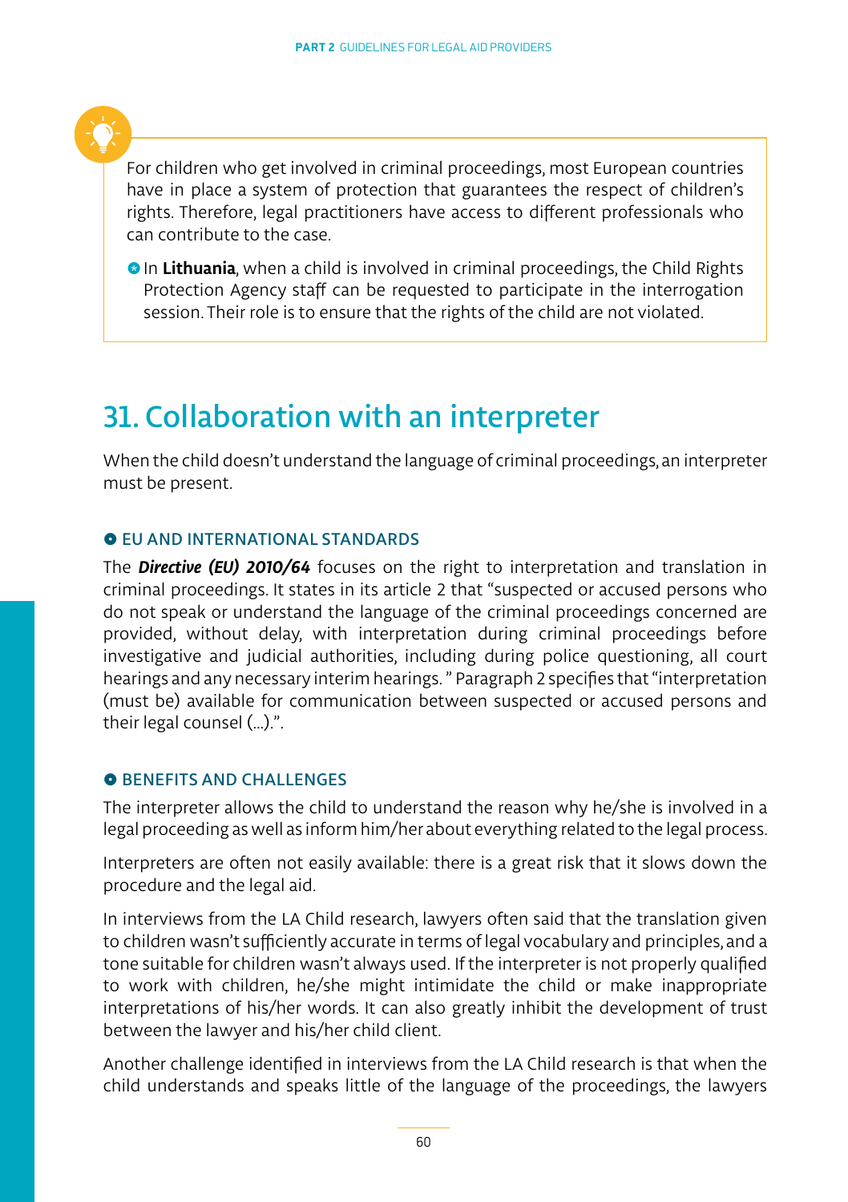For children who get involved in criminal proceedings, most European countries have in place a system of protection that guarantees the respect of children's rights. Therefore, legal practitioners have access to different professionals who can contribute to the case.

- In **Lithuania**, when a child is involved in criminal proceedings, the Child Rights Protection Agency staff can be requested to participate in the interrogation session. Their role is to ensure that the rights of the child are not violated.

# 31. Collaboration with an interpreter

When the child doesn't understand the language of criminal proceedings, an interpreter must be present.

### EU AND INTERNATIONAL STANDARDS

The ***Directive (EU) 2010/64*** focuses on the right to interpretation and translation in criminal proceedings. It states in its article 2 that "suspected or accused persons who do not speak or understand the language of the criminal proceedings concerned are provided, without delay, with interpretation during criminal proceedings before investigative and judicial authorities, including during police questioning, all court hearings and any necessary interim hearings. " Paragraph 2 specifies that "interpretation (must be) available for communication between suspected or accused persons and their legal counsel (…).".

### BENEFITS AND CHALLENGES

The interpreter allows the child to understand the reason why he/she is involved in a legal proceeding as well as inform him/her about everything related to the legal process.

Interpreters are often not easily available: there is a great risk that it slows down the procedure and the legal aid.

In interviews from the LA Child research, lawyers often said that the translation given to children wasn't sufficiently accurate in terms of legal vocabulary and principles, and a tone suitable for children wasn't always used. If the interpreter is not properly qualified to work with children, he/she might intimidate the child or make inappropriate interpretations of his/her words. It can also greatly inhibit the development of trust between the lawyer and his/her child client.

Another challenge identified in interviews from the LA Child research is that when the child understands and speaks little of the language of the proceedings, the lawyers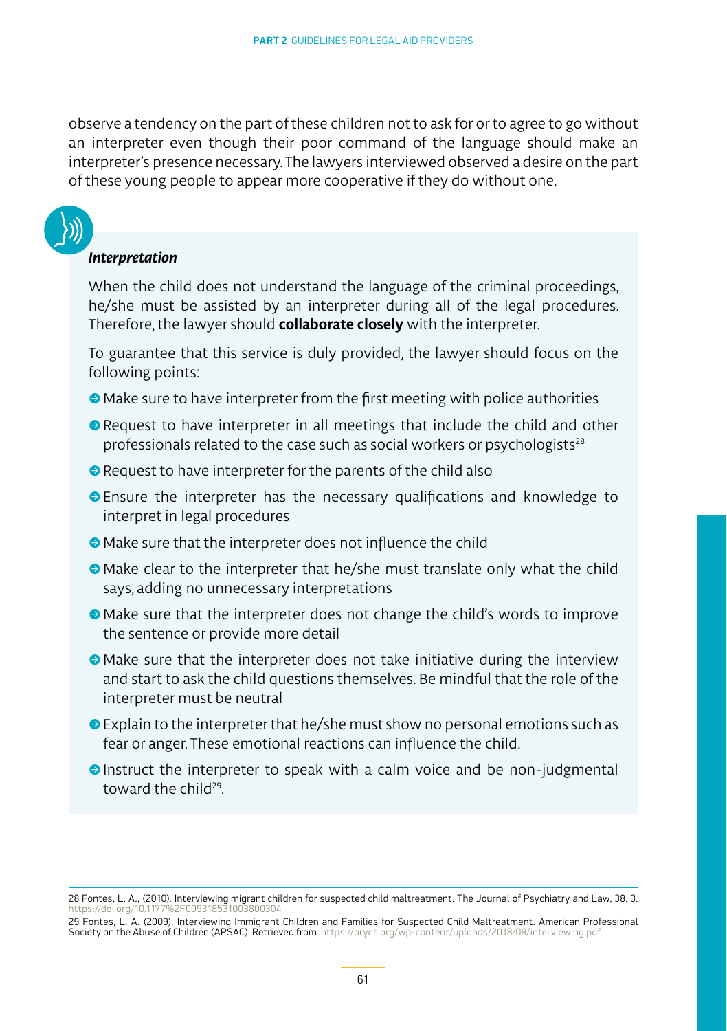observe a tendency on the part of these children not to ask for or to agree to go without an interpreter even though their poor command of the language should make an interpreter's presence necessary. The lawyers interviewed observed a desire on the part of these young people to appear more cooperative if they do without one.

### *Interpretation*

When the child does not understand the language of the criminal proceedings, he/she must be assisted by an interpreter during all of the legal procedures. Therefore, the lawyer should **collaborate closely** with the interpreter.

To guarantee that this service is duly provided, the lawyer should focus on the following points:

- Make sure to have interpreter from the first meeting with police authorities
- Request to have interpreter in all meetings that include the child and other professionals related to the case such as social workers or psychologists[28]
- Request to have interpreter for the parents of the child also
- Ensure the interpreter has the necessary qualifications and knowledge to interpret in legal procedures
- Make sure that the interpreter does not influence the child
- Make clear to the interpreter that he/she must translate only what the child says, adding no unnecessary interpretations
- Make sure that the interpreter does not change the child's words to improve the sentence or provide more detail
- Make sure that the interpreter does not take initiative during the interview and start to ask the child questions themselves. Be mindful that the role of the interpreter must be neutral
- Explain to the interpreter that he/she must show no personal emotions such as fear or anger. These emotional reactions can influence the child.
- Instruct the interpreter to speak with a calm voice and be non-judgmental toward the child[29].

---

28 Fontes, L. A., (2010). Interviewing migrant children for suspected child maltreatment. The Journal of Psychiatry and Law, 38, 3. https://doi.org/10.1177%2F009318531003800304

29 Fontes, L. A. (2009). Interviewing Immigrant Children and Families for Suspected Child Maltreatment. American Professional Society on the Abuse of Children (APSAC). Retrieved from https://brycs.org/wp-content/uploads/2018/09/interviewing.pdf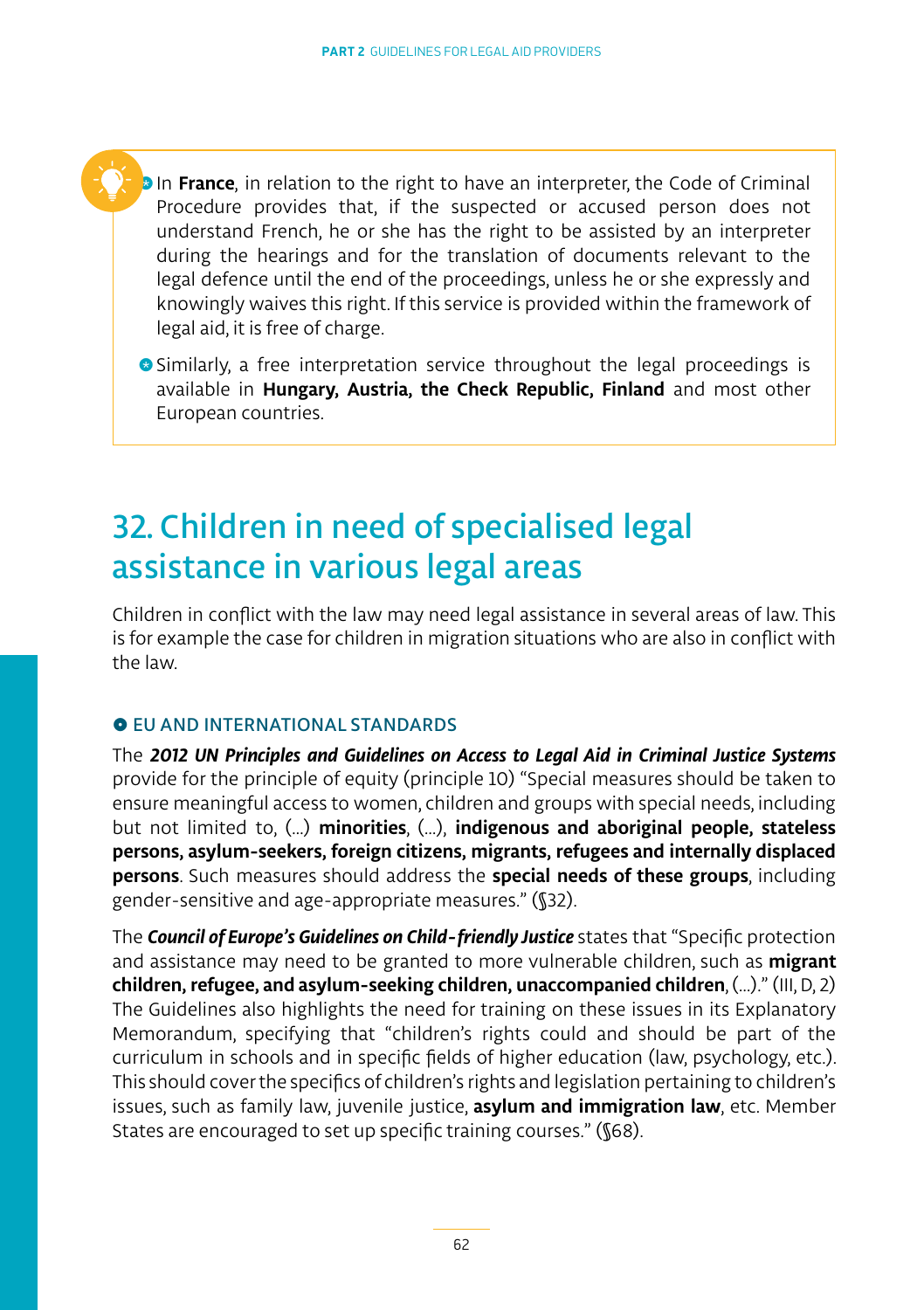- In **France**, in relation to the right to have an interpreter, the Code of Criminal Procedure provides that, if the suspected or accused person does not understand French, he or she has the right to be assisted by an interpreter during the hearings and for the translation of documents relevant to the legal defence until the end of the proceedings, unless he or she expressly and knowingly waives this right. If this service is provided within the framework of legal aid, it is free of charge.
- Similarly, a free interpretation service throughout the legal proceedings is available in **Hungary, Austria, the Check Republic, Finland** and most other European countries.

## 32. Children in need of specialised legal assistance in various legal areas

Children in conflict with the law may need legal assistance in several areas of law. This is for example the case for children in migration situations who are also in conflict with the law.

### EU AND INTERNATIONAL STANDARDS

The ***2012 UN Principles and Guidelines on Access to Legal Aid in Criminal Justice Systems*** provide for the principle of equity (principle 10) "Special measures should be taken to ensure meaningful access to women, children and groups with special needs, including but not limited to, (…) **minorities**, (…), **indigenous and aboriginal people, stateless persons, asylum-seekers, foreign citizens, migrants, refugees and internally displaced persons**. Such measures should address the **special needs of these groups**, including gender-sensitive and age-appropriate measures." (§32).

The ***Council of Europe's Guidelines on Child-friendly Justice*** states that "Specific protection and assistance may need to be granted to more vulnerable children, such as **migrant children, refugee, and asylum-seeking children, unaccompanied children**, (…)." (III, D, 2) The Guidelines also highlights the need for training on these issues in its Explanatory Memorandum, specifying that "children's rights could and should be part of the curriculum in schools and in specific fields of higher education (law, psychology, etc.). This should cover the specifics of children's rights and legislation pertaining to children's issues, such as family law, juvenile justice, **asylum and immigration law**, etc. Member States are encouraged to set up specific training courses." (§68).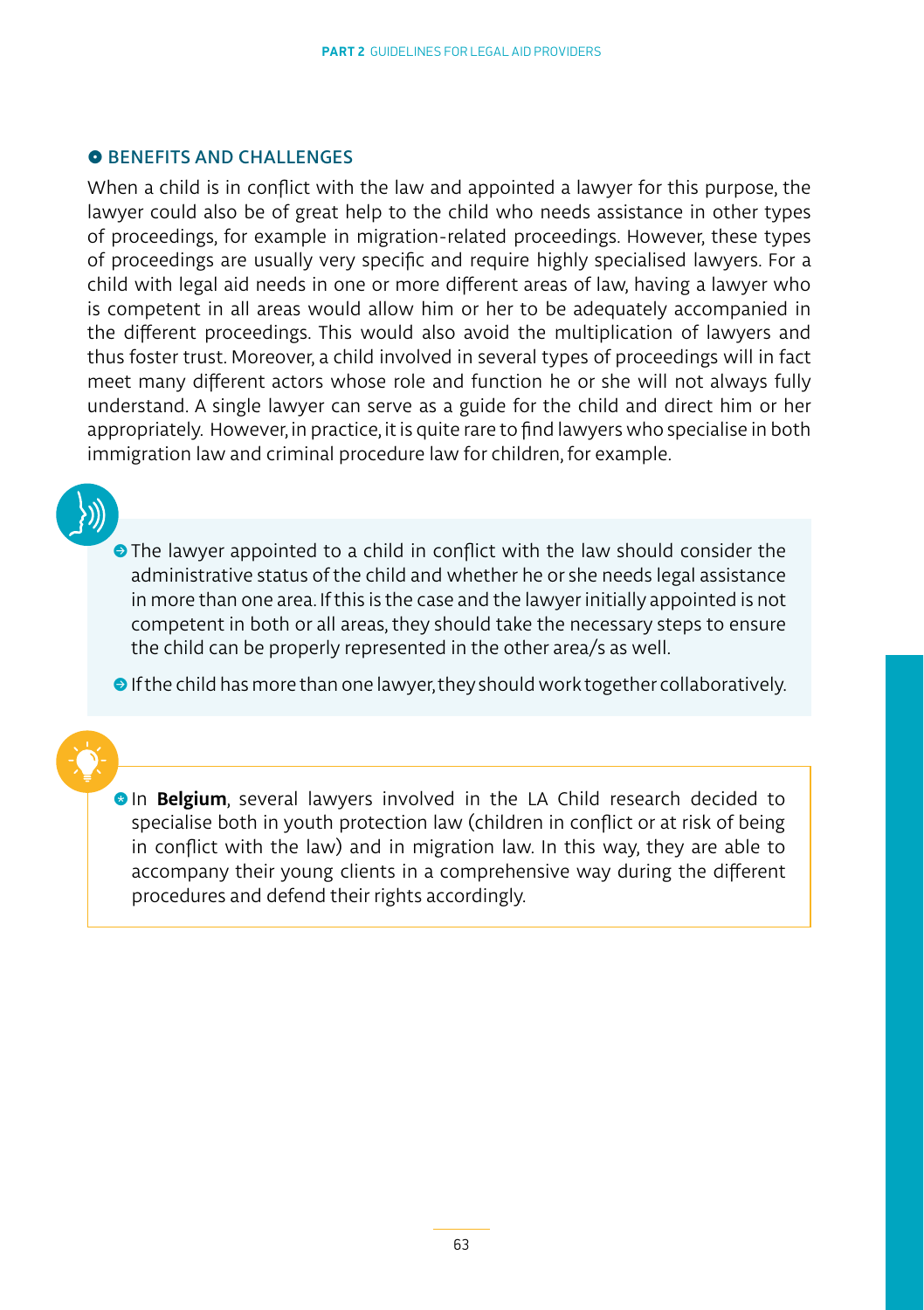## BENEFITS AND CHALLENGES

When a child is in conflict with the law and appointed a lawyer for this purpose, the lawyer could also be of great help to the child who needs assistance in other types of proceedings, for example in migration-related proceedings. However, these types of proceedings are usually very specific and require highly specialised lawyers. For a child with legal aid needs in one or more different areas of law, having a lawyer who is competent in all areas would allow him or her to be adequately accompanied in the different proceedings. This would also avoid the multiplication of lawyers and thus foster trust. Moreover, a child involved in several types of proceedings will in fact meet many different actors whose role and function he or she will not always fully understand. A single lawyer can serve as a guide for the child and direct him or her appropriately. However, in practice, it is quite rare to find lawyers who specialise in both immigration law and criminal procedure law for children, for example.

- The lawyer appointed to a child in conflict with the law should consider the administrative status of the child and whether he or she needs legal assistance in more than one area. If this is the case and the lawyer initially appointed is not competent in both or all areas, they should take the necessary steps to ensure the child can be properly represented in the other area/s as well.
- If the child has more than one lawyer, they should work together collaboratively.

- In **Belgium**, several lawyers involved in the LA Child research decided to specialise both in youth protection law (children in conflict or at risk of being in conflict with the law) and in migration law. In this way, they are able to accompany their young clients in a comprehensive way during the different procedures and defend their rights accordingly.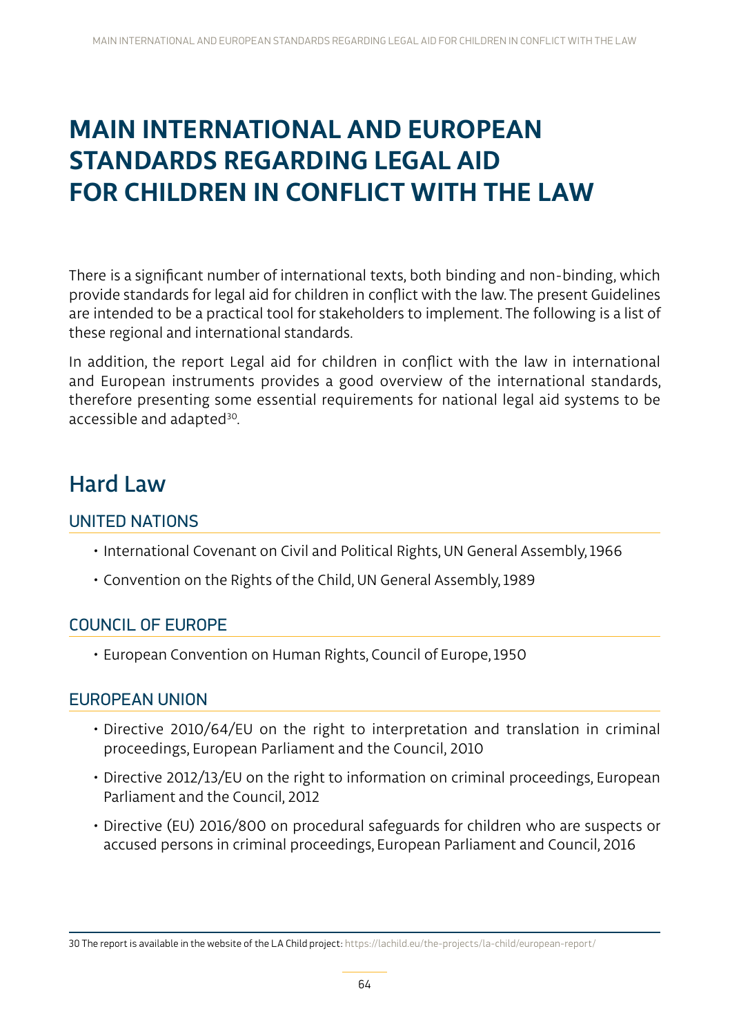# MAIN INTERNATIONAL AND EUROPEAN STANDARDS REGARDING LEGAL AID FOR CHILDREN IN CONFLICT WITH THE LAW

There is a significant number of international texts, both binding and non-binding, which provide standards for legal aid for children in conflict with the law. The present Guidelines are intended to be a practical tool for stakeholders to implement. The following is a list of these regional and international standards.

In addition, the report Legal aid for children in conflict with the law in international and European instruments provides a good overview of the international standards, therefore presenting some essential requirements for national legal aid systems to be accessible and adapted[30].

## Hard Law

### UNITED NATIONS

- International Covenant on Civil and Political Rights, UN General Assembly, 1966
- Convention on the Rights of the Child, UN General Assembly, 1989

### COUNCIL OF EUROPE

- European Convention on Human Rights, Council of Europe, 1950

### EUROPEAN UNION

- Directive 2010/64/EU on the right to interpretation and translation in criminal proceedings, European Parliament and the Council, 2010
- Directive 2012/13/EU on the right to information on criminal proceedings, European Parliament and the Council, 2012
- Directive (EU) 2016/800 on procedural safeguards for children who are suspects or accused persons in criminal proceedings, European Parliament and Council, 2016

---

30 The report is available in the website of the LA Child project: https://lachild.eu/the-projects/la-child/european-report/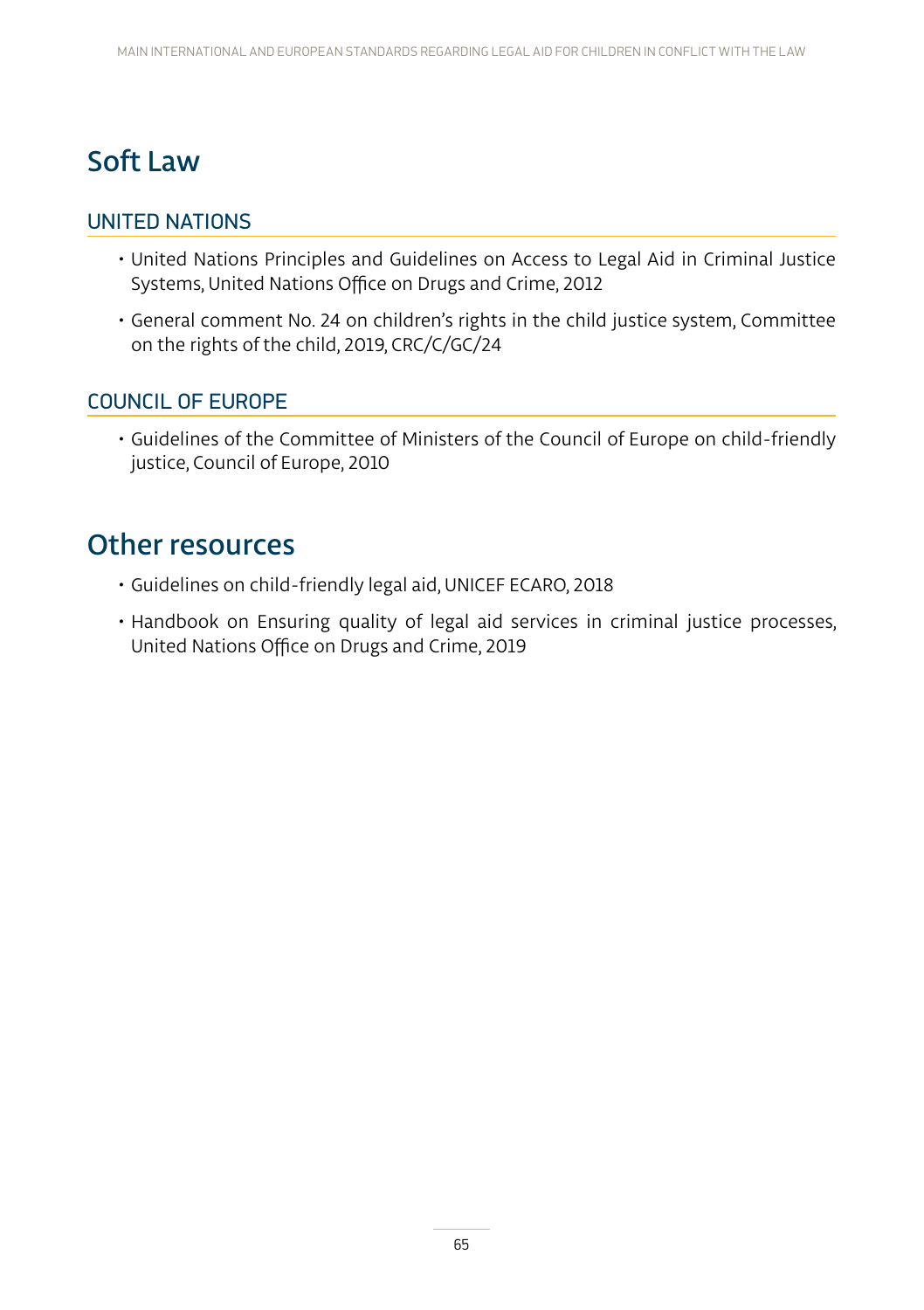# Soft Law

## UNITED NATIONS

- United Nations Principles and Guidelines on Access to Legal Aid in Criminal Justice Systems, United Nations Office on Drugs and Crime, 2012
- General comment No. 24 on children's rights in the child justice system, Committee on the rights of the child, 2019, CRC/C/GC/24

## COUNCIL OF EUROPE

- Guidelines of the Committee of Ministers of the Council of Europe on child-friendly justice, Council of Europe, 2010

# Other resources

- Guidelines on child-friendly legal aid, UNICEF ECARO, 2018
- Handbook on Ensuring quality of legal aid services in criminal justice processes, United Nations Office on Drugs and Crime, 2019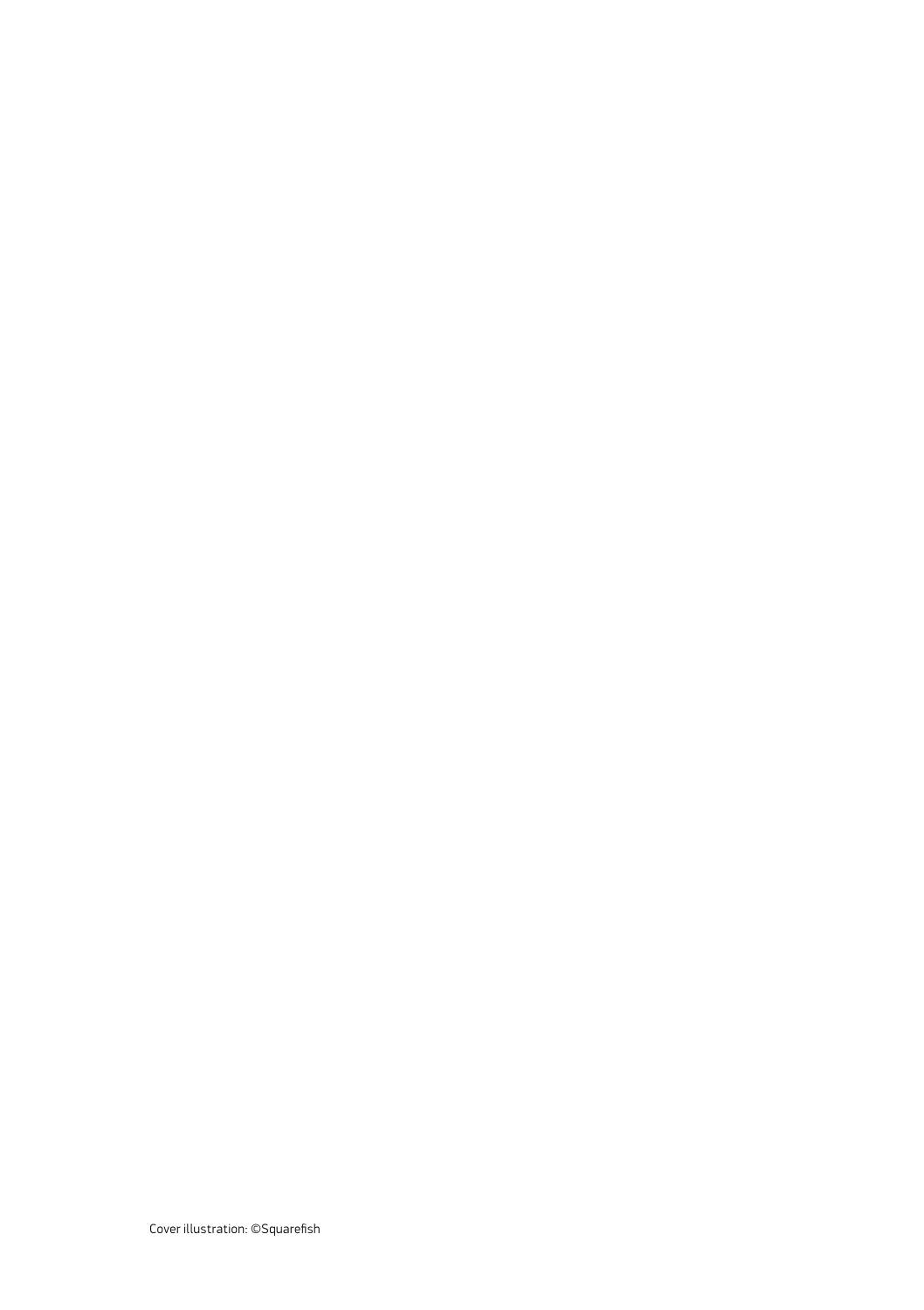Cover illustration: ©Squarefish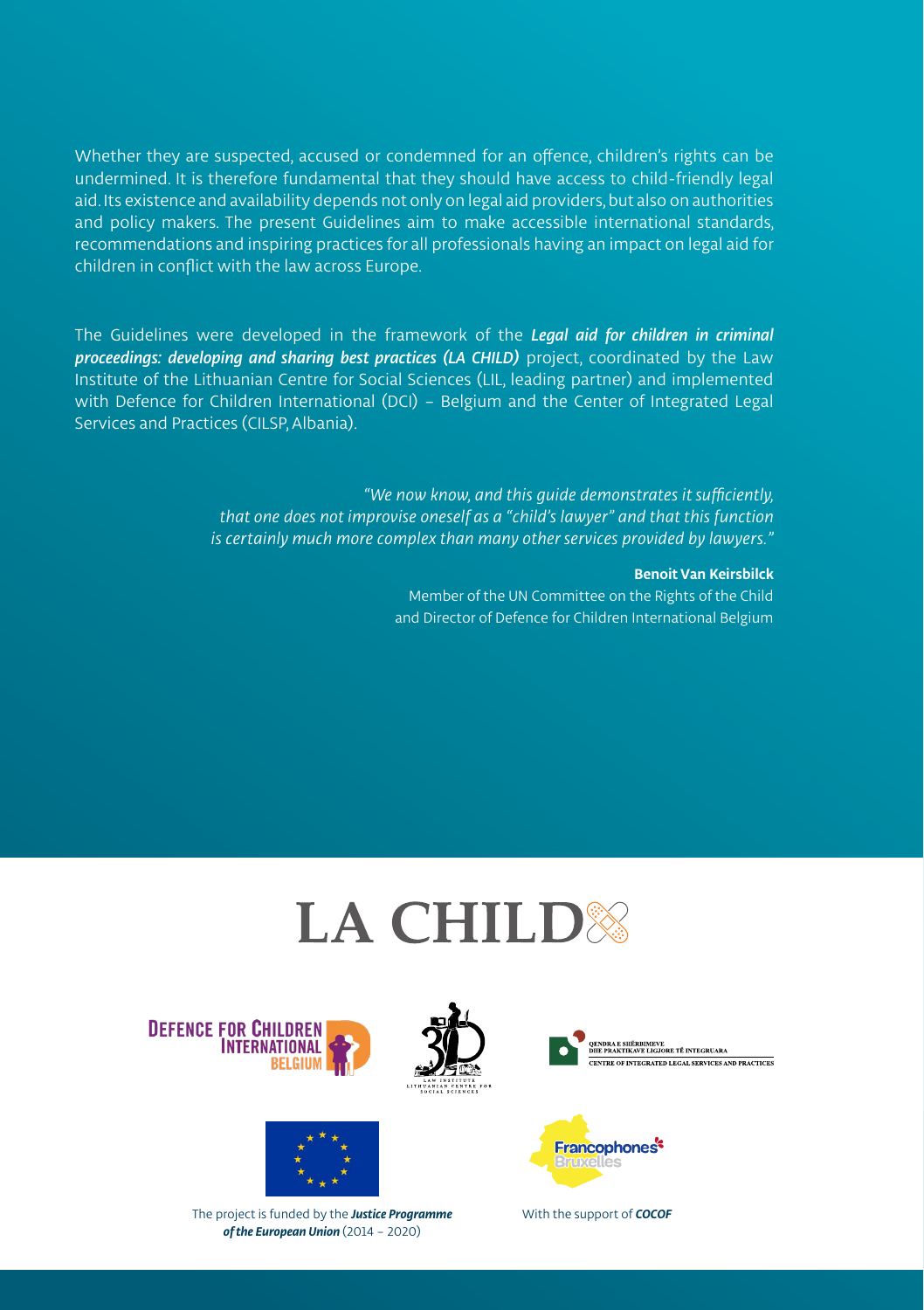Whether they are suspected, accused or condemned for an offence, children's rights can be undermined. It is therefore fundamental that they should have access to child-friendly legal aid. Its existence and availability depends not only on legal aid providers, but also on authorities and policy makers. The present Guidelines aim to make accessible international standards, recommendations and inspiring practices for all professionals having an impact on legal aid for children in conflict with the law across Europe.

The Guidelines were developed in the framework of the ***Legal aid for children in criminal proceedings: developing and sharing best practices (LA CHILD)*** project, coordinated by the Law Institute of the Lithuanian Centre for Social Sciences (LIL, leading partner) and implemented with Defence for Children International (DCI) – Belgium and the Center of Integrated Legal Services and Practices (CILSP, Albania).

*"We now know, and this guide demonstrates it sufficiently, that one does not improvise oneself as a "child's lawyer" and that this function is certainly much more complex than many other services provided by lawyers."*

**Benoit Van Keirsbilck**
Member of the UN Committee on the Rights of the Child
and Director of Defence for Children International Belgium

LA CHILD

DEFENCE FOR CHILDREN INTERNATIONAL BELGIUM

LAW INSTITUTE LITHUANIAN CENTRE FOR SOCIAL SCIENCES

QENDRA E SHËRBIMEVE DHE PRAKTIKAVE LIGJORE TË INTEGRUARA
CENTRE OF INTEGRATED LEGAL SERVICES AND PRACTICES

The project is funded by the ***Justice Programme of the European Union*** (2014 – 2020)

Francophones Bruxelles

With the support of ***COCOF***